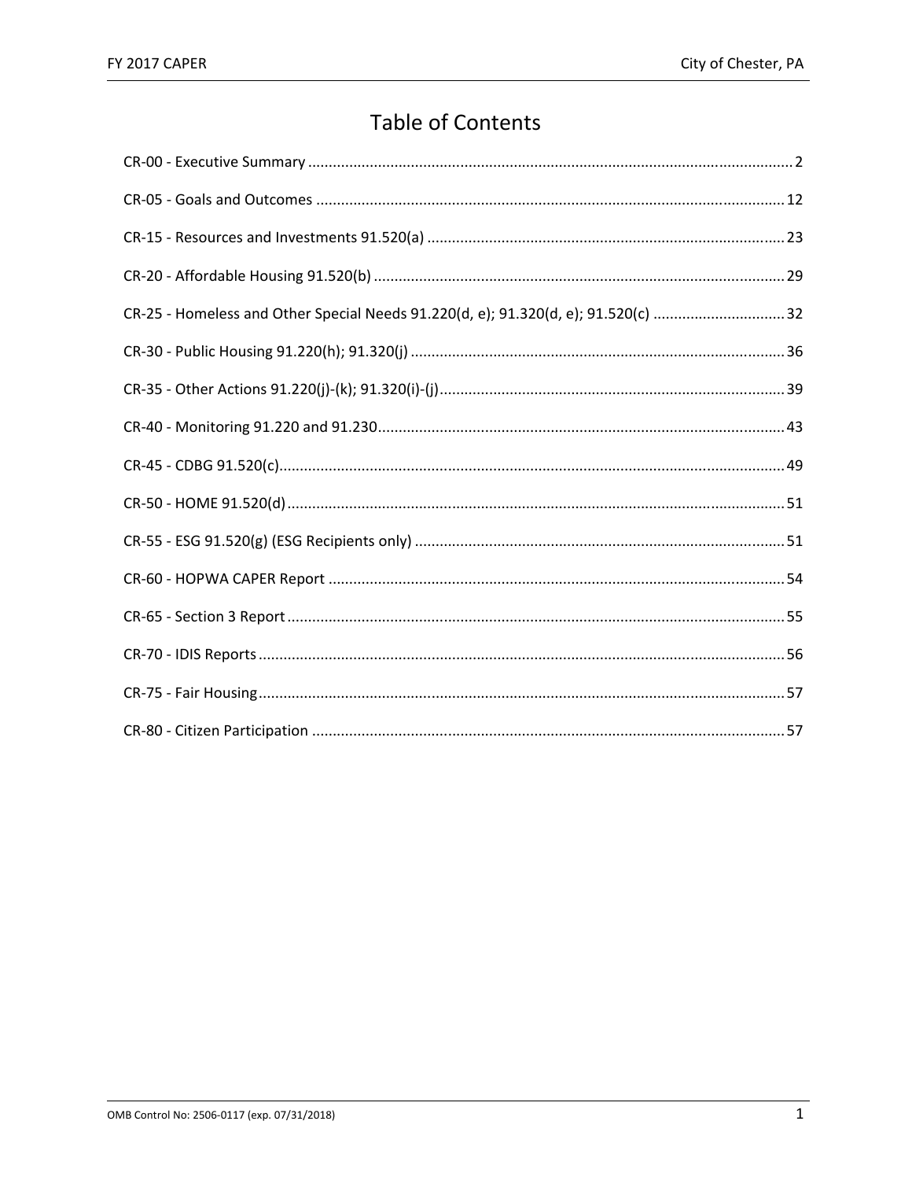# Table of Contents

CR-00 - Executive Summary ..... 2

CR-05 - Goals and Outcomes ..... 12

CR-15 - Resources and Investments 91.520(a) ..... 23

CR-20 - Affordable Housing 91.520(b) ..... 29

CR-25 - Homeless and Other Special Needs 91.220(d, e); 91.320(d, e); 91.520(c) ..... 32

CR-30 - Public Housing 91.220(h); 91.320(j) ..... 36

CR-35 - Other Actions 91.220(j)-(k); 91.320(i)-(j) ..... 39

CR-40 - Monitoring 91.220 and 91.230 ..... 43

CR-45 - CDBG 91.520(c) ..... 49

CR-50 - HOME 91.520(d) ..... 51

CR-55 - ESG 91.520(g) (ESG Recipients only) ..... 51

CR-60 - HOPWA CAPER Report ..... 54

CR-65 - Section 3 Report ..... 55

CR-70 - IDIS Reports ..... 56

CR-75 - Fair Housing ..... 57

CR-80 - Citizen Participation ..... 57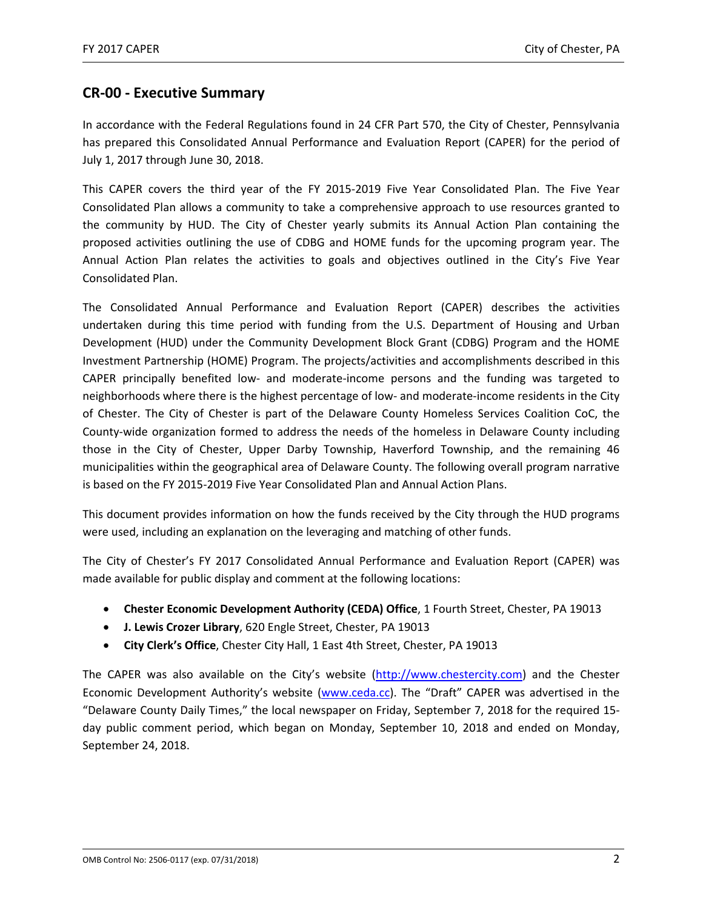## CR-00 - Executive Summary

In accordance with the Federal Regulations found in 24 CFR Part 570, the City of Chester, Pennsylvania has prepared this Consolidated Annual Performance and Evaluation Report (CAPER) for the period of July 1, 2017 through June 30, 2018.

This CAPER covers the third year of the FY 2015-2019 Five Year Consolidated Plan. The Five Year Consolidated Plan allows a community to take a comprehensive approach to use resources granted to the community by HUD. The City of Chester yearly submits its Annual Action Plan containing the proposed activities outlining the use of CDBG and HOME funds for the upcoming program year. The Annual Action Plan relates the activities to goals and objectives outlined in the City's Five Year Consolidated Plan.

The Consolidated Annual Performance and Evaluation Report (CAPER) describes the activities undertaken during this time period with funding from the U.S. Department of Housing and Urban Development (HUD) under the Community Development Block Grant (CDBG) Program and the HOME Investment Partnership (HOME) Program. The projects/activities and accomplishments described in this CAPER principally benefited low- and moderate-income persons and the funding was targeted to neighborhoods where there is the highest percentage of low- and moderate-income residents in the City of Chester. The City of Chester is part of the Delaware County Homeless Services Coalition CoC, the County-wide organization formed to address the needs of the homeless in Delaware County including those in the City of Chester, Upper Darby Township, Haverford Township, and the remaining 46 municipalities within the geographical area of Delaware County. The following overall program narrative is based on the FY 2015-2019 Five Year Consolidated Plan and Annual Action Plans.

This document provides information on how the funds received by the City through the HUD programs were used, including an explanation on the leveraging and matching of other funds.

The City of Chester's FY 2017 Consolidated Annual Performance and Evaluation Report (CAPER) was made available for public display and comment at the following locations:

- **Chester Economic Development Authority (CEDA) Office**, 1 Fourth Street, Chester, PA 19013
- **J. Lewis Crozer Library**, 620 Engle Street, Chester, PA 19013
- **City Clerk's Office**, Chester City Hall, 1 East 4th Street, Chester, PA 19013

The CAPER was also available on the City's website (http://www.chestercity.com) and the Chester Economic Development Authority's website (www.ceda.cc). The "Draft" CAPER was advertised in the "Delaware County Daily Times," the local newspaper on Friday, September 7, 2018 for the required 15-day public comment period, which began on Monday, September 10, 2018 and ended on Monday, September 24, 2018.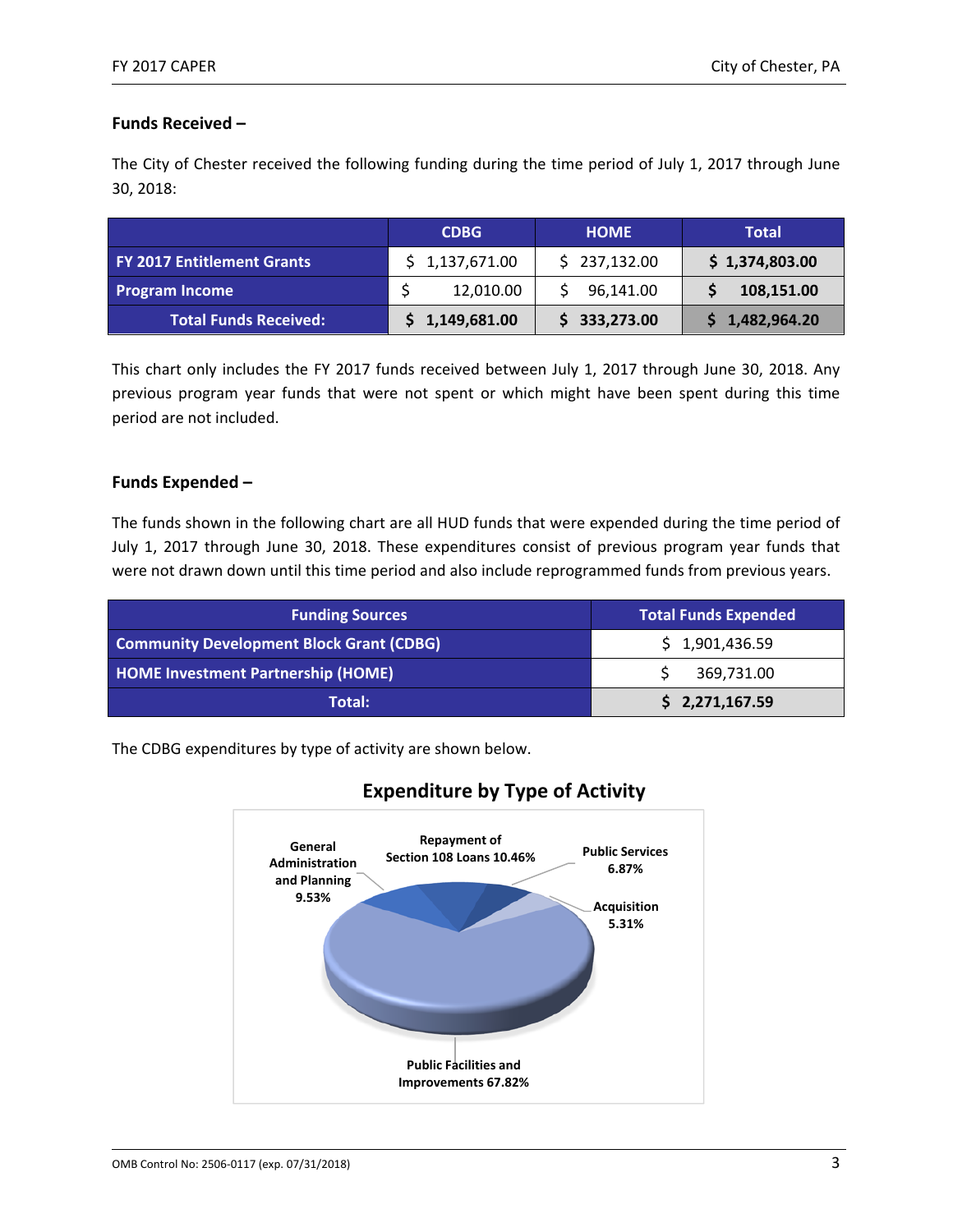### Funds Received –

The City of Chester received the following funding during the time period of July 1, 2017 through June 30, 2018:

| | CDBG | HOME | Total |
|---|---|---|---|
| **FY 2017 Entitlement Grants** | $ 1,137,671.00 | $ 237,132.00 | **$ 1,374,803.00** |
| **Program Income** | $ 12,010.00 | $ 96,141.00 | **$ 108,151.00** |
| **Total Funds Received:** | **$ 1,149,681.00** | **$ 333,273.00** | **$ 1,482,964.20** |

This chart only includes the FY 2017 funds received between July 1, 2017 through June 30, 2018. Any previous program year funds that were not spent or which might have been spent during this time period are not included.

### Funds Expended –

The funds shown in the following chart are all HUD funds that were expended during the time period of July 1, 2017 through June 30, 2018. These expenditures consist of previous program year funds that were not drawn down until this time period and also include reprogrammed funds from previous years.

| Funding Sources | Total Funds Expended |
|---|---|
| **Community Development Block Grant (CDBG)** | $ 1,901,436.59 |
| **HOME Investment Partnership (HOME)** | $ 369,731.00 |
| **Total:** | **$ 2,271,167.59** |

The CDBG expenditures by type of activity are shown below.

**Expenditure by Type of Activity**

General Administration and Planning 9.53%

Repayment of Section 108 Loans 10.46%

Public Services 6.87%

Acquisition 5.31%

Public Facilities and Improvements 67.82%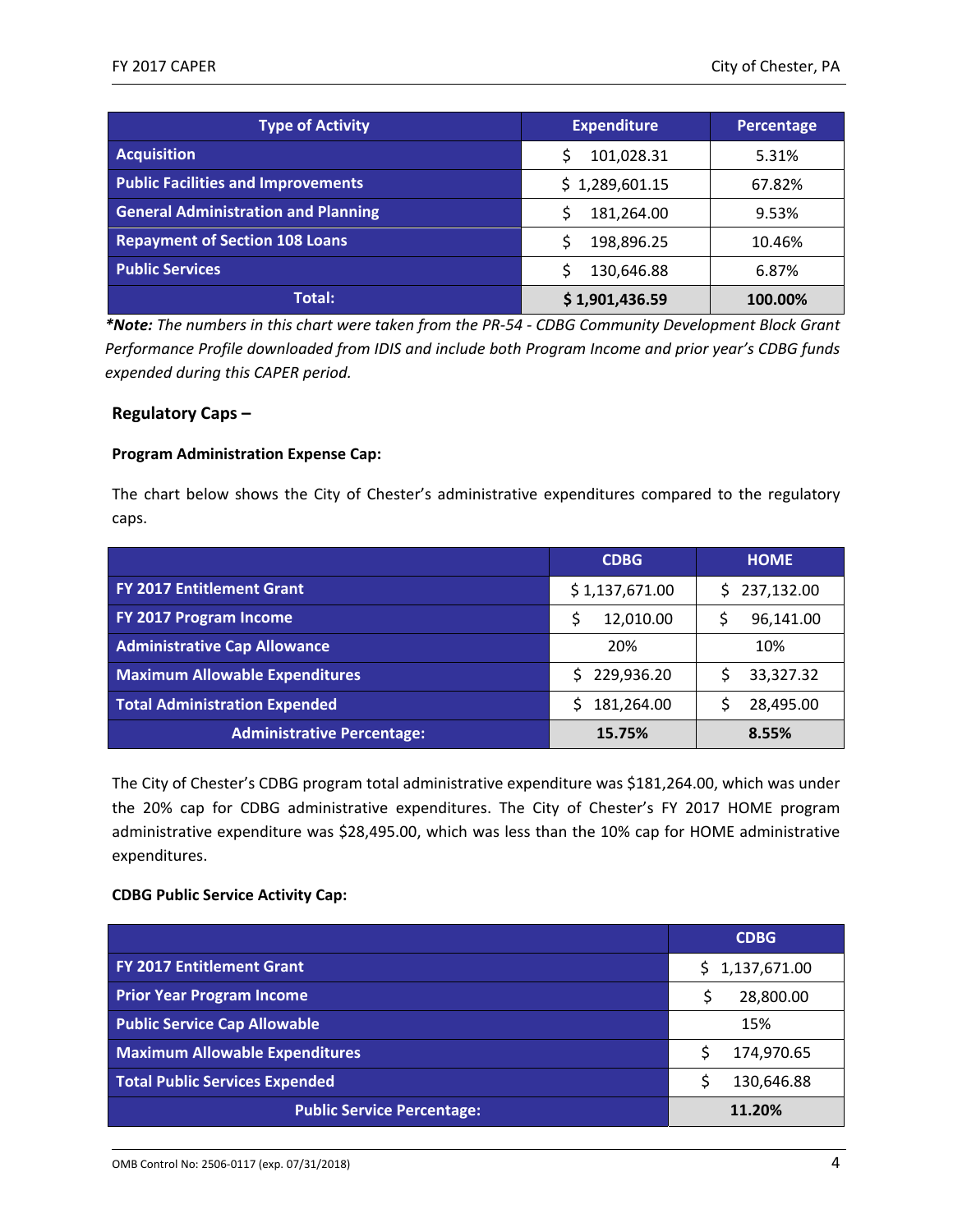| Type of Activity | Expenditure | Percentage |
|---|---|---|
| Acquisition | $ 101,028.31 | 5.31% |
| Public Facilities and Improvements | $ 1,289,601.15 | 67.82% |
| General Administration and Planning | $ 181,264.00 | 9.53% |
| Repayment of Section 108 Loans | $ 198,896.25 | 10.46% |
| Public Services | $ 130,646.88 | 6.87% |
| **Total:** | **$ 1,901,436.59** | **100.00%** |

***Note:** The numbers in this chart were taken from the PR-54 - CDBG Community Development Block Grant Performance Profile downloaded from IDIS and include both Program Income and prior year's CDBG funds expended during this CAPER period.*

### Regulatory Caps –

#### Program Administration Expense Cap:

The chart below shows the City of Chester's administrative expenditures compared to the regulatory caps.

| | CDBG | HOME |
|---|---|---|
| FY 2017 Entitlement Grant | $ 1,137,671.00 | $ 237,132.00 |
| FY 2017 Program Income | $ 12,010.00 | $ 96,141.00 |
| Administrative Cap Allowance | 20% | 10% |
| Maximum Allowable Expenditures | $ 229,936.20 | $ 33,327.32 |
| Total Administration Expended | $ 181,264.00 | $ 28,495.00 |
| **Administrative Percentage:** | **15.75%** | **8.55%** |

The City of Chester's CDBG program total administrative expenditure was $181,264.00, which was under the 20% cap for CDBG administrative expenditures. The City of Chester's FY 2017 HOME program administrative expenditure was $28,495.00, which was less than the 10% cap for HOME administrative expenditures.

#### CDBG Public Service Activity Cap:

| | CDBG |
|---|---|
| FY 2017 Entitlement Grant | $ 1,137,671.00 |
| Prior Year Program Income | $ 28,800.00 |
| Public Service Cap Allowable | 15% |
| Maximum Allowable Expenditures | $ 174,970.65 |
| Total Public Services Expended | $ 130,646.88 |
| **Public Service Percentage:** | **11.20%** |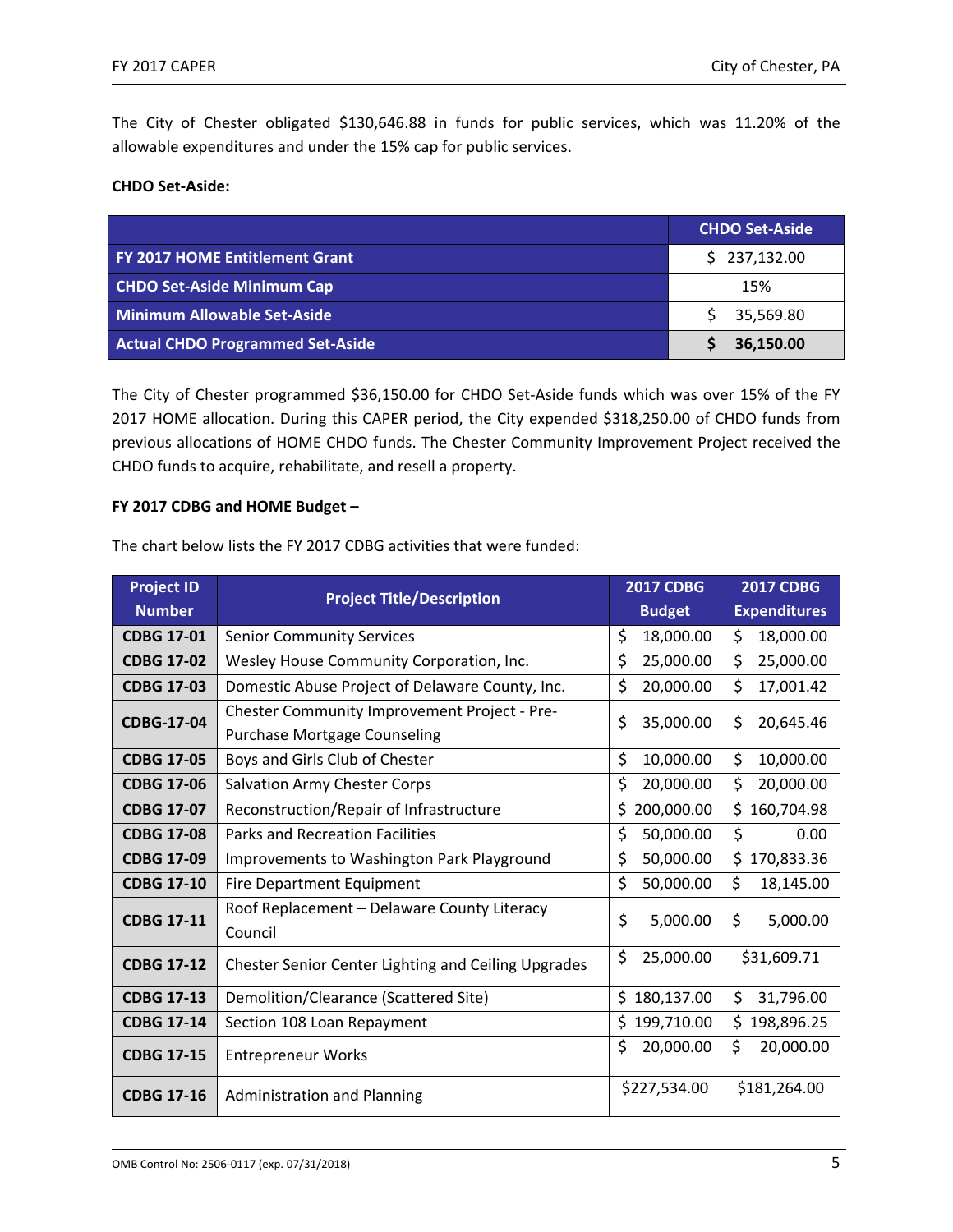The City of Chester obligated $130,646.88 in funds for public services, which was 11.20% of the allowable expenditures and under the 15% cap for public services.

**CHDO Set-Aside:**

| | CHDO Set-Aside |
|---|---|
| FY 2017 HOME Entitlement Grant | $ 237,132.00 |
| CHDO Set-Aside Minimum Cap | 15% |
| Minimum Allowable Set-Aside | $ 35,569.80 |
| Actual CHDO Programmed Set-Aside | **$ 36,150.00** |

The City of Chester programmed $36,150.00 for CHDO Set-Aside funds which was over 15% of the FY 2017 HOME allocation. During this CAPER period, the City expended $318,250.00 of CHDO funds from previous allocations of HOME CHDO funds. The Chester Community Improvement Project received the CHDO funds to acquire, rehabilitate, and resell a property.

**FY 2017 CDBG and HOME Budget –**

The chart below lists the FY 2017 CDBG activities that were funded:

| Project ID Number | Project Title/Description | 2017 CDBG Budget | 2017 CDBG Expenditures |
|---|---|---|---|
| **CDBG 17-01** | Senior Community Services | $ 18,000.00 | $ 18,000.00 |
| **CDBG 17-02** | Wesley House Community Corporation, Inc. | $ 25,000.00 | $ 25,000.00 |
| **CDBG 17-03** | Domestic Abuse Project of Delaware County, Inc. | $ 20,000.00 | $ 17,001.42 |
| **CDBG-17-04** | Chester Community Improvement Project - Pre-Purchase Mortgage Counseling | $ 35,000.00 | $ 20,645.46 |
| **CDBG 17-05** | Boys and Girls Club of Chester | $ 10,000.00 | $ 10,000.00 |
| **CDBG 17-06** | Salvation Army Chester Corps | $ 20,000.00 | $ 20,000.00 |
| **CDBG 17-07** | Reconstruction/Repair of Infrastructure | $ 200,000.00 | $ 160,704.98 |
| **CDBG 17-08** | Parks and Recreation Facilities | $ 50,000.00 | $ 0.00 |
| **CDBG 17-09** | Improvements to Washington Park Playground | $ 50,000.00 | $ 170,833.36 |
| **CDBG 17-10** | Fire Department Equipment | $ 50,000.00 | $ 18,145.00 |
| **CDBG 17-11** | Roof Replacement – Delaware County Literacy Council | $ 5,000.00 | $ 5,000.00 |
| **CDBG 17-12** | Chester Senior Center Lighting and Ceiling Upgrades | $ 25,000.00 | $31,609.71 |
| **CDBG 17-13** | Demolition/Clearance (Scattered Site) | $ 180,137.00 | $ 31,796.00 |
| **CDBG 17-14** | Section 108 Loan Repayment | $ 199,710.00 | $ 198,896.25 |
| **CDBG 17-15** | Entrepreneur Works | $ 20,000.00 | $ 20,000.00 |
| **CDBG 17-16** | Administration and Planning | $227,534.00 | $181,264.00 |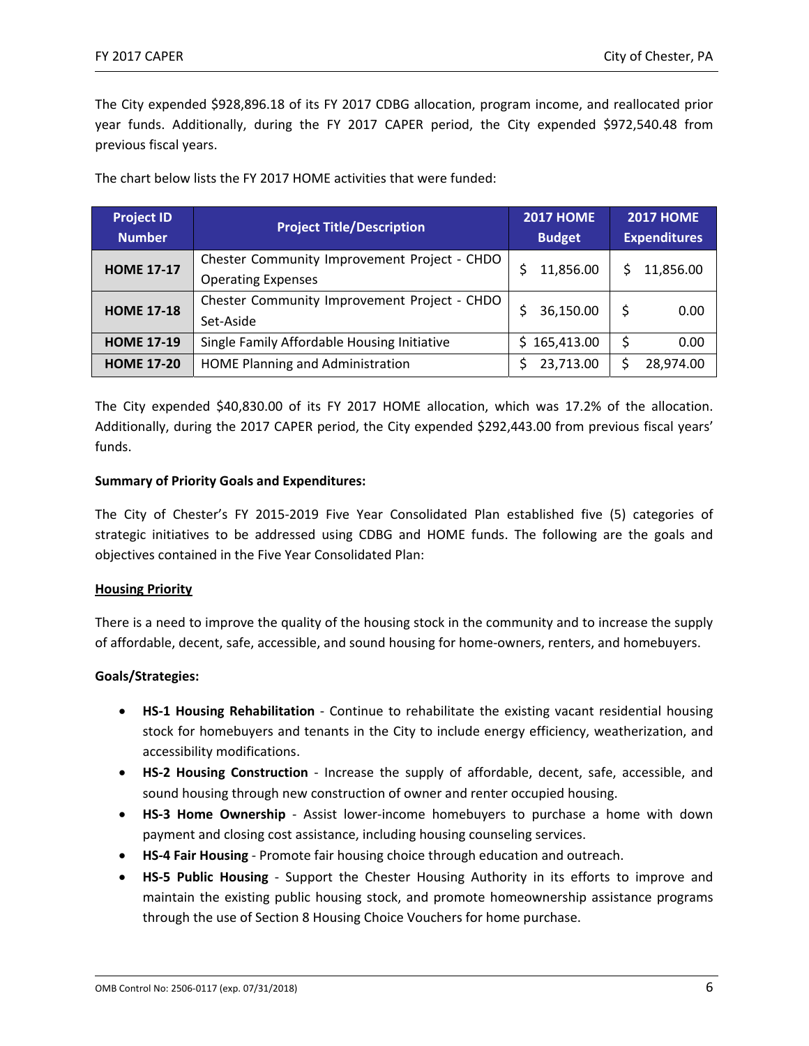The City expended $928,896.18 of its FY 2017 CDBG allocation, program income, and reallocated prior year funds. Additionally, during the FY 2017 CAPER period, the City expended $972,540.48 from previous fiscal years.

The chart below lists the FY 2017 HOME activities that were funded:

| Project ID Number | Project Title/Description | 2017 HOME Budget | 2017 HOME Expenditures |
|---|---|---|---|
| **HOME 17-17** | Chester Community Improvement Project - CHDO Operating Expenses | $ 11,856.00 | $ 11,856.00 |
| **HOME 17-18** | Chester Community Improvement Project - CHDO Set-Aside | $ 36,150.00 | $ 0.00 |
| **HOME 17-19** | Single Family Affordable Housing Initiative | $ 165,413.00 | $ 0.00 |
| **HOME 17-20** | HOME Planning and Administration | $ 23,713.00 | $ 28,974.00 |

The City expended $40,830.00 of its FY 2017 HOME allocation, which was 17.2% of the allocation. Additionally, during the 2017 CAPER period, the City expended $292,443.00 from previous fiscal years' funds.

**Summary of Priority Goals and Expenditures:**

The City of Chester's FY 2015-2019 Five Year Consolidated Plan established five (5) categories of strategic initiatives to be addressed using CDBG and HOME funds. The following are the goals and objectives contained in the Five Year Consolidated Plan:

**Housing Priority**

There is a need to improve the quality of the housing stock in the community and to increase the supply of affordable, decent, safe, accessible, and sound housing for home-owners, renters, and homebuyers.

**Goals/Strategies:**

- **HS-1 Housing Rehabilitation** - Continue to rehabilitate the existing vacant residential housing stock for homebuyers and tenants in the City to include energy efficiency, weatherization, and accessibility modifications.
- **HS-2 Housing Construction** - Increase the supply of affordable, decent, safe, accessible, and sound housing through new construction of owner and renter occupied housing.
- **HS-3 Home Ownership** - Assist lower-income homebuyers to purchase a home with down payment and closing cost assistance, including housing counseling services.
- **HS-4 Fair Housing** - Promote fair housing choice through education and outreach.
- **HS-5 Public Housing** - Support the Chester Housing Authority in its efforts to improve and maintain the existing public housing stock, and promote homeownership assistance programs through the use of Section 8 Housing Choice Vouchers for home purchase.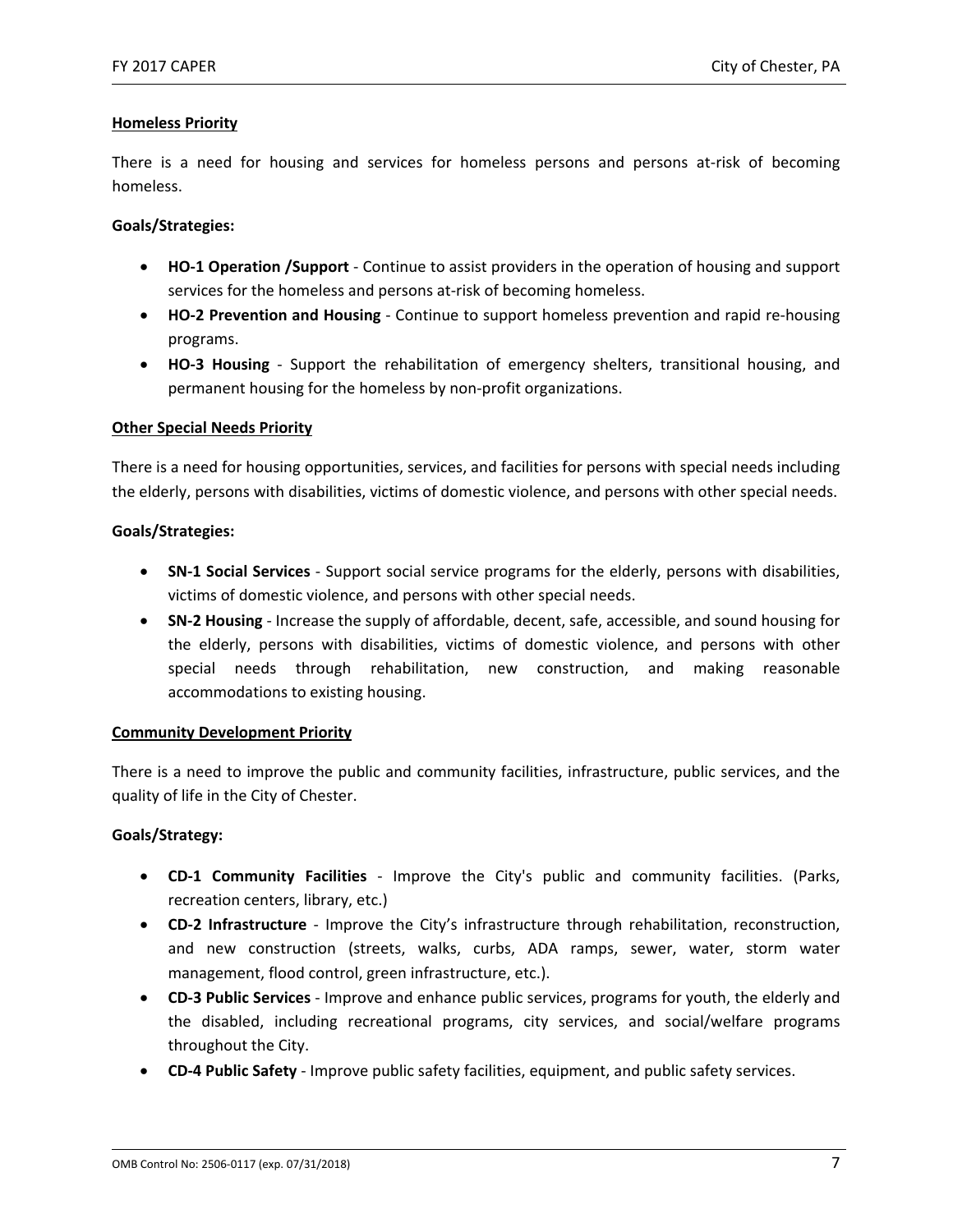**Homeless Priority**

There is a need for housing and services for homeless persons and persons at-risk of becoming homeless.

**Goals/Strategies:**

- **HO-1 Operation /Support** - Continue to assist providers in the operation of housing and support services for the homeless and persons at-risk of becoming homeless.
- **HO-2 Prevention and Housing** - Continue to support homeless prevention and rapid re-housing programs.
- **HO-3 Housing** - Support the rehabilitation of emergency shelters, transitional housing, and permanent housing for the homeless by non-profit organizations.

**Other Special Needs Priority**

There is a need for housing opportunities, services, and facilities for persons with special needs including the elderly, persons with disabilities, victims of domestic violence, and persons with other special needs.

**Goals/Strategies:**

- **SN-1 Social Services** - Support social service programs for the elderly, persons with disabilities, victims of domestic violence, and persons with other special needs.
- **SN-2 Housing** - Increase the supply of affordable, decent, safe, accessible, and sound housing for the elderly, persons with disabilities, victims of domestic violence, and persons with other special needs through rehabilitation, new construction, and making reasonable accommodations to existing housing.

**Community Development Priority**

There is a need to improve the public and community facilities, infrastructure, public services, and the quality of life in the City of Chester.

**Goals/Strategy:**

- **CD-1 Community Facilities** - Improve the City's public and community facilities. (Parks, recreation centers, library, etc.)
- **CD-2 Infrastructure** - Improve the City's infrastructure through rehabilitation, reconstruction, and new construction (streets, walks, curbs, ADA ramps, sewer, water, storm water management, flood control, green infrastructure, etc.).
- **CD-3 Public Services** - Improve and enhance public services, programs for youth, the elderly and the disabled, including recreational programs, city services, and social/welfare programs throughout the City.
- **CD-4 Public Safety** - Improve public safety facilities, equipment, and public safety services.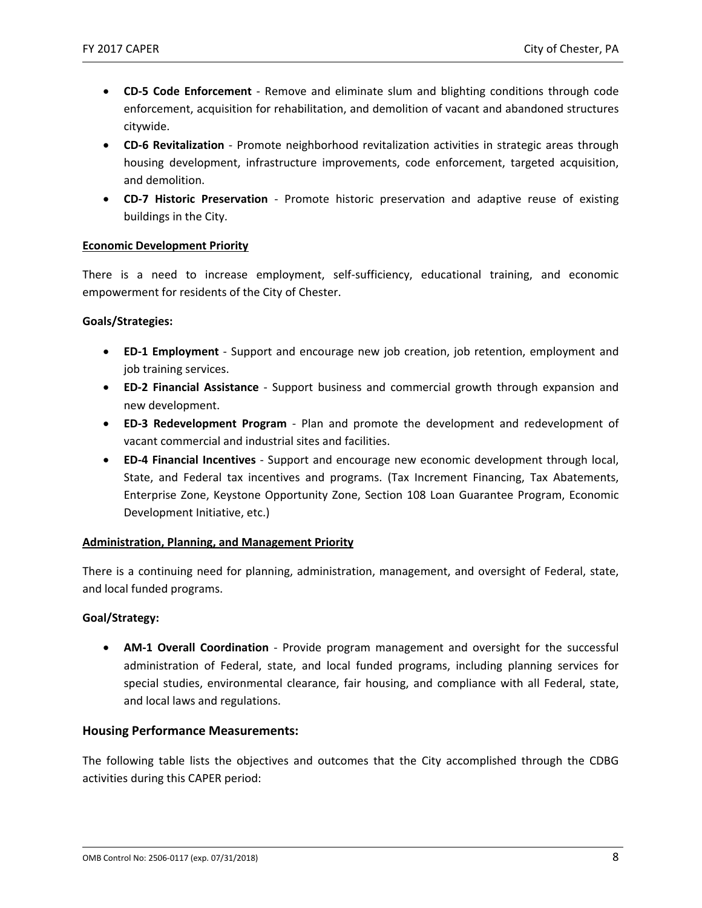- **CD-5 Code Enforcement** - Remove and eliminate slum and blighting conditions through code enforcement, acquisition for rehabilitation, and demolition of vacant and abandoned structures citywide.
- **CD-6 Revitalization** - Promote neighborhood revitalization activities in strategic areas through housing development, infrastructure improvements, code enforcement, targeted acquisition, and demolition.
- **CD-7 Historic Preservation** - Promote historic preservation and adaptive reuse of existing buildings in the City.

**Economic Development Priority**

There is a need to increase employment, self-sufficiency, educational training, and economic empowerment for residents of the City of Chester.

**Goals/Strategies:**

- **ED-1 Employment** - Support and encourage new job creation, job retention, employment and job training services.
- **ED-2 Financial Assistance** - Support business and commercial growth through expansion and new development.
- **ED-3 Redevelopment Program** - Plan and promote the development and redevelopment of vacant commercial and industrial sites and facilities.
- **ED-4 Financial Incentives** - Support and encourage new economic development through local, State, and Federal tax incentives and programs. (Tax Increment Financing, Tax Abatements, Enterprise Zone, Keystone Opportunity Zone, Section 108 Loan Guarantee Program, Economic Development Initiative, etc.)

**Administration, Planning, and Management Priority**

There is a continuing need for planning, administration, management, and oversight of Federal, state, and local funded programs.

**Goal/Strategy:**

- **AM-1 Overall Coordination** - Provide program management and oversight for the successful administration of Federal, state, and local funded programs, including planning services for special studies, environmental clearance, fair housing, and compliance with all Federal, state, and local laws and regulations.

### Housing Performance Measurements:

The following table lists the objectives and outcomes that the City accomplished through the CDBG activities during this CAPER period: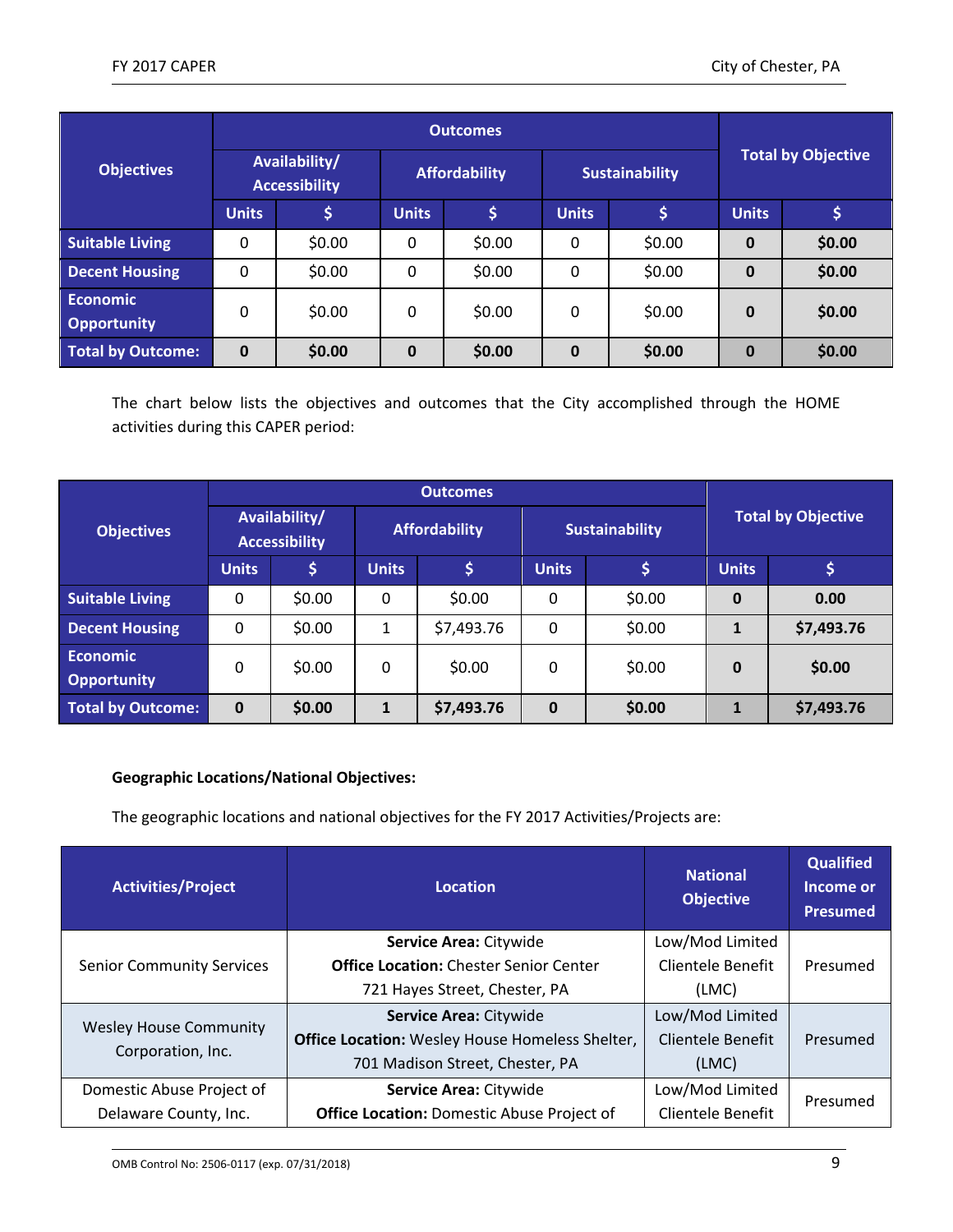| Objectives | Outcomes | | | | | | Total by Objective | |
|---|---|---|---|---|---|---|---|---|
| | Availability/ Accessibility | | Affordability | | Sustainability | | | |
| | Units | $ | Units | $ | Units | $ | Units | $ |
| **Suitable Living** | 0 | $0.00 | 0 | $0.00 | 0 | $0.00 | **0** | **$0.00** |
| **Decent Housing** | 0 | $0.00 | 0 | $0.00 | 0 | $0.00 | **0** | **$0.00** |
| **Economic Opportunity** | 0 | $0.00 | 0 | $0.00 | 0 | $0.00 | **0** | **$0.00** |
| **Total by Outcome:** | **0** | **$0.00** | **0** | **$0.00** | **0** | **$0.00** | **0** | **$0.00** |

The chart below lists the objectives and outcomes that the City accomplished through the HOME activities during this CAPER period:

| Objectives | Outcomes | | | | | | Total by Objective | |
|---|---|---|---|---|---|---|---|---|
| | Availability/ Accessibility | | Affordability | | Sustainability | | | |
| | Units | $ | Units | $ | Units | $ | Units | $ |
| **Suitable Living** | 0 | $0.00 | 0 | $0.00 | 0 | $0.00 | **0** | **0.00** |
| **Decent Housing** | 0 | $0.00 | 1 | $7,493.76 | 0 | $0.00 | **1** | **$7,493.76** |
| **Economic Opportunity** | 0 | $0.00 | 0 | $0.00 | 0 | $0.00 | **0** | **$0.00** |
| **Total by Outcome:** | **0** | **$0.00** | **1** | **$7,493.76** | **0** | **$0.00** | **1** | **$7,493.76** |

**Geographic Locations/National Objectives:**

The geographic locations and national objectives for the FY 2017 Activities/Projects are:

| Activities/Project | Location | National Objective | Qualified Income or Presumed |
|---|---|---|---|
| Senior Community Services | **Service Area:** Citywide<br>**Office Location:** Chester Senior Center<br>721 Hayes Street, Chester, PA | Low/Mod Limited Clientele Benefit (LMC) | Presumed |
| Wesley House Community Corporation, Inc. | **Service Area:** Citywide<br>**Office Location:** Wesley House Homeless Shelter, 701 Madison Street, Chester, PA | Low/Mod Limited Clientele Benefit (LMC) | Presumed |
| Domestic Abuse Project of Delaware County, Inc. | **Service Area:** Citywide<br>**Office Location:** Domestic Abuse Project of | Low/Mod Limited Clientele Benefit | Presumed |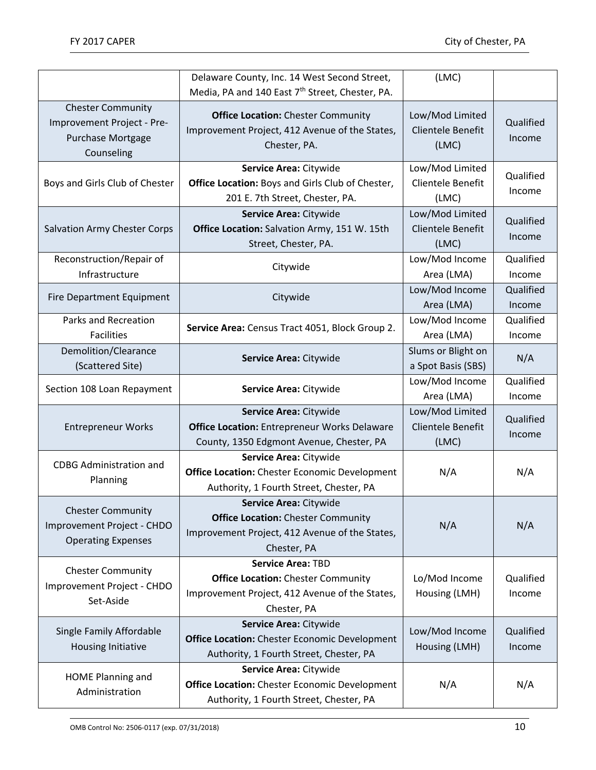| | | | |
|---|---|---|---|
| | Delaware County, Inc. 14 West Second Street, Media, PA and 140 East 7th Street, Chester, PA. | (LMC) | |
| Chester Community Improvement Project - Pre-Purchase Mortgage Counseling | **Office Location:** Chester Community Improvement Project, 412 Avenue of the States, Chester, PA. | Low/Mod Limited Clientele Benefit (LMC) | Qualified Income |
| Boys and Girls Club of Chester | **Service Area:** Citywide<br>**Office Location:** Boys and Girls Club of Chester, 201 E. 7th Street, Chester, PA. | Low/Mod Limited Clientele Benefit (LMC) | Qualified Income |
| Salvation Army Chester Corps | **Service Area:** Citywide<br>**Office Location:** Salvation Army, 151 W. 15th Street, Chester, PA. | Low/Mod Limited Clientele Benefit (LMC) | Qualified Income |
| Reconstruction/Repair of Infrastructure | Citywide | Low/Mod Income Area (LMA) | Qualified Income |
| Fire Department Equipment | Citywide | Low/Mod Income Area (LMA) | Qualified Income |
| Parks and Recreation Facilities | **Service Area:** Census Tract 4051, Block Group 2. | Low/Mod Income Area (LMA) | Qualified Income |
| Demolition/Clearance (Scattered Site) | **Service Area:** Citywide | Slums or Blight on a Spot Basis (SBS) | N/A |
| Section 108 Loan Repayment | **Service Area:** Citywide | Low/Mod Income Area (LMA) | Qualified Income |
| Entrepreneur Works | **Service Area:** Citywide<br>**Office Location:** Entrepreneur Works Delaware County, 1350 Edgmont Avenue, Chester, PA | Low/Mod Limited Clientele Benefit (LMC) | Qualified Income |
| CDBG Administration and Planning | **Service Area:** Citywide<br>**Office Location:** Chester Economic Development Authority, 1 Fourth Street, Chester, PA | N/A | N/A |
| Chester Community Improvement Project - CHDO Operating Expenses | **Service Area:** Citywide<br>**Office Location:** Chester Community Improvement Project, 412 Avenue of the States, Chester, PA | N/A | N/A |
| Chester Community Improvement Project - CHDO Set-Aside | **Service Area:** TBD<br>**Office Location:** Chester Community Improvement Project, 412 Avenue of the States, Chester, PA | Lo/Mod Income Housing (LMH) | Qualified Income |
| Single Family Affordable Housing Initiative | **Service Area:** Citywide<br>**Office Location:** Chester Economic Development Authority, 1 Fourth Street, Chester, PA | Low/Mod Income Housing (LMH) | Qualified Income |
| HOME Planning and Administration | **Service Area:** Citywide<br>**Office Location:** Chester Economic Development Authority, 1 Fourth Street, Chester, PA | N/A | N/A |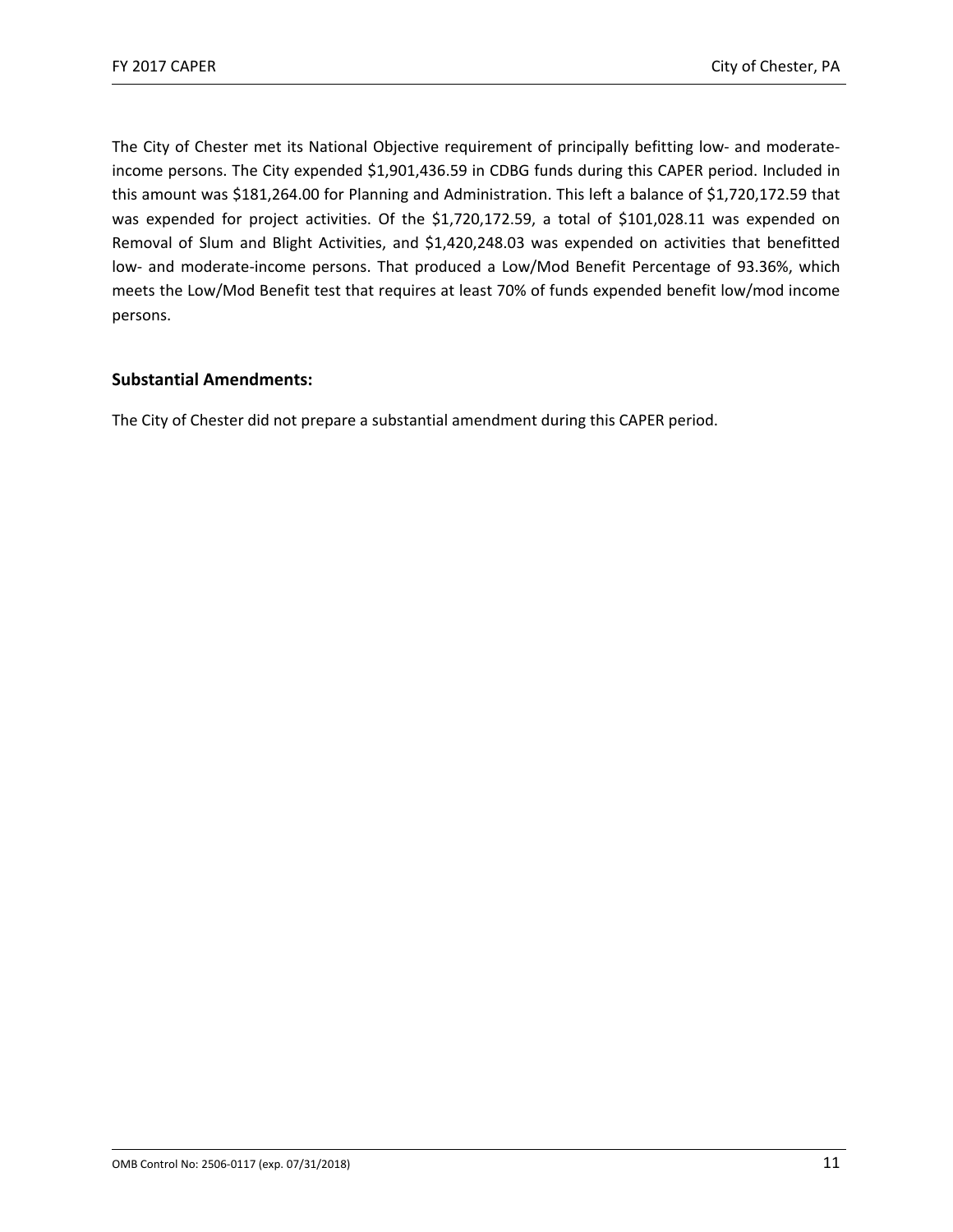The City of Chester met its National Objective requirement of principally befitting low- and moderate-income persons. The City expended $1,901,436.59 in CDBG funds during this CAPER period. Included in this amount was $181,264.00 for Planning and Administration. This left a balance of $1,720,172.59 that was expended for project activities. Of the $1,720,172.59, a total of $101,028.11 was expended on Removal of Slum and Blight Activities, and $1,420,248.03 was expended on activities that benefitted low- and moderate-income persons. That produced a Low/Mod Benefit Percentage of 93.36%, which meets the Low/Mod Benefit test that requires at least 70% of funds expended benefit low/mod income persons.

### Substantial Amendments:

The City of Chester did not prepare a substantial amendment during this CAPER period.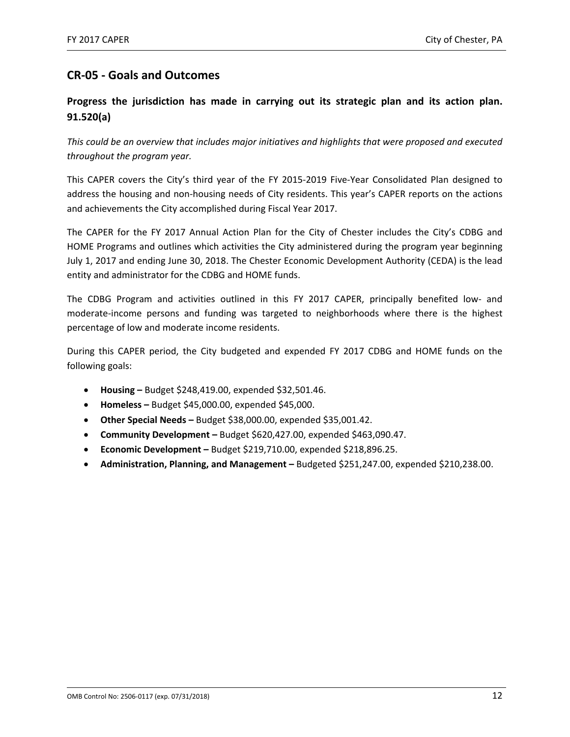## CR-05 - Goals and Outcomes

### Progress the jurisdiction has made in carrying out its strategic plan and its action plan. 91.520(a)

*This could be an overview that includes major initiatives and highlights that were proposed and executed throughout the program year.*

This CAPER covers the City's third year of the FY 2015-2019 Five-Year Consolidated Plan designed to address the housing and non-housing needs of City residents. This year's CAPER reports on the actions and achievements the City accomplished during Fiscal Year 2017.

The CAPER for the FY 2017 Annual Action Plan for the City of Chester includes the City's CDBG and HOME Programs and outlines which activities the City administered during the program year beginning July 1, 2017 and ending June 30, 2018. The Chester Economic Development Authority (CEDA) is the lead entity and administrator for the CDBG and HOME funds.

The CDBG Program and activities outlined in this FY 2017 CAPER, principally benefited low- and moderate-income persons and funding was targeted to neighborhoods where there is the highest percentage of low and moderate income residents.

During this CAPER period, the City budgeted and expended FY 2017 CDBG and HOME funds on the following goals:

- **Housing –** Budget $248,419.00, expended $32,501.46.
- **Homeless –** Budget $45,000.00, expended $45,000.
- **Other Special Needs –** Budget $38,000.00, expended $35,001.42.
- **Community Development –** Budget $620,427.00, expended $463,090.47.
- **Economic Development –** Budget $219,710.00, expended $218,896.25.
- **Administration, Planning, and Management –** Budgeted $251,247.00, expended $210,238.00.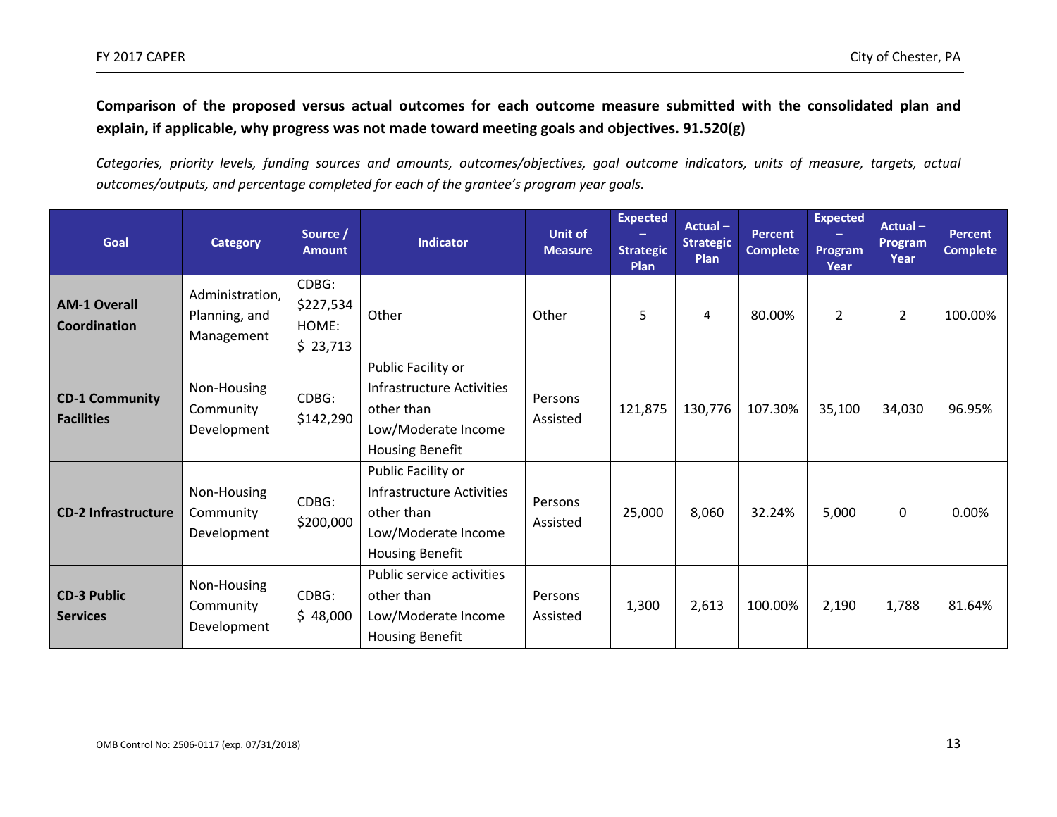**Comparison of the proposed versus actual outcomes for each outcome measure submitted with the consolidated plan and explain, if applicable, why progress was not made toward meeting goals and objectives. 91.520(g)**

*Categories, priority levels, funding sources and amounts, outcomes/objectives, goal outcome indicators, units of measure, targets, actual outcomes/outputs, and percentage completed for each of the grantee's program year goals.*

| Goal | Category | Source / Amount | Indicator | Unit of Measure | Expected – Strategic Plan | Actual – Strategic Plan | Percent Complete | Expected – Program Year | Actual – Program Year | Percent Complete |
|---|---|---|---|---|---|---|---|---|---|---|
| **AM-1 Overall Coordination** | Administration, Planning, and Management | CDBG: $227,534 HOME: $ 23,713 | Other | Other | 5 | 4 | 80.00% | 2 | 2 | 100.00% |
| **CD-1 Community Facilities** | Non-Housing Community Development | CDBG: $142,290 | Public Facility or Infrastructure Activities other than Low/Moderate Income Housing Benefit | Persons Assisted | 121,875 | 130,776 | 107.30% | 35,100 | 34,030 | 96.95% |
| **CD-2 Infrastructure** | Non-Housing Community Development | CDBG: $200,000 | Public Facility or Infrastructure Activities other than Low/Moderate Income Housing Benefit | Persons Assisted | 25,000 | 8,060 | 32.24% | 5,000 | 0 | 0.00% |
| **CD-3 Public Services** | Non-Housing Community Development | CDBG: $ 48,000 | Public service activities other than Low/Moderate Income Housing Benefit | Persons Assisted | 1,300 | 2,613 | 100.00% | 2,190 | 1,788 | 81.64% |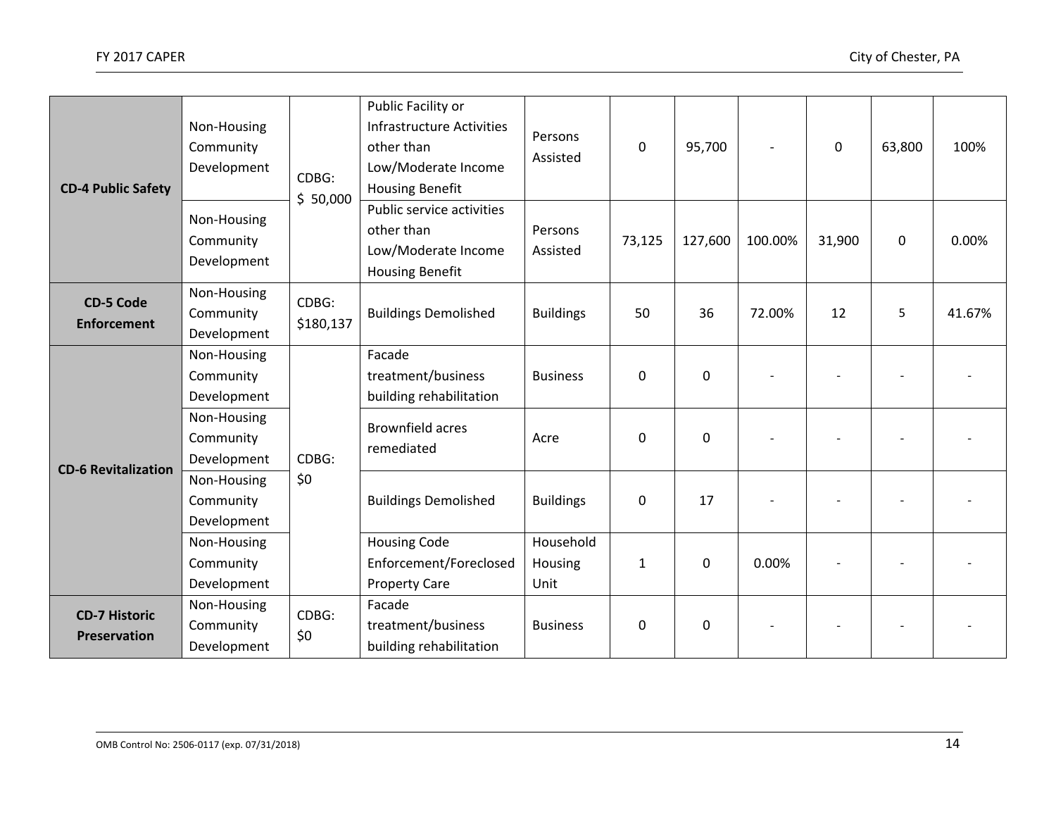| | | | | | | | | | | |
|---|---|---|---|---|---|---|---|---|---|---|
| **CD-4 Public Safety** | Non-Housing Community Development | CDBG: $ 50,000 | Public Facility or Infrastructure Activities other than Low/Moderate Income Housing Benefit | Persons Assisted | 0 | 95,700 | - | 0 | 63,800 | 100% |
| | Non-Housing Community Development | | Public service activities other than Low/Moderate Income Housing Benefit | Persons Assisted | 73,125 | 127,600 | 100.00% | 31,900 | 0 | 0.00% |
| **CD-5 Code Enforcement** | Non-Housing Community Development | CDBG: $180,137 | Buildings Demolished | Buildings | 50 | 36 | 72.00% | 12 | 5 | 41.67% |
| **CD-6 Revitalization** | Non-Housing Community Development | CDBG: $0 | Facade treatment/business building rehabilitation | Business | 0 | 0 | - | - | - | - |
| | Non-Housing Community Development | | Brownfield acres remediated | Acre | 0 | 0 | - | - | - | - |
| | Non-Housing Community Development | | Buildings Demolished | Buildings | 0 | 17 | - | - | - | - |
| | Non-Housing Community Development | | Housing Code Enforcement/Foreclosed Property Care | Household Housing Unit | 1 | 0 | 0.00% | - | - | - |
| **CD-7 Historic Preservation** | Non-Housing Community Development | CDBG: $0 | Facade treatment/business building rehabilitation | Business | 0 | 0 | - | - | - | - |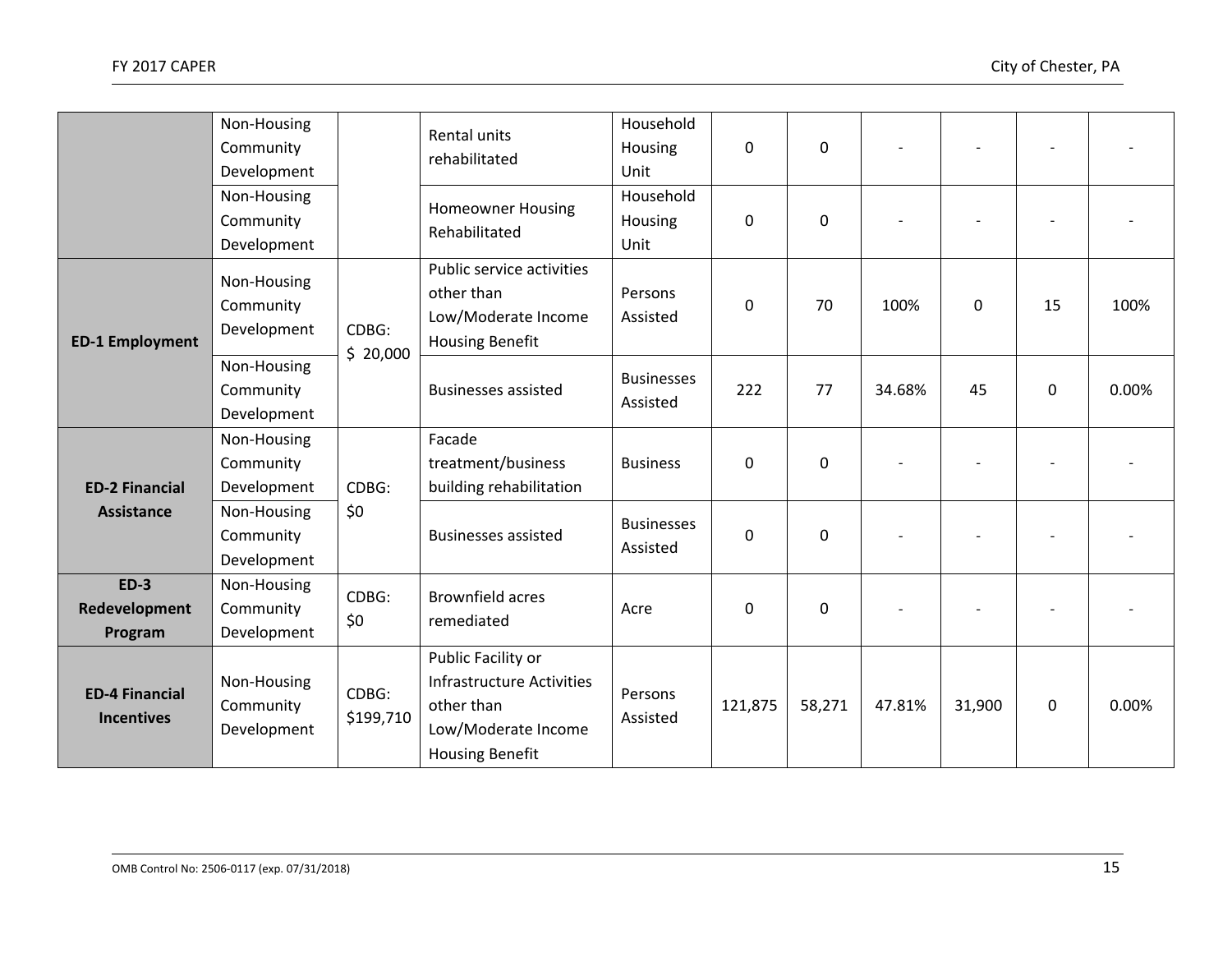| | | | | | | | | | | |
|---|---|---|---|---|---|---|---|---|---|---|
| | Non-Housing Community Development | | Rental units rehabilitated | Household Housing Unit | 0 | 0 | - | - | - | - |
| | Non-Housing Community Development | | Homeowner Housing Rehabilitated | Household Housing Unit | 0 | 0 | - | - | - | - |
| **ED-1 Employment** | Non-Housing Community Development | CDBG: $ 20,000 | Public service activities other than Low/Moderate Income Housing Benefit | Persons Assisted | 0 | 70 | 100% | 0 | 15 | 100% |
| | Non-Housing Community Development | | Businesses assisted | Businesses Assisted | 222 | 77 | 34.68% | 45 | 0 | 0.00% |
| **ED-2 Financial Assistance** | Non-Housing Community Development | CDBG: $0 | Facade treatment/business building rehabilitation | Business | 0 | 0 | - | - | - | - |
| | Non-Housing Community Development | | Businesses assisted | Businesses Assisted | 0 | 0 | - | - | - | - |
| **ED-3 Redevelopment Program** | Non-Housing Community Development | CDBG: $0 | Brownfield acres remediated | Acre | 0 | 0 | - | - | - | - |
| **ED-4 Financial Incentives** | Non-Housing Community Development | CDBG: $199,710 | Public Facility or Infrastructure Activities other than Low/Moderate Income Housing Benefit | Persons Assisted | 121,875 | 58,271 | 47.81% | 31,900 | 0 | 0.00% |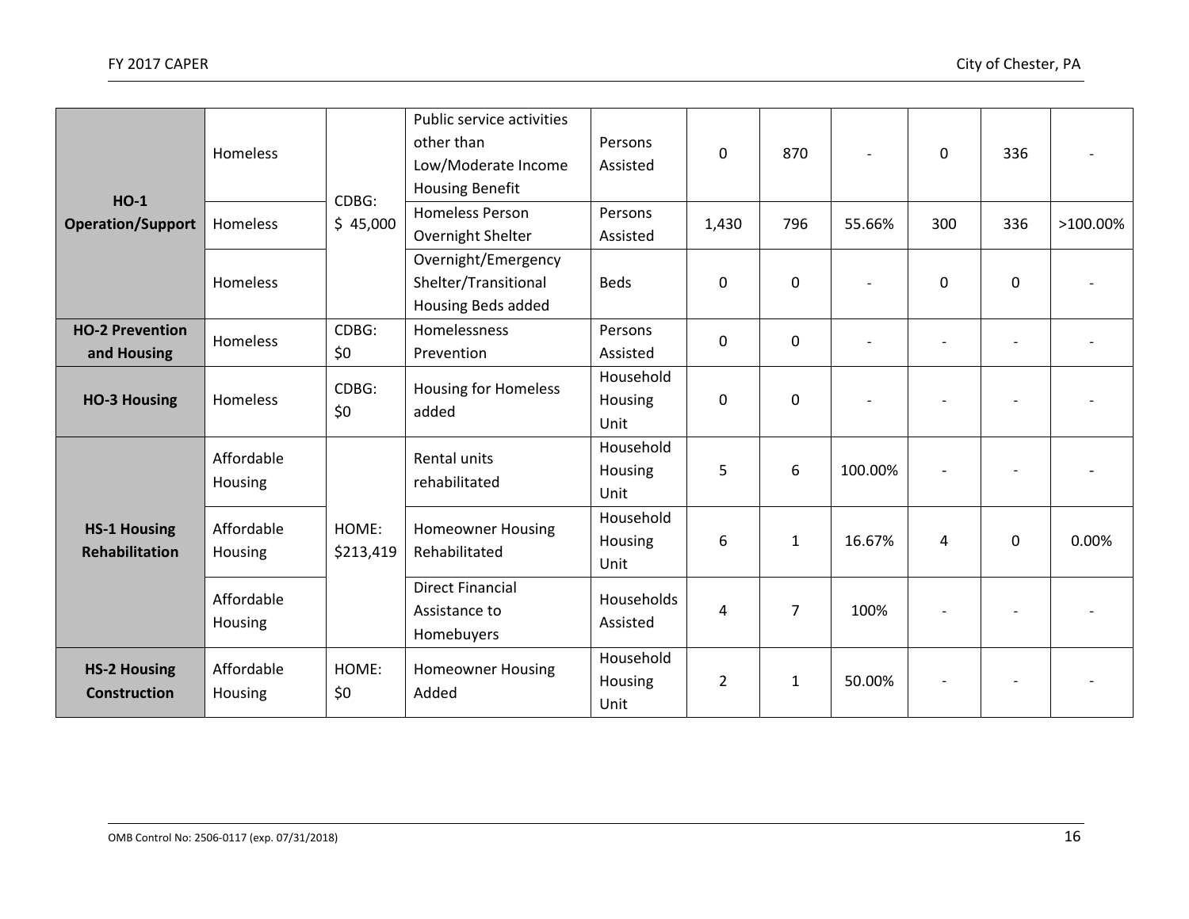| | | | | | | | | | | |
|---|---|---|---|---|---|---|---|---|---|---|
| **HO-1 Operation/Support** | Homeless | CDBG: $ 45,000 | Public service activities other than Low/Moderate Income Housing Benefit | Persons Assisted | 0 | 870 | - | 0 | 336 | - |
| | Homeless | | Homeless Person Overnight Shelter | Persons Assisted | 1,430 | 796 | 55.66% | 300 | 336 | >100.00% |
| | Homeless | | Overnight/Emergency Shelter/Transitional Housing Beds added | Beds | 0 | 0 | - | 0 | 0 | - |
| **HO-2 Prevention and Housing** | Homeless | CDBG: $0 | Homelessness Prevention | Persons Assisted | 0 | 0 | - | - | - | - |
| **HO-3 Housing** | Homeless | CDBG: $0 | Housing for Homeless added | Household Housing Unit | 0 | 0 | - | - | - | - |
| **HS-1 Housing Rehabilitation** | Affordable Housing | HOME: $213,419 | Rental units rehabilitated | Household Housing Unit | 5 | 6 | 100.00% | - | - | - |
| | Affordable Housing | | Homeowner Housing Rehabilitated | Household Housing Unit | 6 | 1 | 16.67% | 4 | 0 | 0.00% |
| | Affordable Housing | | Direct Financial Assistance to Homebuyers | Households Assisted | 4 | 7 | 100% | - | - | - |
| **HS-2 Housing Construction** | Affordable Housing | HOME: $0 | Homeowner Housing Added | Household Housing Unit | 2 | 1 | 50.00% | - | - | - |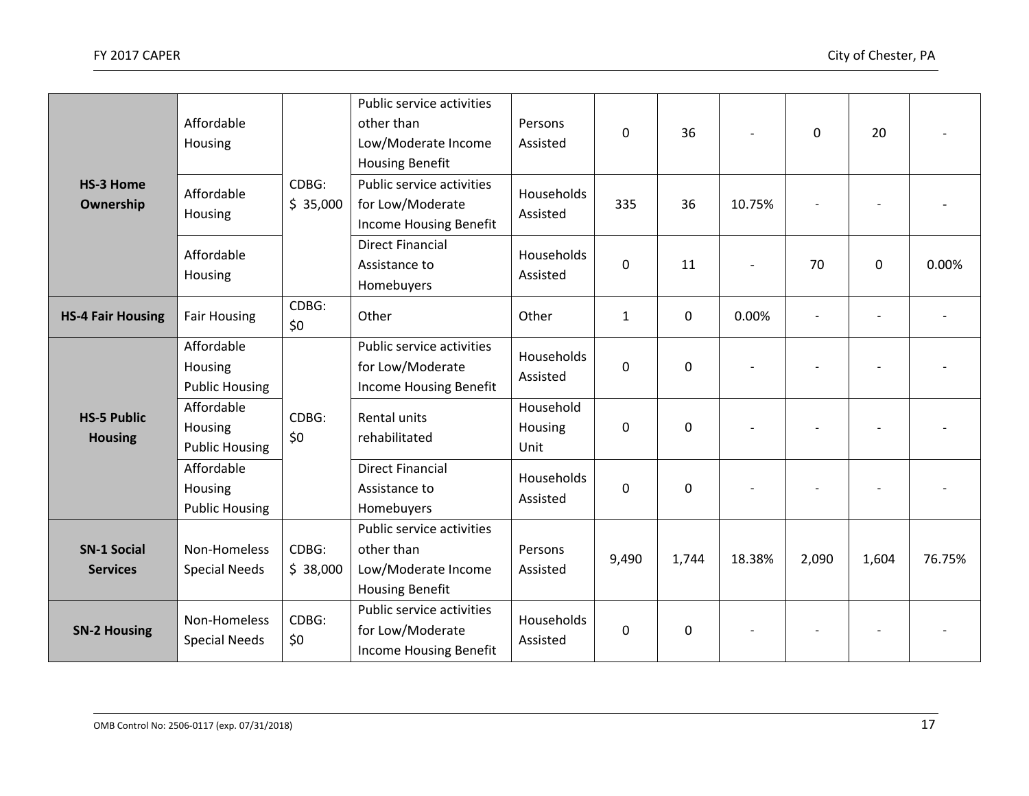| | | | | | | | | | | |
|---|---|---|---|---|---|---|---|---|---|---|
| **HS-3 Home Ownership** | Affordable Housing | CDBG: $ 35,000 | Public service activities other than Low/Moderate Income Housing Benefit | Persons Assisted | 0 | 36 | - | 0 | 20 | - |
| | Affordable Housing | | Public service activities for Low/Moderate Income Housing Benefit | Households Assisted | 335 | 36 | 10.75% | - | - | - |
| | Affordable Housing | | Direct Financial Assistance to Homebuyers | Households Assisted | 0 | 11 | - | 70 | 0 | 0.00% |
| **HS-4 Fair Housing** | Fair Housing | CDBG: $0 | Other | Other | 1 | 0 | 0.00% | - | - | - |
| **HS-5 Public Housing** | Affordable Housing Public Housing | CDBG: $0 | Public service activities for Low/Moderate Income Housing Benefit | Households Assisted | 0 | 0 | - | - | - | - |
| | Affordable Housing Public Housing | | Rental units rehabilitated | Household Housing Unit | 0 | 0 | - | - | - | - |
| | Affordable Housing Public Housing | | Direct Financial Assistance to Homebuyers | Households Assisted | 0 | 0 | - | - | - | - |
| **SN-1 Social Services** | Non-Homeless Special Needs | CDBG: $ 38,000 | Public service activities other than Low/Moderate Income Housing Benefit | Persons Assisted | 9,490 | 1,744 | 18.38% | 2,090 | 1,604 | 76.75% |
| **SN-2 Housing** | Non-Homeless Special Needs | CDBG: $0 | Public service activities for Low/Moderate Income Housing Benefit | Households Assisted | 0 | 0 | - | - | - | - |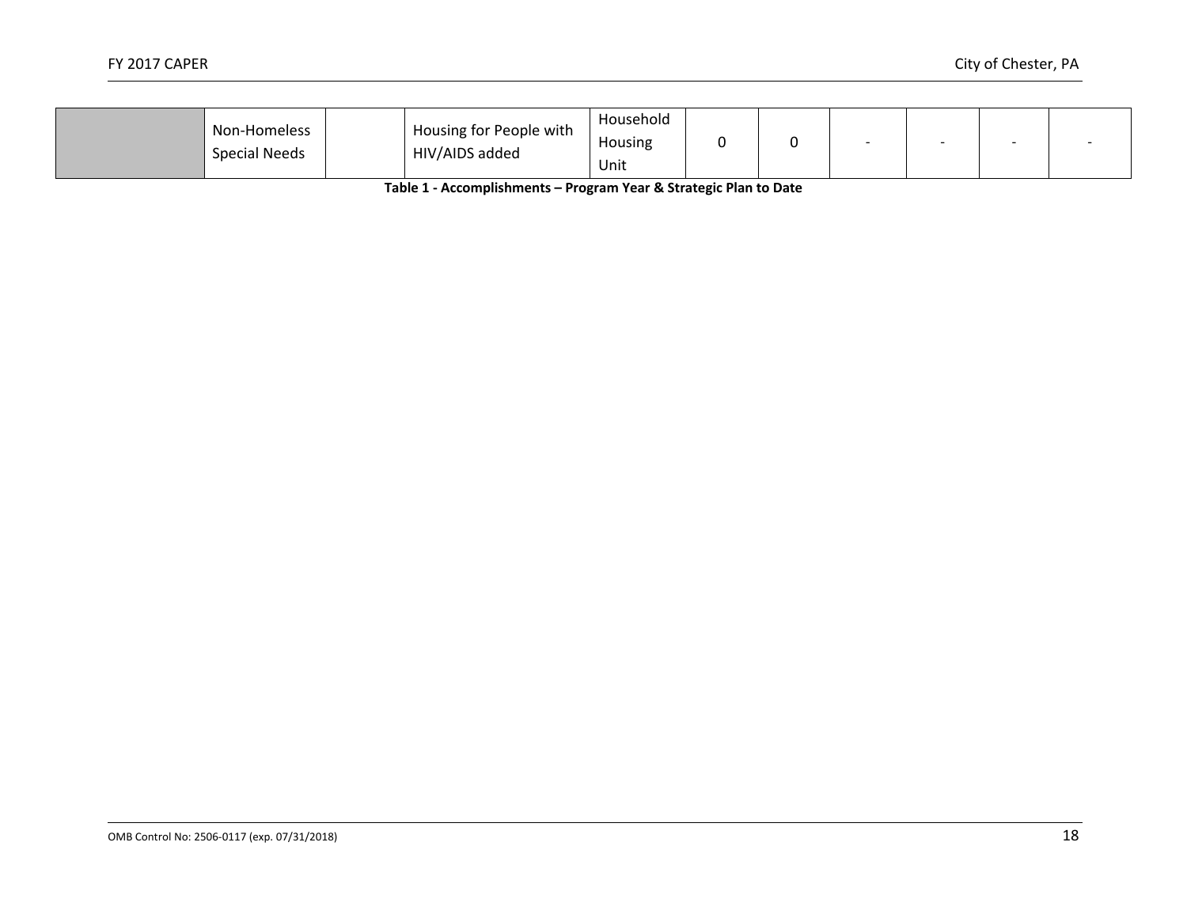| | | | | | | | | | | |
|---|---|---|---|---|---|---|---|---|---|---|
| | Non-Homeless Special Needs | | Housing for People with HIV/AIDS added | Household Housing Unit | 0 | 0 | - | - | - | - |

**Table 1 - Accomplishments – Program Year & Strategic Plan to Date**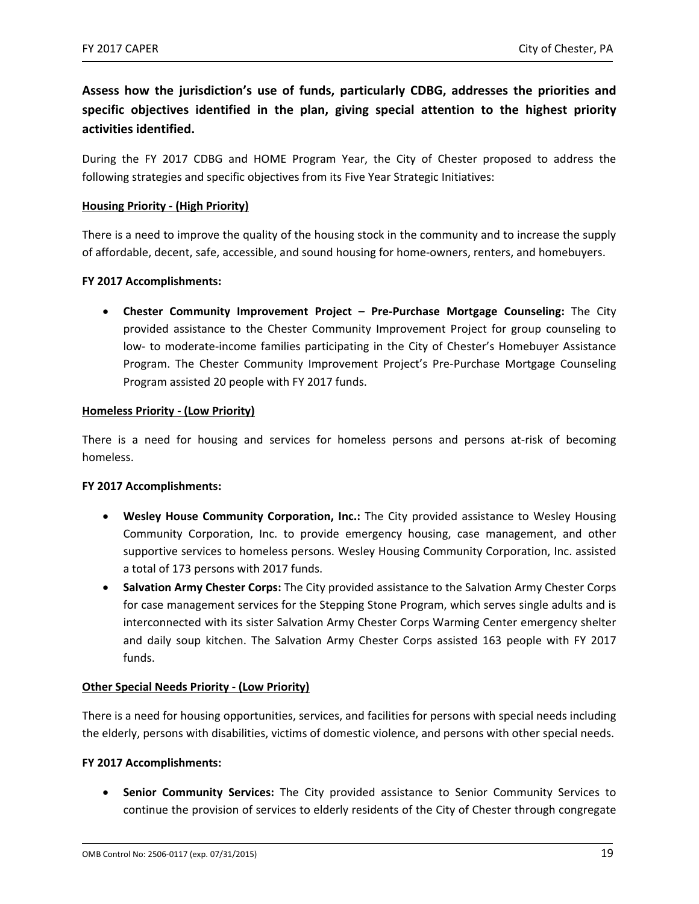**Assess how the jurisdiction's use of funds, particularly CDBG, addresses the priorities and specific objectives identified in the plan, giving special attention to the highest priority activities identified.**

During the FY 2017 CDBG and HOME Program Year, the City of Chester proposed to address the following strategies and specific objectives from its Five Year Strategic Initiatives:

**Housing Priority - (High Priority)**

There is a need to improve the quality of the housing stock in the community and to increase the supply of affordable, decent, safe, accessible, and sound housing for home-owners, renters, and homebuyers.

**FY 2017 Accomplishments:**

- **Chester Community Improvement Project – Pre-Purchase Mortgage Counseling:** The City provided assistance to the Chester Community Improvement Project for group counseling to low- to moderate-income families participating in the City of Chester's Homebuyer Assistance Program. The Chester Community Improvement Project's Pre-Purchase Mortgage Counseling Program assisted 20 people with FY 2017 funds.

**Homeless Priority - (Low Priority)**

There is a need for housing and services for homeless persons and persons at-risk of becoming homeless.

**FY 2017 Accomplishments:**

- **Wesley House Community Corporation, Inc.:** The City provided assistance to Wesley Housing Community Corporation, Inc. to provide emergency housing, case management, and other supportive services to homeless persons. Wesley Housing Community Corporation, Inc. assisted a total of 173 persons with 2017 funds.
- **Salvation Army Chester Corps:** The City provided assistance to the Salvation Army Chester Corps for case management services for the Stepping Stone Program, which serves single adults and is interconnected with its sister Salvation Army Chester Corps Warming Center emergency shelter and daily soup kitchen. The Salvation Army Chester Corps assisted 163 people with FY 2017 funds.

**Other Special Needs Priority - (Low Priority)**

There is a need for housing opportunities, services, and facilities for persons with special needs including the elderly, persons with disabilities, victims of domestic violence, and persons with other special needs.

**FY 2017 Accomplishments:**

- **Senior Community Services:** The City provided assistance to Senior Community Services to continue the provision of services to elderly residents of the City of Chester through congregate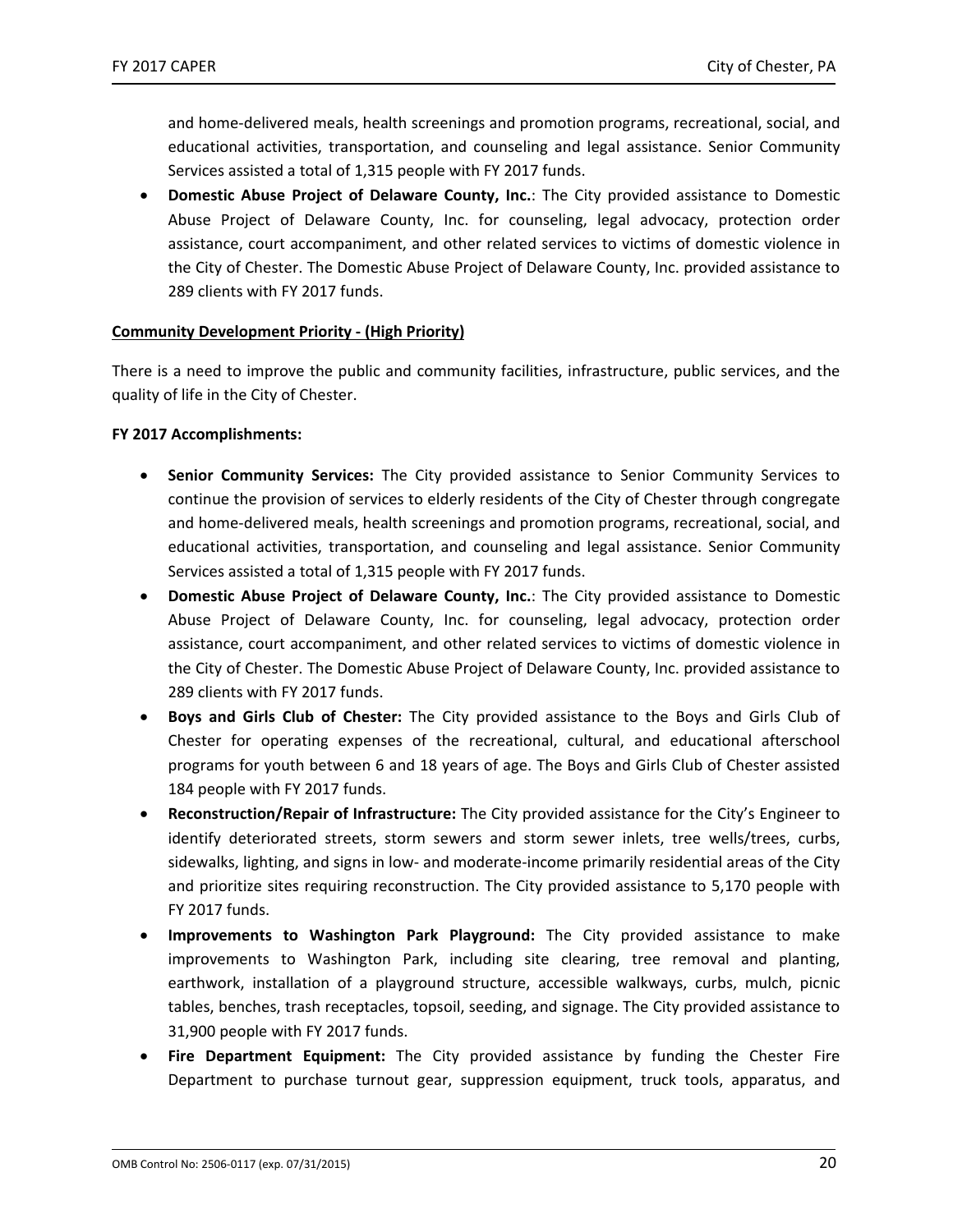and home-delivered meals, health screenings and promotion programs, recreational, social, and educational activities, transportation, and counseling and legal assistance. Senior Community Services assisted a total of 1,315 people with FY 2017 funds.

- **Domestic Abuse Project of Delaware County, Inc.**: The City provided assistance to Domestic Abuse Project of Delaware County, Inc. for counseling, legal advocacy, protection order assistance, court accompaniment, and other related services to victims of domestic violence in the City of Chester. The Domestic Abuse Project of Delaware County, Inc. provided assistance to 289 clients with FY 2017 funds.

**Community Development Priority - (High Priority)**

There is a need to improve the public and community facilities, infrastructure, public services, and the quality of life in the City of Chester.

**FY 2017 Accomplishments:**

- **Senior Community Services:** The City provided assistance to Senior Community Services to continue the provision of services to elderly residents of the City of Chester through congregate and home-delivered meals, health screenings and promotion programs, recreational, social, and educational activities, transportation, and counseling and legal assistance. Senior Community Services assisted a total of 1,315 people with FY 2017 funds.
- **Domestic Abuse Project of Delaware County, Inc.**: The City provided assistance to Domestic Abuse Project of Delaware County, Inc. for counseling, legal advocacy, protection order assistance, court accompaniment, and other related services to victims of domestic violence in the City of Chester. The Domestic Abuse Project of Delaware County, Inc. provided assistance to 289 clients with FY 2017 funds.
- **Boys and Girls Club of Chester:** The City provided assistance to the Boys and Girls Club of Chester for operating expenses of the recreational, cultural, and educational afterschool programs for youth between 6 and 18 years of age. The Boys and Girls Club of Chester assisted 184 people with FY 2017 funds.
- **Reconstruction/Repair of Infrastructure:** The City provided assistance for the City's Engineer to identify deteriorated streets, storm sewers and storm sewer inlets, tree wells/trees, curbs, sidewalks, lighting, and signs in low- and moderate-income primarily residential areas of the City and prioritize sites requiring reconstruction. The City provided assistance to 5,170 people with FY 2017 funds.
- **Improvements to Washington Park Playground:** The City provided assistance to make improvements to Washington Park, including site clearing, tree removal and planting, earthwork, installation of a playground structure, accessible walkways, curbs, mulch, picnic tables, benches, trash receptacles, topsoil, seeding, and signage. The City provided assistance to 31,900 people with FY 2017 funds.
- **Fire Department Equipment:** The City provided assistance by funding the Chester Fire Department to purchase turnout gear, suppression equipment, truck tools, apparatus, and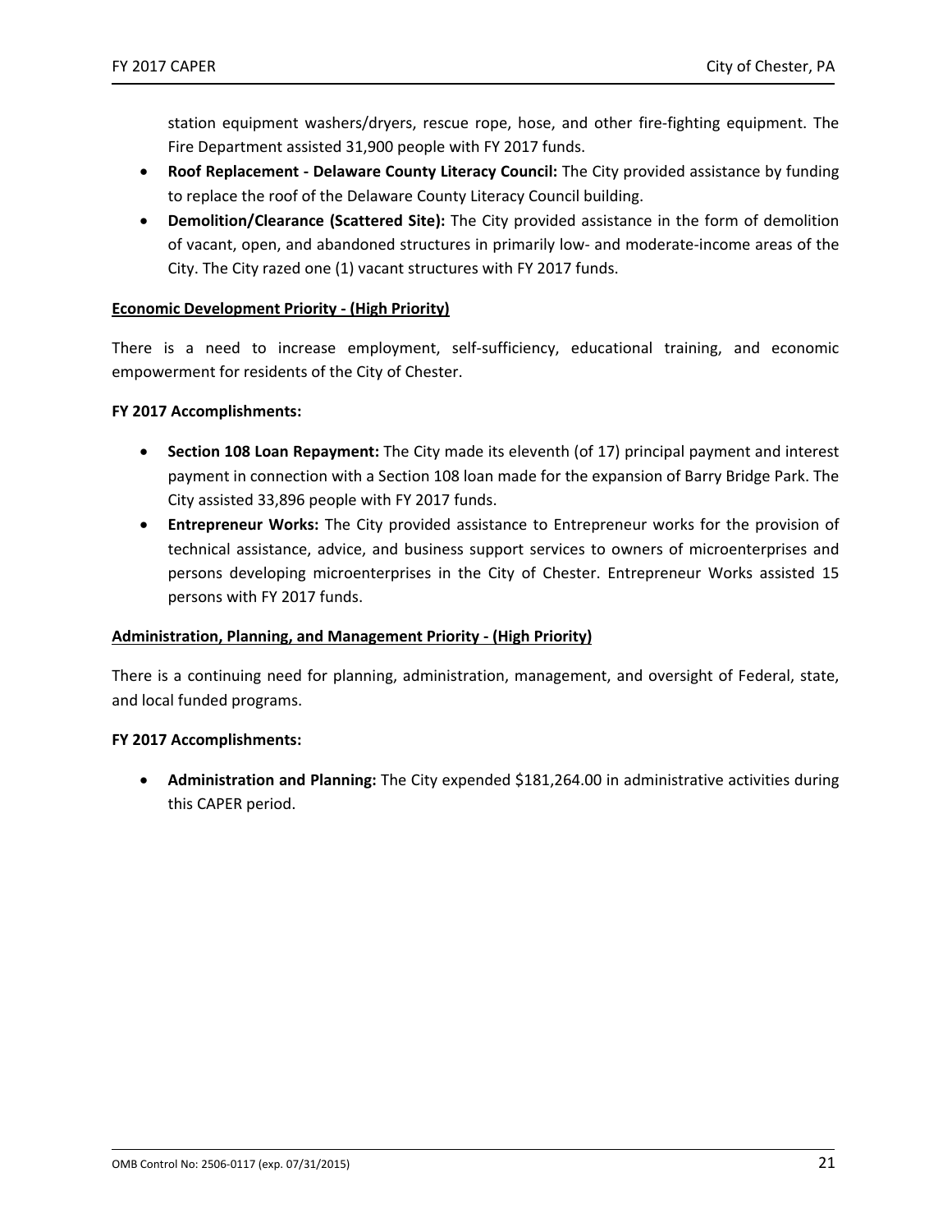station equipment washers/dryers, rescue rope, hose, and other fire-fighting equipment. The Fire Department assisted 31,900 people with FY 2017 funds.

- **Roof Replacement - Delaware County Literacy Council:** The City provided assistance by funding to replace the roof of the Delaware County Literacy Council building.
- **Demolition/Clearance (Scattered Site):** The City provided assistance in the form of demolition of vacant, open, and abandoned structures in primarily low- and moderate-income areas of the City. The City razed one (1) vacant structures with FY 2017 funds.

**Economic Development Priority - (High Priority)**

There is a need to increase employment, self-sufficiency, educational training, and economic empowerment for residents of the City of Chester.

**FY 2017 Accomplishments:**

- **Section 108 Loan Repayment:** The City made its eleventh (of 17) principal payment and interest payment in connection with a Section 108 loan made for the expansion of Barry Bridge Park. The City assisted 33,896 people with FY 2017 funds.
- **Entrepreneur Works:** The City provided assistance to Entrepreneur works for the provision of technical assistance, advice, and business support services to owners of microenterprises and persons developing microenterprises in the City of Chester. Entrepreneur Works assisted 15 persons with FY 2017 funds.

**Administration, Planning, and Management Priority - (High Priority)**

There is a continuing need for planning, administration, management, and oversight of Federal, state, and local funded programs.

**FY 2017 Accomplishments:**

- **Administration and Planning:** The City expended $181,264.00 in administrative activities during this CAPER period.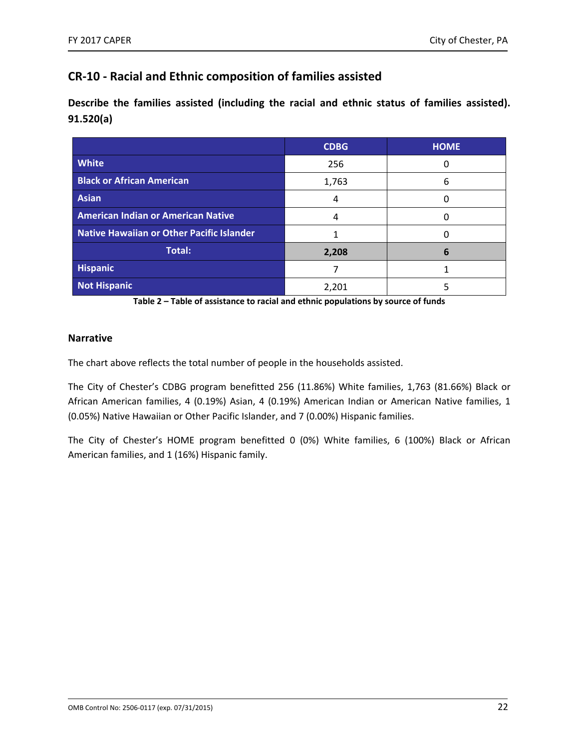## CR-10 - Racial and Ethnic composition of families assisted

**Describe the families assisted (including the racial and ethnic status of families assisted). 91.520(a)**

| | CDBG | HOME |
|---|---|---|
| **White** | 256 | 0 |
| **Black or African American** | 1,763 | 6 |
| **Asian** | 4 | 0 |
| **American Indian or American Native** | 4 | 0 |
| **Native Hawaiian or Other Pacific Islander** | 1 | 0 |
| **Total:** | **2,208** | **6** |
| **Hispanic** | 7 | 1 |
| **Not Hispanic** | 2,201 | 5 |

**Table 2 – Table of assistance to racial and ethnic populations by source of funds**

### Narrative

The chart above reflects the total number of people in the households assisted.

The City of Chester's CDBG program benefitted 256 (11.86%) White families, 1,763 (81.66%) Black or African American families, 4 (0.19%) Asian, 4 (0.19%) American Indian or American Native families, 1 (0.05%) Native Hawaiian or Other Pacific Islander, and 7 (0.00%) Hispanic families.

The City of Chester's HOME program benefitted 0 (0%) White families, 6 (100%) Black or African American families, and 1 (16%) Hispanic family.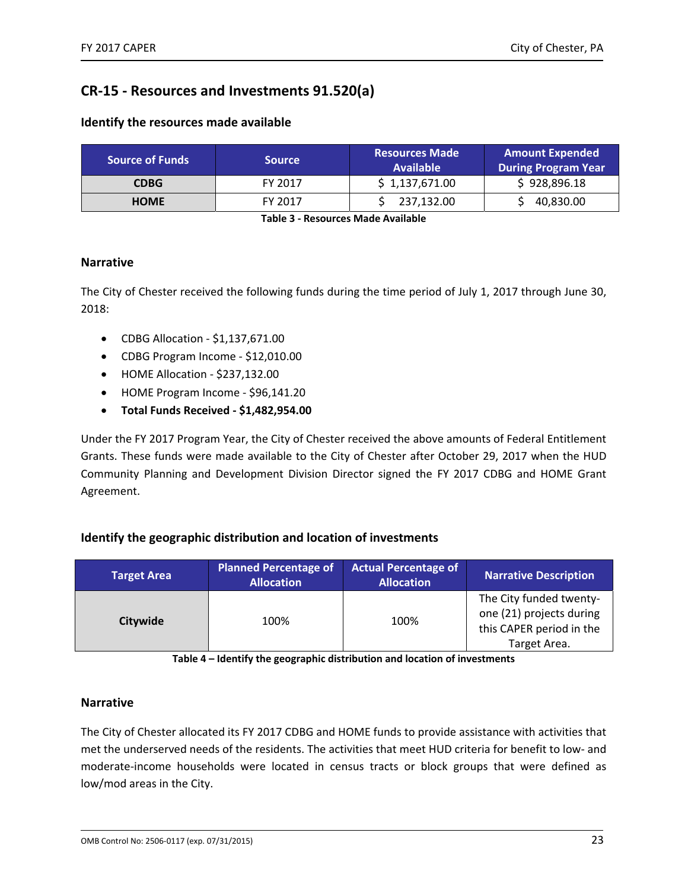## CR-15 - Resources and Investments 91.520(a)

### Identify the resources made available

| Source of Funds | Source | Resources Made Available | Amount Expended During Program Year |
|---|---|---|---|
| **CDBG** | FY 2017 | $ 1,137,671.00 | $ 928,896.18 |
| **HOME** | FY 2017 | $ 237,132.00 | $ 40,830.00 |

**Table 3 - Resources Made Available**

### Narrative

The City of Chester received the following funds during the time period of July 1, 2017 through June 30, 2018:

- CDBG Allocation - $1,137,671.00
- CDBG Program Income - $12,010.00
- HOME Allocation - $237,132.00
- HOME Program Income - $96,141.20
- **Total Funds Received - $1,482,954.00**

Under the FY 2017 Program Year, the City of Chester received the above amounts of Federal Entitlement Grants. These funds were made available to the City of Chester after October 29, 2017 when the HUD Community Planning and Development Division Director signed the FY 2017 CDBG and HOME Grant Agreement.

### Identify the geographic distribution and location of investments

| Target Area | Planned Percentage of Allocation | Actual Percentage of Allocation | Narrative Description |
|---|---|---|---|
| **Citywide** | 100% | 100% | The City funded twenty-one (21) projects during this CAPER period in the Target Area. |

**Table 4 – Identify the geographic distribution and location of investments**

### Narrative

The City of Chester allocated its FY 2017 CDBG and HOME funds to provide assistance with activities that met the underserved needs of the residents. The activities that meet HUD criteria for benefit to low- and moderate-income households were located in census tracts or block groups that were defined as low/mod areas in the City.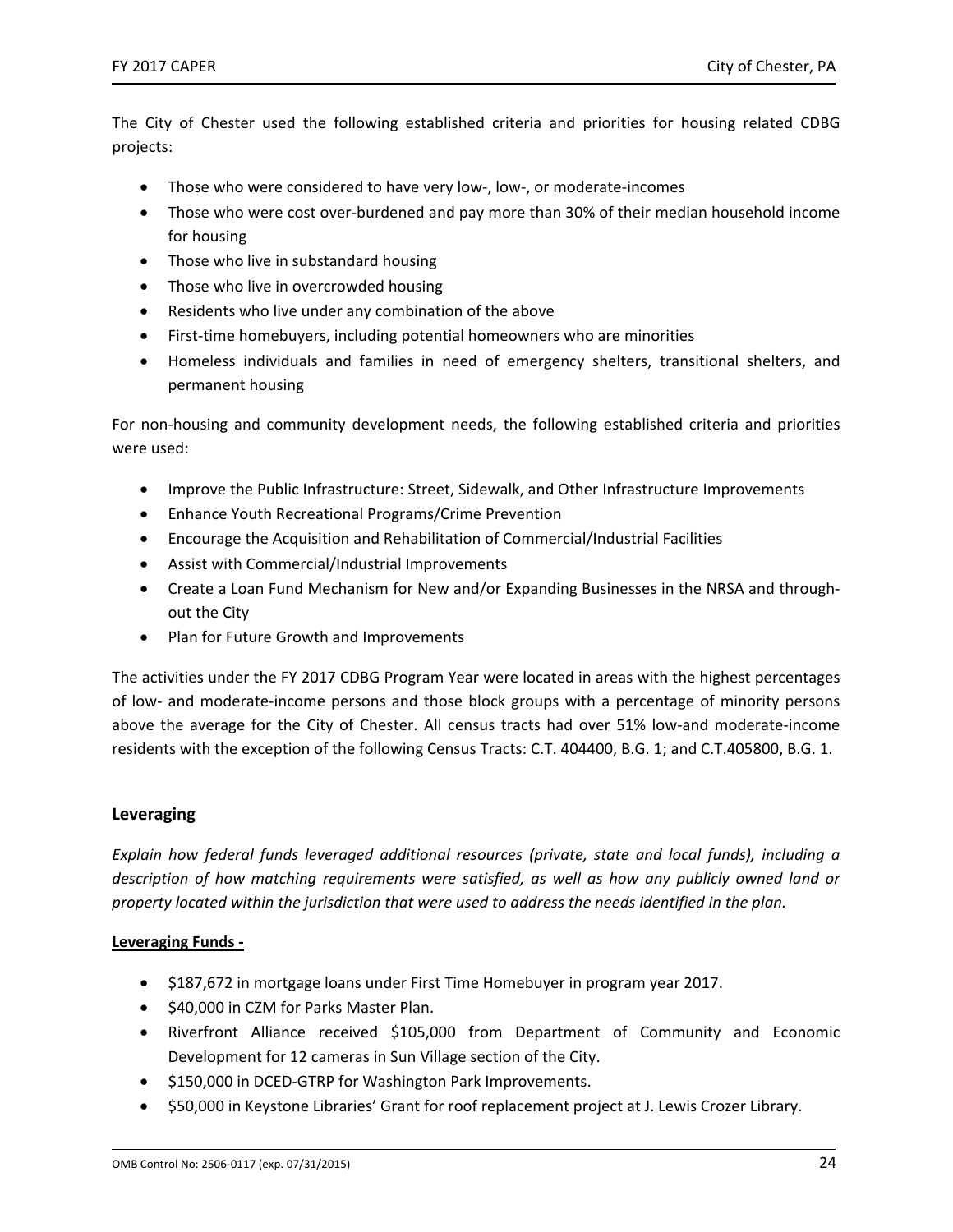The City of Chester used the following established criteria and priorities for housing related CDBG projects:

- Those who were considered to have very low-, low-, or moderate-incomes
- Those who were cost over-burdened and pay more than 30% of their median household income for housing
- Those who live in substandard housing
- Those who live in overcrowded housing
- Residents who live under any combination of the above
- First-time homebuyers, including potential homeowners who are minorities
- Homeless individuals and families in need of emergency shelters, transitional shelters, and permanent housing

For non-housing and community development needs, the following established criteria and priorities were used:

- Improve the Public Infrastructure: Street, Sidewalk, and Other Infrastructure Improvements
- Enhance Youth Recreational Programs/Crime Prevention
- Encourage the Acquisition and Rehabilitation of Commercial/Industrial Facilities
- Assist with Commercial/Industrial Improvements
- Create a Loan Fund Mechanism for New and/or Expanding Businesses in the NRSA and throughout the City
- Plan for Future Growth and Improvements

The activities under the FY 2017 CDBG Program Year were located in areas with the highest percentages of low- and moderate-income persons and those block groups with a percentage of minority persons above the average for the City of Chester. All census tracts had over 51% low-and moderate-income residents with the exception of the following Census Tracts: C.T. 404400, B.G. 1; and C.T.405800, B.G. 1.

## Leveraging

*Explain how federal funds leveraged additional resources (private, state and local funds), including a description of how matching requirements were satisfied, as well as how any publicly owned land or property located within the jurisdiction that were used to address the needs identified in the plan.*

**Leveraging Funds -**

- $187,672 in mortgage loans under First Time Homebuyer in program year 2017.
- $40,000 in CZM for Parks Master Plan.
- Riverfront Alliance received $105,000 from Department of Community and Economic Development for 12 cameras in Sun Village section of the City.
- $150,000 in DCED-GTRP for Washington Park Improvements.
- $50,000 in Keystone Libraries' Grant for roof replacement project at J. Lewis Crozer Library.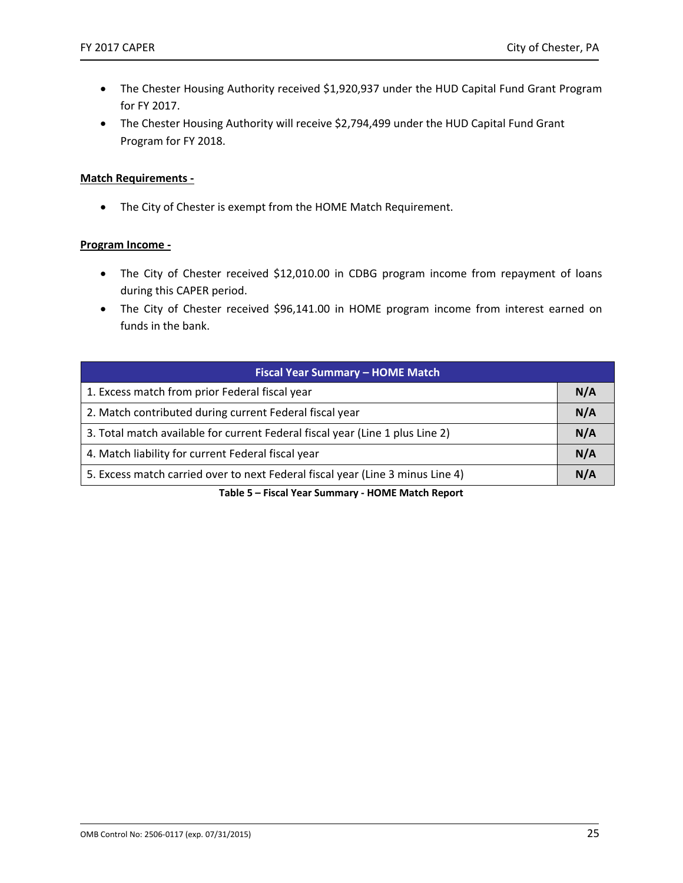- The Chester Housing Authority received $1,920,937 under the HUD Capital Fund Grant Program for FY 2017.
- The Chester Housing Authority will receive $2,794,499 under the HUD Capital Fund Grant Program for FY 2018.

**Match Requirements -**

- The City of Chester is exempt from the HOME Match Requirement.

**Program Income -**

- The City of Chester received $12,010.00 in CDBG program income from repayment of loans during this CAPER period.
- The City of Chester received $96,141.00 in HOME program income from interest earned on funds in the bank.

| Fiscal Year Summary – HOME Match | |
|---|---|
| 1. Excess match from prior Federal fiscal year | **N/A** |
| 2. Match contributed during current Federal fiscal year | **N/A** |
| 3. Total match available for current Federal fiscal year (Line 1 plus Line 2) | **N/A** |
| 4. Match liability for current Federal fiscal year | **N/A** |
| 5. Excess match carried over to next Federal fiscal year (Line 3 minus Line 4) | **N/A** |

**Table 5 – Fiscal Year Summary - HOME Match Report**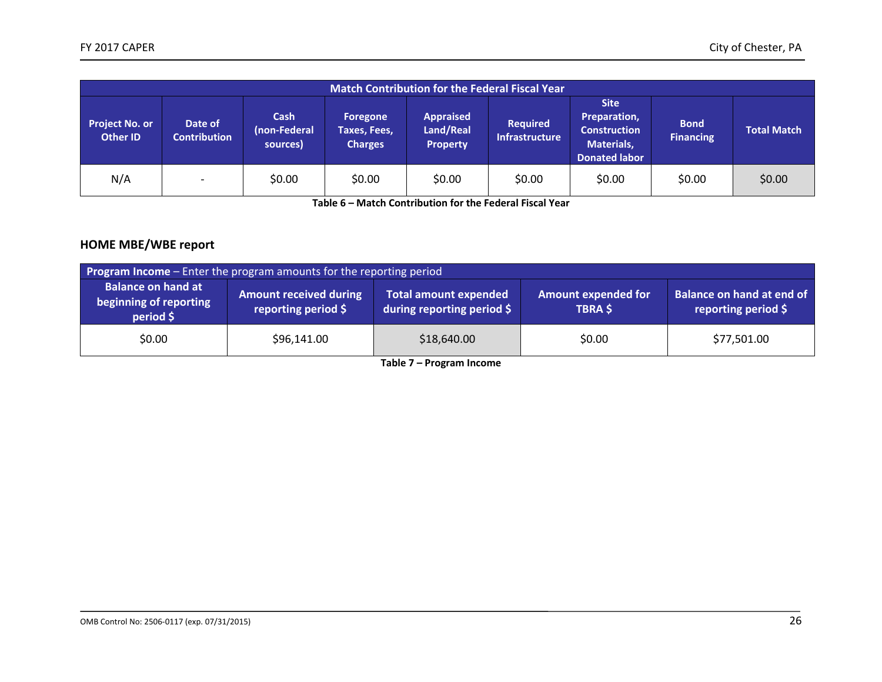| Match Contribution for the Federal Fiscal Year | | | | | | | | |
|---|---|---|---|---|---|---|---|---|
| Project No. or Other ID | Date of Contribution | Cash (non-Federal sources) | Foregone Taxes, Fees, Charges | Appraised Land/Real Property | Required Infrastructure | Site Preparation, Construction Materials, Donated labor | Bond Financing | Total Match |
| N/A | - | $0.00 | $0.00 | $0.00 | $0.00 | $0.00 | $0.00 | $0.00 |

**Table 6 – Match Contribution for the Federal Fiscal Year**

### HOME MBE/WBE report

| **Program Income** – Enter the program amounts for the reporting period | | | | |
|---|---|---|---|---|
| Balance on hand at beginning of reporting period $ | Amount received during reporting period $ | Total amount expended during reporting period $ | Amount expended for TBRA $ | Balance on hand at end of reporting period $ |
| $0.00 | $96,141.00 | $18,640.00 | $0.00 | $77,501.00 |

**Table 7 – Program Income**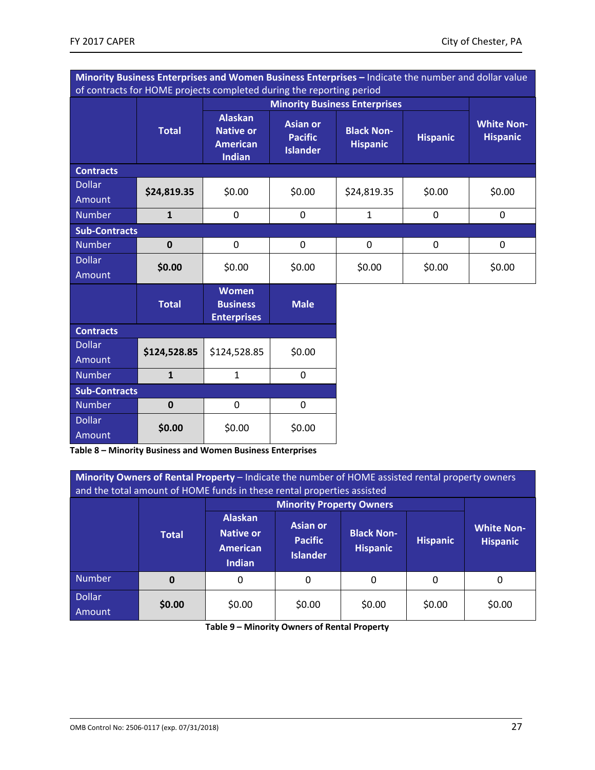| **Minority Business Enterprises and Women Business Enterprises** – Indicate the number and dollar value of contracts for HOME projects completed during the reporting period | | | | | | |
|---|---|---|---|---|---|---|
| | **Total** | **Minority Business Enterprises** | | | | **White Non-Hispanic** |
| | | **Alaskan Native or American Indian** | **Asian or Pacific Islander** | **Black Non-Hispanic** | **Hispanic** | |
| **Contracts** | | | | | | |
| Dollar Amount | **$24,819.35** | $0.00 | $0.00 | $24,819.35 | $0.00 | $0.00 |
| Number | **1** | 0 | 0 | 1 | 0 | 0 |
| **Sub-Contracts** | | | | | | |
| Number | **0** | 0 | 0 | 0 | 0 | 0 |
| Dollar Amount | **$0.00** | $0.00 | $0.00 | $0.00 | $0.00 | $0.00 |

| | **Total** | **Women Business Enterprises** | **Male** |
|---|---|---|---|
| **Contracts** | | | |
| Dollar Amount | **$124,528.85** | $124,528.85 | $0.00 |
| Number | **1** | 1 | 0 |
| **Sub-Contracts** | | | |
| Number | **0** | 0 | 0 |
| Dollar Amount | **$0.00** | $0.00 | $0.00 |

**Table 8 – Minority Business and Women Business Enterprises**

| **Minority Owners of Rental Property** – Indicate the number of HOME assisted rental property owners and the total amount of HOME funds in these rental properties assisted | | | | | | |
|---|---|---|---|---|---|---|
| | **Total** | **Minority Property Owners** | | | | **White Non-Hispanic** |
| | | **Alaskan Native or American Indian** | **Asian or Pacific Islander** | **Black Non-Hispanic** | **Hispanic** | |
| Number | **0** | 0 | 0 | 0 | 0 | 0 |
| Dollar Amount | **$0.00** | $0.00 | $0.00 | $0.00 | $0.00 | $0.00 |

**Table 9 – Minority Owners of Rental Property**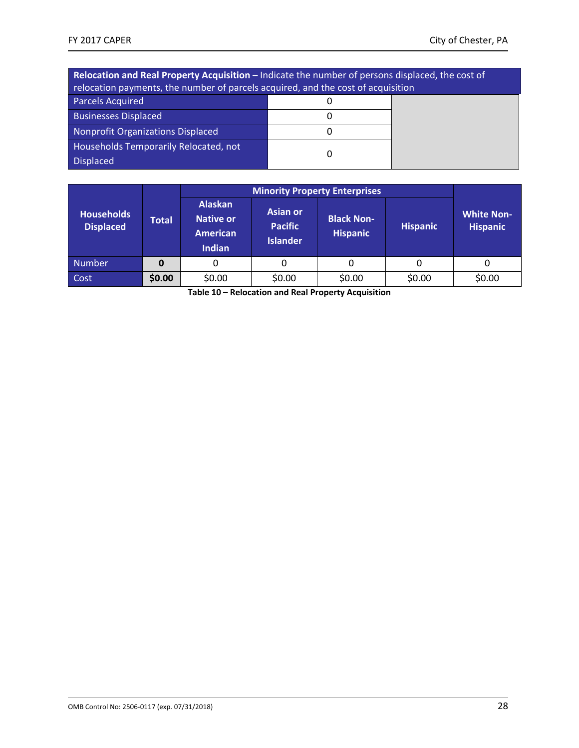| **Relocation and Real Property Acquisition –** Indicate the number of persons displaced, the cost of relocation payments, the number of parcels acquired, and the cost of acquisition | | |
|---|---|---|
| Parcels Acquired | 0 | |
| Businesses Displaced | 0 | |
| Nonprofit Organizations Displaced | 0 | |
| Households Temporarily Relocated, not Displaced | 0 | |

| Households Displaced | Total | Minority Property Enterprises | | | | White Non-Hispanic |
|---|---|---|---|---|---|---|
| | | Alaskan Native or American Indian | Asian or Pacific Islander | Black Non-Hispanic | Hispanic | |
| Number | **0** | 0 | 0 | 0 | 0 | 0 |
| Cost | **$0.00** | $0.00 | $0.00 | $0.00 | $0.00 | $0.00 |

**Table 10 – Relocation and Real Property Acquisition**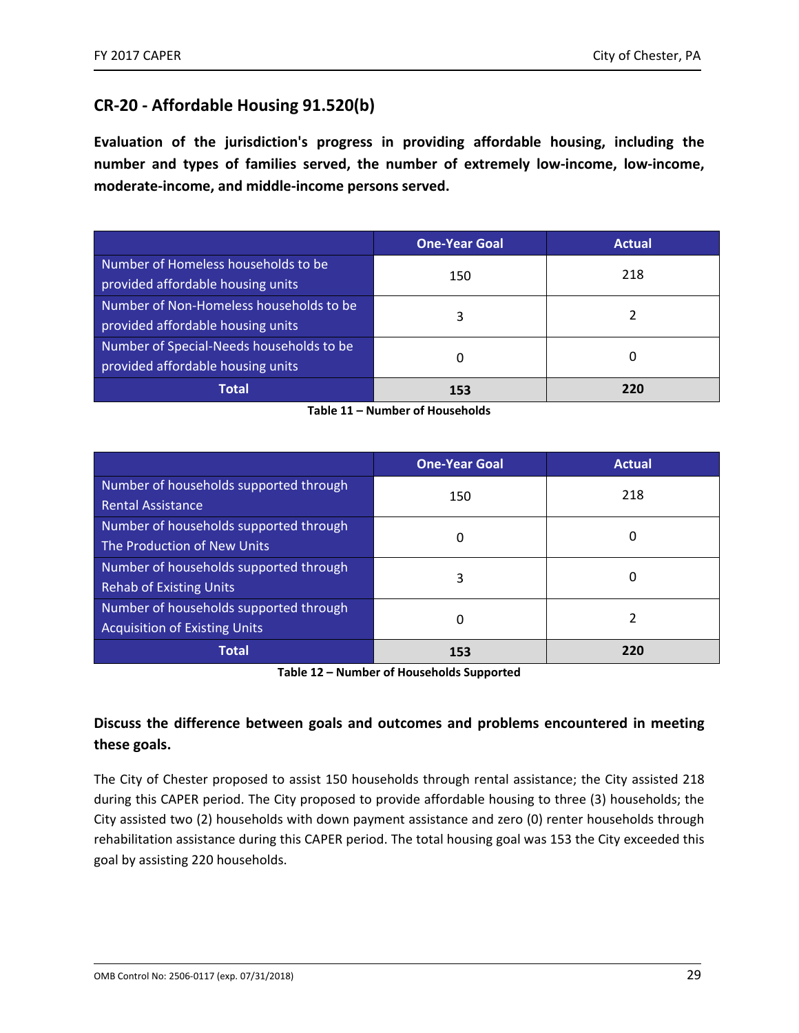## CR-20 - Affordable Housing 91.520(b)

**Evaluation of the jurisdiction's progress in providing affordable housing, including the number and types of families served, the number of extremely low-income, low-income, moderate-income, and middle-income persons served.**

| | One-Year Goal | Actual |
|---|---|---|
| Number of Homeless households to be provided affordable housing units | 150 | 218 |
| Number of Non-Homeless households to be provided affordable housing units | 3 | 2 |
| Number of Special-Needs households to be provided affordable housing units | 0 | 0 |
| **Total** | **153** | **220** |

**Table 11 – Number of Households**

| | One-Year Goal | Actual |
|---|---|---|
| Number of households supported through Rental Assistance | 150 | 218 |
| Number of households supported through The Production of New Units | 0 | 0 |
| Number of households supported through Rehab of Existing Units | 3 | 0 |
| Number of households supported through Acquisition of Existing Units | 0 | 2 |
| **Total** | **153** | **220** |

**Table 12 – Number of Households Supported**

**Discuss the difference between goals and outcomes and problems encountered in meeting these goals.**

The City of Chester proposed to assist 150 households through rental assistance; the City assisted 218 during this CAPER period. The City proposed to provide affordable housing to three (3) households; the City assisted two (2) households with down payment assistance and zero (0) renter households through rehabilitation assistance during this CAPER period. The total housing goal was 153 the City exceeded this goal by assisting 220 households.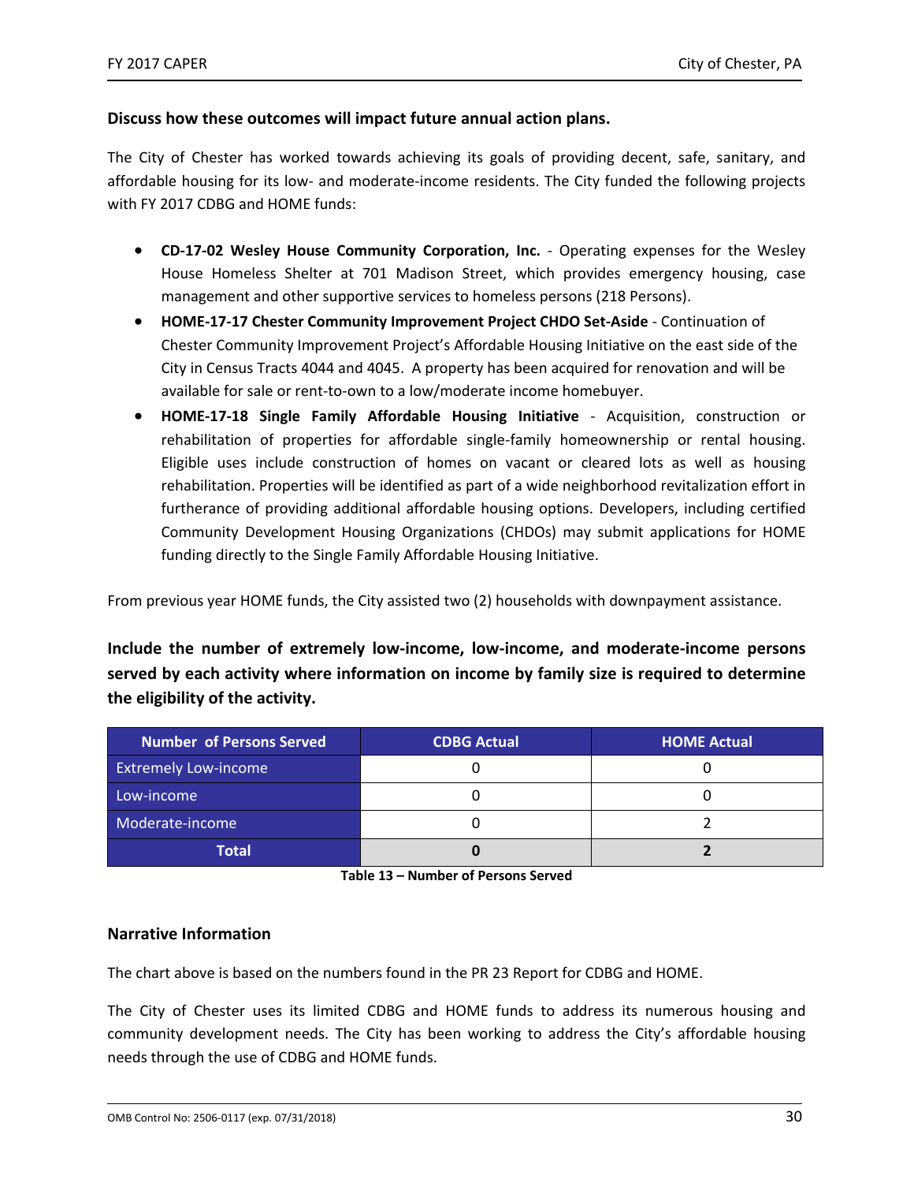**Discuss how these outcomes will impact future annual action plans.**

The City of Chester has worked towards achieving its goals of providing decent, safe, sanitary, and affordable housing for its low- and moderate-income residents. The City funded the following projects with FY 2017 CDBG and HOME funds:

- **CD-17-02 Wesley House Community Corporation, Inc.** - Operating expenses for the Wesley House Homeless Shelter at 701 Madison Street, which provides emergency housing, case management and other supportive services to homeless persons (218 Persons).
- **HOME-17-17 Chester Community Improvement Project CHDO Set-Aside** - Continuation of Chester Community Improvement Project's Affordable Housing Initiative on the east side of the City in Census Tracts 4044 and 4045. A property has been acquired for renovation and will be available for sale or rent-to-own to a low/moderate income homebuyer.
- **HOME-17-18 Single Family Affordable Housing Initiative** - Acquisition, construction or rehabilitation of properties for affordable single-family homeownership or rental housing. Eligible uses include construction of homes on vacant or cleared lots as well as housing rehabilitation. Properties will be identified as part of a wide neighborhood revitalization effort in furtherance of providing additional affordable housing options. Developers, including certified Community Development Housing Organizations (CHDOs) may submit applications for HOME funding directly to the Single Family Affordable Housing Initiative.

From previous year HOME funds, the City assisted two (2) households with downpayment assistance.

**Include the number of extremely low-income, low-income, and moderate-income persons served by each activity where information on income by family size is required to determine the eligibility of the activity.**

| Number of Persons Served | CDBG Actual | HOME Actual |
|---|---|---|
| Extremely Low-income | 0 | 0 |
| Low-income | 0 | 0 |
| Moderate-income | 0 | 2 |
| **Total** | **0** | **2** |

**Table 13 – Number of Persons Served**

### Narrative Information

The chart above is based on the numbers found in the PR 23 Report for CDBG and HOME.

The City of Chester uses its limited CDBG and HOME funds to address its numerous housing and community development needs. The City has been working to address the City's affordable housing needs through the use of CDBG and HOME funds.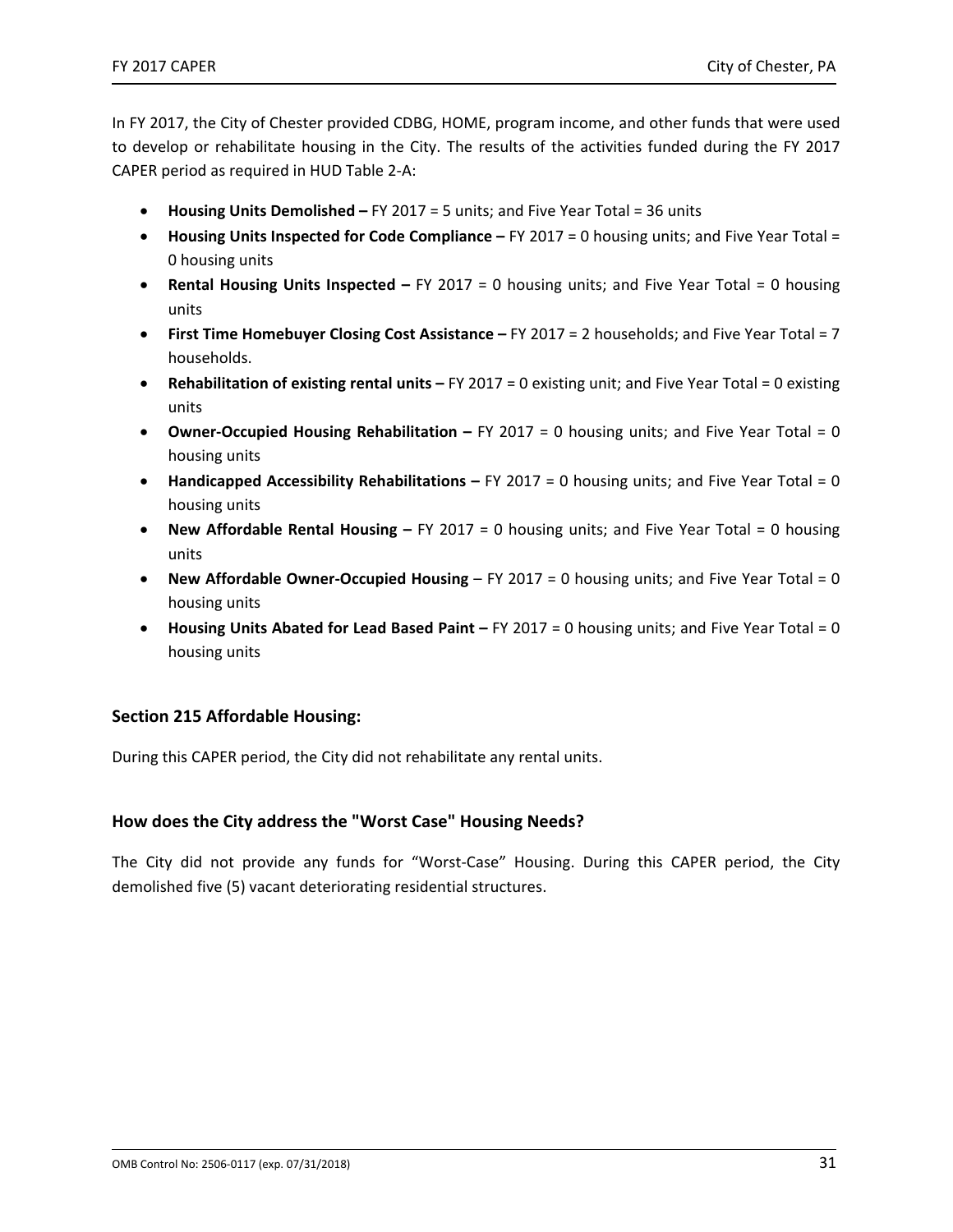In FY 2017, the City of Chester provided CDBG, HOME, program income, and other funds that were used to develop or rehabilitate housing in the City. The results of the activities funded during the FY 2017 CAPER period as required in HUD Table 2-A:

- **Housing Units Demolished –** FY 2017 = 5 units; and Five Year Total = 36 units
- **Housing Units Inspected for Code Compliance –** FY 2017 = 0 housing units; and Five Year Total = 0 housing units
- **Rental Housing Units Inspected –** FY 2017 = 0 housing units; and Five Year Total = 0 housing units
- **First Time Homebuyer Closing Cost Assistance –** FY 2017 = 2 households; and Five Year Total = 7 households.
- **Rehabilitation of existing rental units –** FY 2017 = 0 existing unit; and Five Year Total = 0 existing units
- **Owner-Occupied Housing Rehabilitation –** FY 2017 = 0 housing units; and Five Year Total = 0 housing units
- **Handicapped Accessibility Rehabilitations –** FY 2017 = 0 housing units; and Five Year Total = 0 housing units
- **New Affordable Rental Housing –** FY 2017 = 0 housing units; and Five Year Total = 0 housing units
- **New Affordable Owner-Occupied Housing** – FY 2017 = 0 housing units; and Five Year Total = 0 housing units
- **Housing Units Abated for Lead Based Paint –** FY 2017 = 0 housing units; and Five Year Total = 0 housing units

### Section 215 Affordable Housing:

During this CAPER period, the City did not rehabilitate any rental units.

### How does the City address the "Worst Case" Housing Needs?

The City did not provide any funds for "Worst-Case" Housing. During this CAPER period, the City demolished five (5) vacant deteriorating residential structures.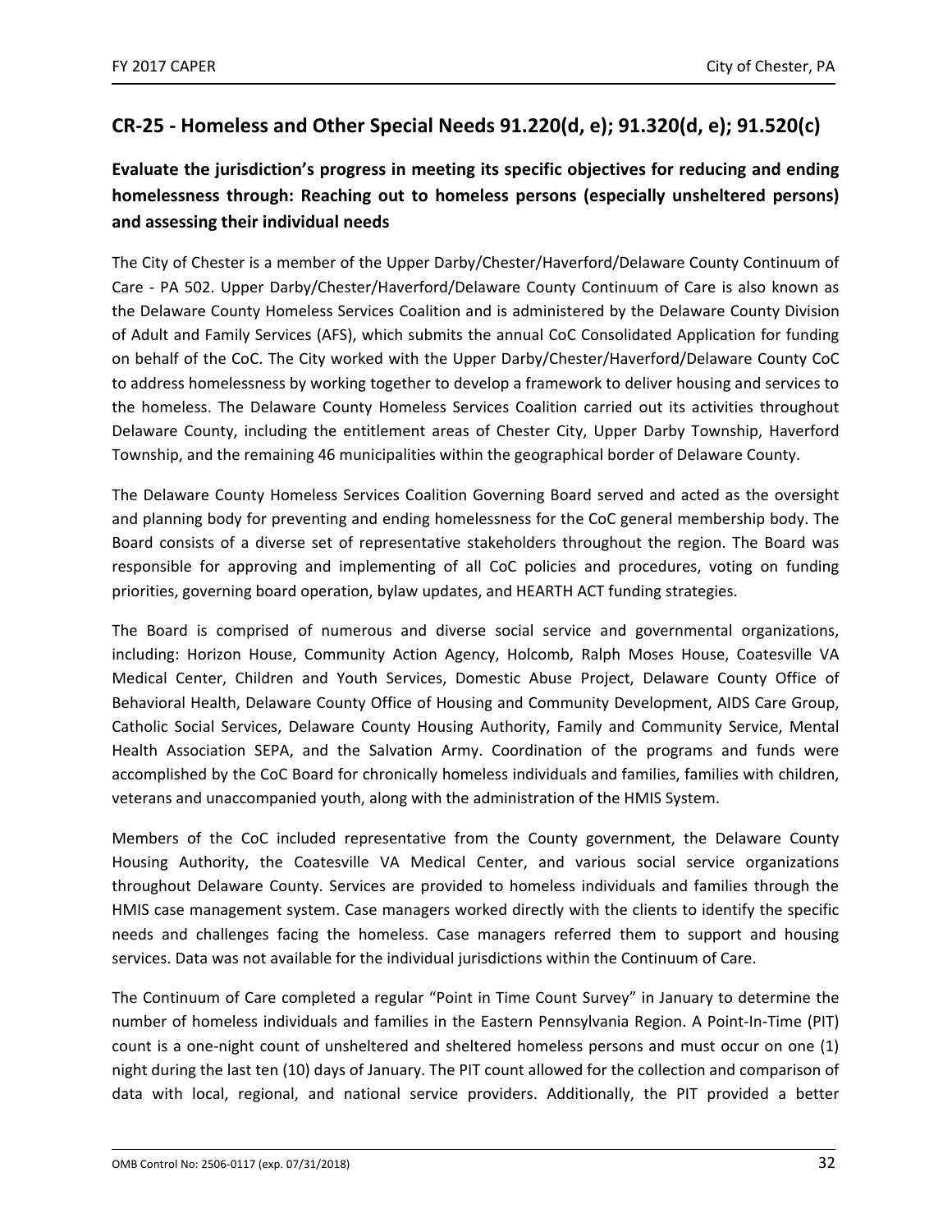## CR-25 - Homeless and Other Special Needs 91.220(d, e); 91.320(d, e); 91.520(c)

### Evaluate the jurisdiction's progress in meeting its specific objectives for reducing and ending homelessness through: Reaching out to homeless persons (especially unsheltered persons) and assessing their individual needs

The City of Chester is a member of the Upper Darby/Chester/Haverford/Delaware County Continuum of Care - PA 502. Upper Darby/Chester/Haverford/Delaware County Continuum of Care is also known as the Delaware County Homeless Services Coalition and is administered by the Delaware County Division of Adult and Family Services (AFS), which submits the annual CoC Consolidated Application for funding on behalf of the CoC. The City worked with the Upper Darby/Chester/Haverford/Delaware County CoC to address homelessness by working together to develop a framework to deliver housing and services to the homeless. The Delaware County Homeless Services Coalition carried out its activities throughout Delaware County, including the entitlement areas of Chester City, Upper Darby Township, Haverford Township, and the remaining 46 municipalities within the geographical border of Delaware County.

The Delaware County Homeless Services Coalition Governing Board served and acted as the oversight and planning body for preventing and ending homelessness for the CoC general membership body. The Board consists of a diverse set of representative stakeholders throughout the region. The Board was responsible for approving and implementing of all CoC policies and procedures, voting on funding priorities, governing board operation, bylaw updates, and HEARTH ACT funding strategies.

The Board is comprised of numerous and diverse social service and governmental organizations, including: Horizon House, Community Action Agency, Holcomb, Ralph Moses House, Coatesville VA Medical Center, Children and Youth Services, Domestic Abuse Project, Delaware County Office of Behavioral Health, Delaware County Office of Housing and Community Development, AIDS Care Group, Catholic Social Services, Delaware County Housing Authority, Family and Community Service, Mental Health Association SEPA, and the Salvation Army. Coordination of the programs and funds were accomplished by the CoC Board for chronically homeless individuals and families, families with children, veterans and unaccompanied youth, along with the administration of the HMIS System.

Members of the CoC included representative from the County government, the Delaware County Housing Authority, the Coatesville VA Medical Center, and various social service organizations throughout Delaware County. Services are provided to homeless individuals and families through the HMIS case management system. Case managers worked directly with the clients to identify the specific needs and challenges facing the homeless. Case managers referred them to support and housing services. Data was not available for the individual jurisdictions within the Continuum of Care.

The Continuum of Care completed a regular "Point in Time Count Survey" in January to determine the number of homeless individuals and families in the Eastern Pennsylvania Region. A Point-In-Time (PIT) count is a one-night count of unsheltered and sheltered homeless persons and must occur on one (1) night during the last ten (10) days of January. The PIT count allowed for the collection and comparison of data with local, regional, and national service providers. Additionally, the PIT provided a better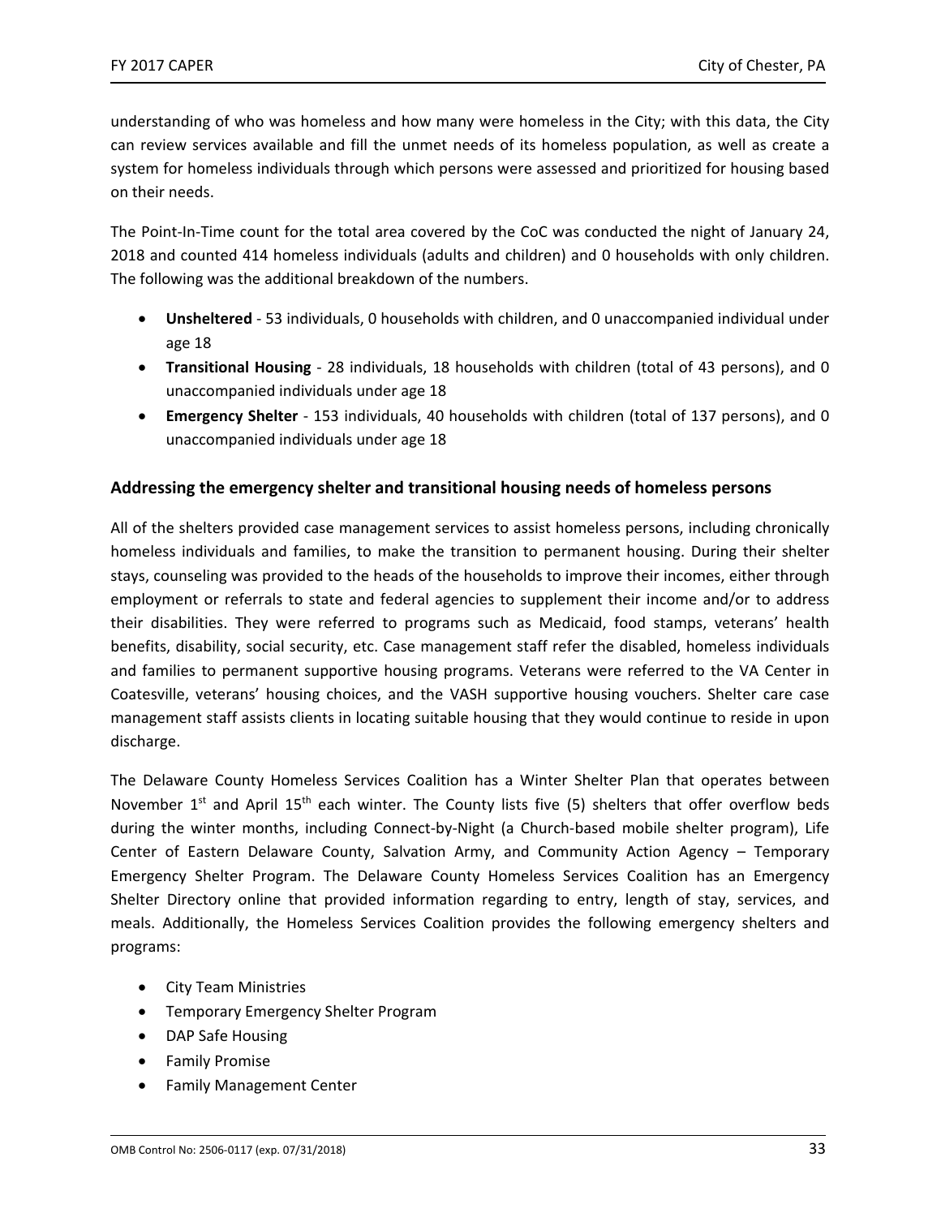understanding of who was homeless and how many were homeless in the City; with this data, the City can review services available and fill the unmet needs of its homeless population, as well as create a system for homeless individuals through which persons were assessed and prioritized for housing based on their needs.

The Point-In-Time count for the total area covered by the CoC was conducted the night of January 24, 2018 and counted 414 homeless individuals (adults and children) and 0 households with only children. The following was the additional breakdown of the numbers.

- **Unsheltered** - 53 individuals, 0 households with children, and 0 unaccompanied individual under age 18
- **Transitional Housing** - 28 individuals, 18 households with children (total of 43 persons), and 0 unaccompanied individuals under age 18
- **Emergency Shelter** - 153 individuals, 40 households with children (total of 137 persons), and 0 unaccompanied individuals under age 18

## Addressing the emergency shelter and transitional housing needs of homeless persons

All of the shelters provided case management services to assist homeless persons, including chronically homeless individuals and families, to make the transition to permanent housing. During their shelter stays, counseling was provided to the heads of the households to improve their incomes, either through employment or referrals to state and federal agencies to supplement their income and/or to address their disabilities. They were referred to programs such as Medicaid, food stamps, veterans' health benefits, disability, social security, etc. Case management staff refer the disabled, homeless individuals and families to permanent supportive housing programs. Veterans were referred to the VA Center in Coatesville, veterans' housing choices, and the VASH supportive housing vouchers. Shelter care case management staff assists clients in locating suitable housing that they would continue to reside in upon discharge.

The Delaware County Homeless Services Coalition has a Winter Shelter Plan that operates between November 1st and April 15th each winter. The County lists five (5) shelters that offer overflow beds during the winter months, including Connect-by-Night (a Church-based mobile shelter program), Life Center of Eastern Delaware County, Salvation Army, and Community Action Agency – Temporary Emergency Shelter Program. The Delaware County Homeless Services Coalition has an Emergency Shelter Directory online that provided information regarding to entry, length of stay, services, and meals. Additionally, the Homeless Services Coalition provides the following emergency shelters and programs:

- City Team Ministries
- Temporary Emergency Shelter Program
- DAP Safe Housing
- Family Promise
- Family Management Center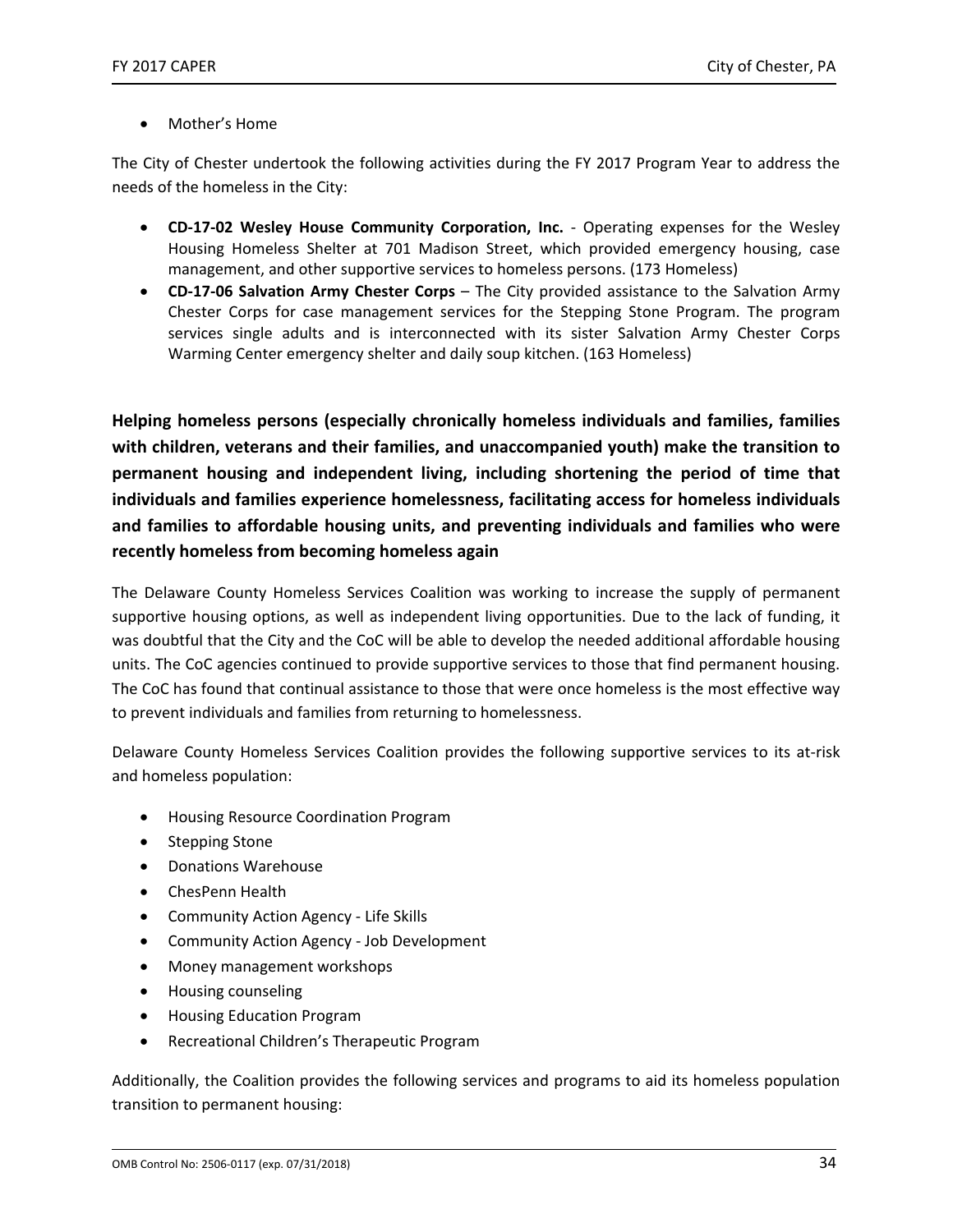- Mother's Home

The City of Chester undertook the following activities during the FY 2017 Program Year to address the needs of the homeless in the City:

- **CD-17-02 Wesley House Community Corporation, Inc.** - Operating expenses for the Wesley Housing Homeless Shelter at 701 Madison Street, which provided emergency housing, case management, and other supportive services to homeless persons. (173 Homeless)
- **CD-17-06 Salvation Army Chester Corps** – The City provided assistance to the Salvation Army Chester Corps for case management services for the Stepping Stone Program. The program services single adults and is interconnected with its sister Salvation Army Chester Corps Warming Center emergency shelter and daily soup kitchen. (163 Homeless)

### Helping homeless persons (especially chronically homeless individuals and families, families with children, veterans and their families, and unaccompanied youth) make the transition to permanent housing and independent living, including shortening the period of time that individuals and families experience homelessness, facilitating access for homeless individuals and families to affordable housing units, and preventing individuals and families who were recently homeless from becoming homeless again

The Delaware County Homeless Services Coalition was working to increase the supply of permanent supportive housing options, as well as independent living opportunities. Due to the lack of funding, it was doubtful that the City and the CoC will be able to develop the needed additional affordable housing units. The CoC agencies continued to provide supportive services to those that find permanent housing. The CoC has found that continual assistance to those that were once homeless is the most effective way to prevent individuals and families from returning to homelessness.

Delaware County Homeless Services Coalition provides the following supportive services to its at-risk and homeless population:

- Housing Resource Coordination Program
- Stepping Stone
- Donations Warehouse
- ChesPenn Health
- Community Action Agency - Life Skills
- Community Action Agency - Job Development
- Money management workshops
- Housing counseling
- Housing Education Program
- Recreational Children's Therapeutic Program

Additionally, the Coalition provides the following services and programs to aid its homeless population transition to permanent housing: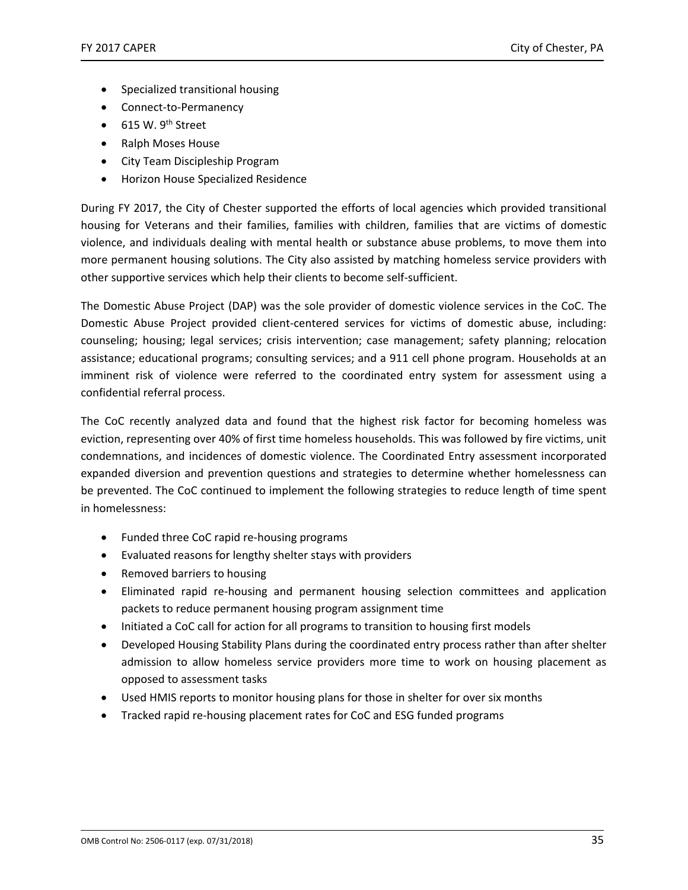- Specialized transitional housing
- Connect-to-Permanency
- 615 W. 9th Street
- Ralph Moses House
- City Team Discipleship Program
- Horizon House Specialized Residence

During FY 2017, the City of Chester supported the efforts of local agencies which provided transitional housing for Veterans and their families, families with children, families that are victims of domestic violence, and individuals dealing with mental health or substance abuse problems, to move them into more permanent housing solutions. The City also assisted by matching homeless service providers with other supportive services which help their clients to become self-sufficient.

The Domestic Abuse Project (DAP) was the sole provider of domestic violence services in the CoC. The Domestic Abuse Project provided client-centered services for victims of domestic abuse, including: counseling; housing; legal services; crisis intervention; case management; safety planning; relocation assistance; educational programs; consulting services; and a 911 cell phone program. Households at an imminent risk of violence were referred to the coordinated entry system for assessment using a confidential referral process.

The CoC recently analyzed data and found that the highest risk factor for becoming homeless was eviction, representing over 40% of first time homeless households. This was followed by fire victims, unit condemnations, and incidences of domestic violence. The Coordinated Entry assessment incorporated expanded diversion and prevention questions and strategies to determine whether homelessness can be prevented. The CoC continued to implement the following strategies to reduce length of time spent in homelessness:

- Funded three CoC rapid re-housing programs
- Evaluated reasons for lengthy shelter stays with providers
- Removed barriers to housing
- Eliminated rapid re-housing and permanent housing selection committees and application packets to reduce permanent housing program assignment time
- Initiated a CoC call for action for all programs to transition to housing first models
- Developed Housing Stability Plans during the coordinated entry process rather than after shelter admission to allow homeless service providers more time to work on housing placement as opposed to assessment tasks
- Used HMIS reports to monitor housing plans for those in shelter for over six months
- Tracked rapid re-housing placement rates for CoC and ESG funded programs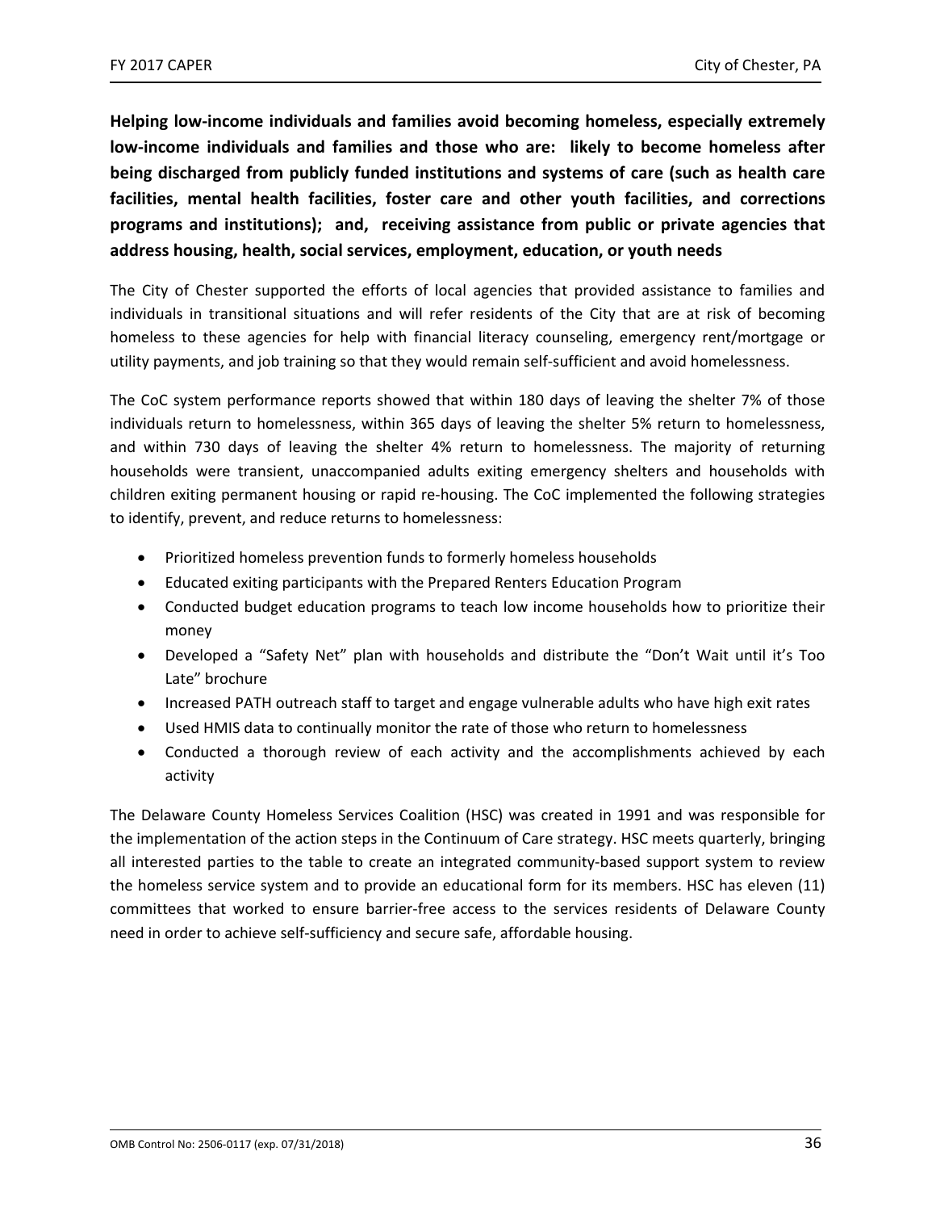**Helping low-income individuals and families avoid becoming homeless, especially extremely low-income individuals and families and those who are: likely to become homeless after being discharged from publicly funded institutions and systems of care (such as health care facilities, mental health facilities, foster care and other youth facilities, and corrections programs and institutions); and, receiving assistance from public or private agencies that address housing, health, social services, employment, education, or youth needs**

The City of Chester supported the efforts of local agencies that provided assistance to families and individuals in transitional situations and will refer residents of the City that are at risk of becoming homeless to these agencies for help with financial literacy counseling, emergency rent/mortgage or utility payments, and job training so that they would remain self-sufficient and avoid homelessness.

The CoC system performance reports showed that within 180 days of leaving the shelter 7% of those individuals return to homelessness, within 365 days of leaving the shelter 5% return to homelessness, and within 730 days of leaving the shelter 4% return to homelessness. The majority of returning households were transient, unaccompanied adults exiting emergency shelters and households with children exiting permanent housing or rapid re-housing. The CoC implemented the following strategies to identify, prevent, and reduce returns to homelessness:

- Prioritized homeless prevention funds to formerly homeless households
- Educated exiting participants with the Prepared Renters Education Program
- Conducted budget education programs to teach low income households how to prioritize their money
- Developed a "Safety Net" plan with households and distribute the "Don't Wait until it's Too Late" brochure
- Increased PATH outreach staff to target and engage vulnerable adults who have high exit rates
- Used HMIS data to continually monitor the rate of those who return to homelessness
- Conducted a thorough review of each activity and the accomplishments achieved by each activity

The Delaware County Homeless Services Coalition (HSC) was created in 1991 and was responsible for the implementation of the action steps in the Continuum of Care strategy. HSC meets quarterly, bringing all interested parties to the table to create an integrated community-based support system to review the homeless service system and to provide an educational form for its members. HSC has eleven (11) committees that worked to ensure barrier-free access to the services residents of Delaware County need in order to achieve self-sufficiency and secure safe, affordable housing.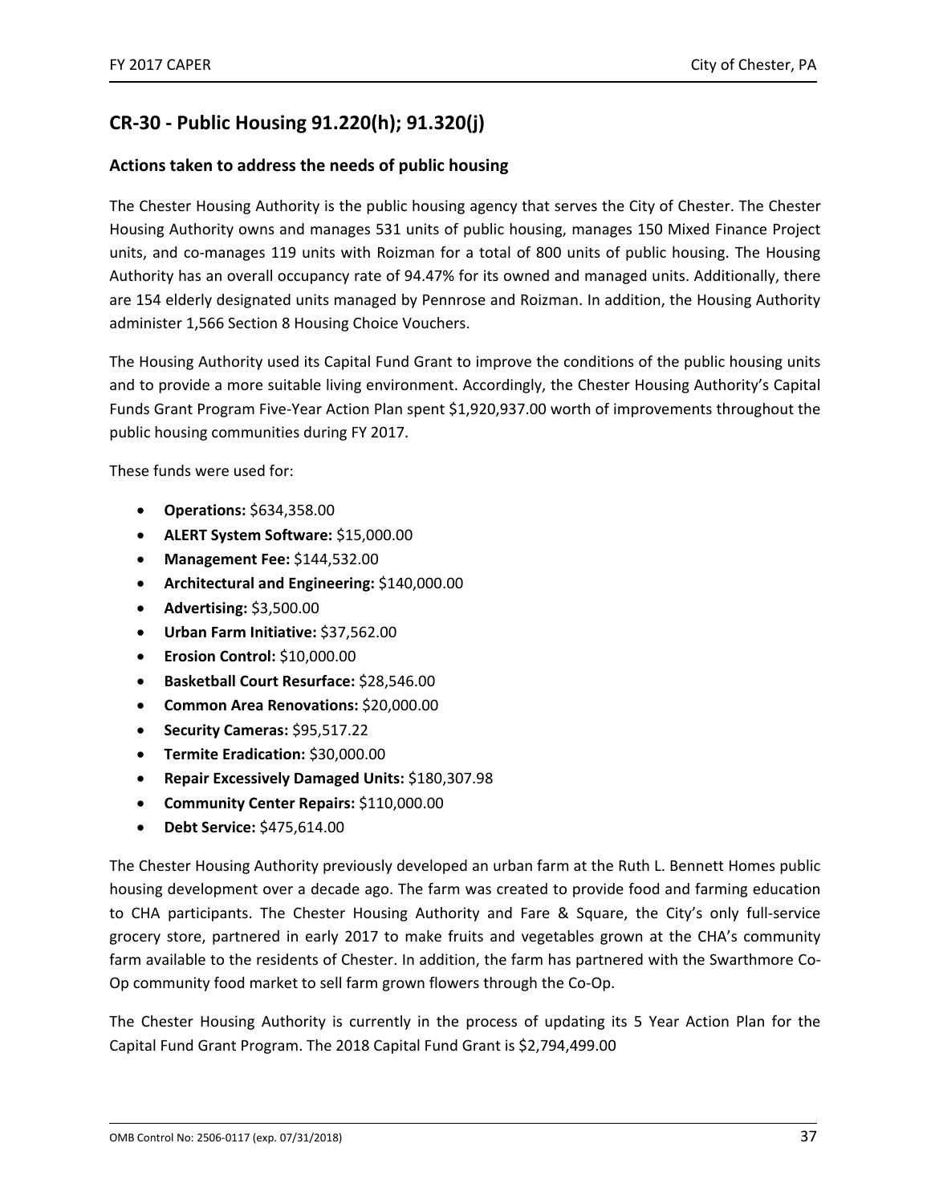## CR-30 - Public Housing 91.220(h); 91.320(j)

### Actions taken to address the needs of public housing

The Chester Housing Authority is the public housing agency that serves the City of Chester. The Chester Housing Authority owns and manages 531 units of public housing, manages 150 Mixed Finance Project units, and co-manages 119 units with Roizman for a total of 800 units of public housing. The Housing Authority has an overall occupancy rate of 94.47% for its owned and managed units. Additionally, there are 154 elderly designated units managed by Pennrose and Roizman. In addition, the Housing Authority administer 1,566 Section 8 Housing Choice Vouchers.

The Housing Authority used its Capital Fund Grant to improve the conditions of the public housing units and to provide a more suitable living environment. Accordingly, the Chester Housing Authority's Capital Funds Grant Program Five-Year Action Plan spent $1,920,937.00 worth of improvements throughout the public housing communities during FY 2017.

These funds were used for:

- **Operations:** $634,358.00
- **ALERT System Software:** $15,000.00
- **Management Fee:** $144,532.00
- **Architectural and Engineering:** $140,000.00
- **Advertising:** $3,500.00
- **Urban Farm Initiative:** $37,562.00
- **Erosion Control:** $10,000.00
- **Basketball Court Resurface:** $28,546.00
- **Common Area Renovations:** $20,000.00
- **Security Cameras:** $95,517.22
- **Termite Eradication:** $30,000.00
- **Repair Excessively Damaged Units:** $180,307.98
- **Community Center Repairs:** $110,000.00
- **Debt Service:** $475,614.00

The Chester Housing Authority previously developed an urban farm at the Ruth L. Bennett Homes public housing development over a decade ago. The farm was created to provide food and farming education to CHA participants. The Chester Housing Authority and Fare & Square, the City's only full-service grocery store, partnered in early 2017 to make fruits and vegetables grown at the CHA's community farm available to the residents of Chester. In addition, the farm has partnered with the Swarthmore Co-Op community food market to sell farm grown flowers through the Co-Op.

The Chester Housing Authority is currently in the process of updating its 5 Year Action Plan for the Capital Fund Grant Program. The 2018 Capital Fund Grant is $2,794,499.00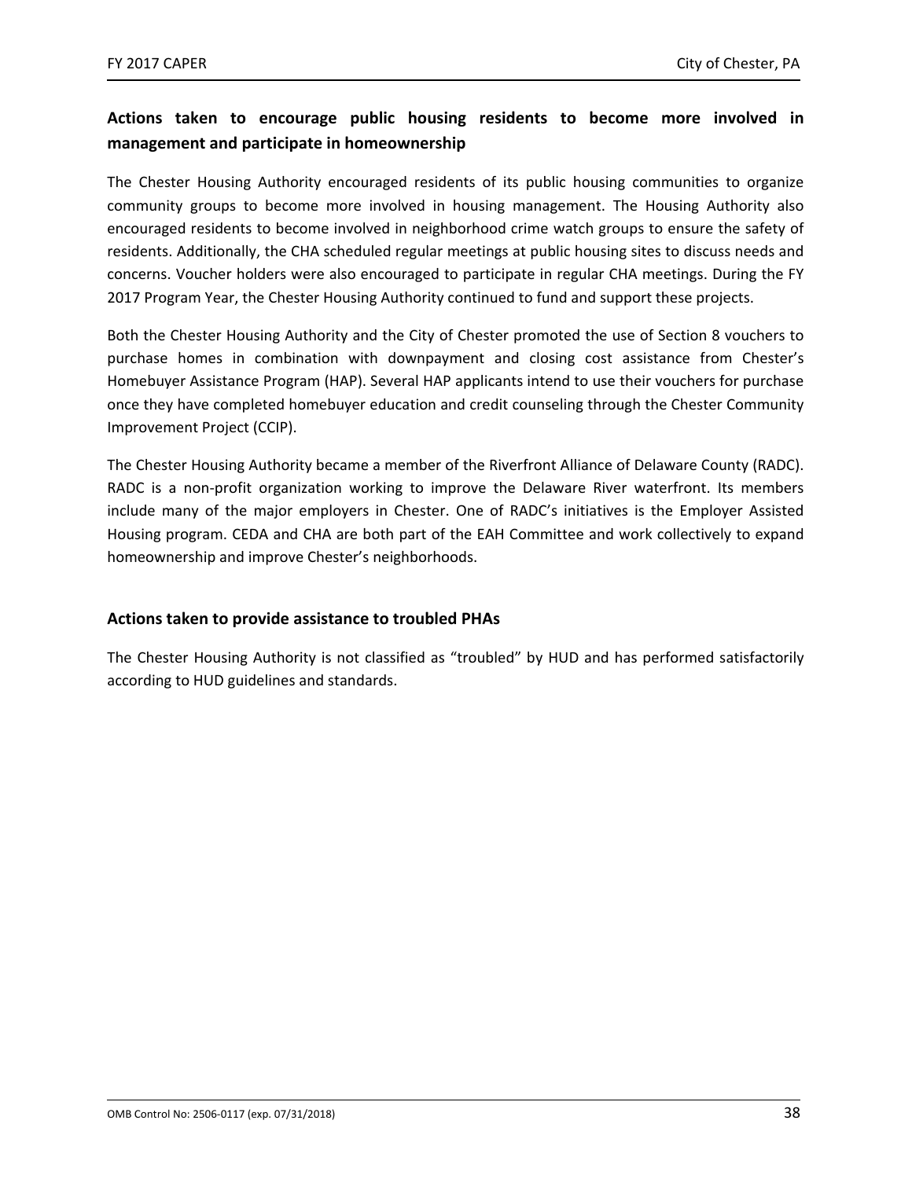## Actions taken to encourage public housing residents to become more involved in management and participate in homeownership

The Chester Housing Authority encouraged residents of its public housing communities to organize community groups to become more involved in housing management. The Housing Authority also encouraged residents to become involved in neighborhood crime watch groups to ensure the safety of residents. Additionally, the CHA scheduled regular meetings at public housing sites to discuss needs and concerns. Voucher holders were also encouraged to participate in regular CHA meetings. During the FY 2017 Program Year, the Chester Housing Authority continued to fund and support these projects.

Both the Chester Housing Authority and the City of Chester promoted the use of Section 8 vouchers to purchase homes in combination with downpayment and closing cost assistance from Chester's Homebuyer Assistance Program (HAP). Several HAP applicants intend to use their vouchers for purchase once they have completed homebuyer education and credit counseling through the Chester Community Improvement Project (CCIP).

The Chester Housing Authority became a member of the Riverfront Alliance of Delaware County (RADC). RADC is a non-profit organization working to improve the Delaware River waterfront. Its members include many of the major employers in Chester. One of RADC's initiatives is the Employer Assisted Housing program. CEDA and CHA are both part of the EAH Committee and work collectively to expand homeownership and improve Chester's neighborhoods.

## Actions taken to provide assistance to troubled PHAs

The Chester Housing Authority is not classified as "troubled" by HUD and has performed satisfactorily according to HUD guidelines and standards.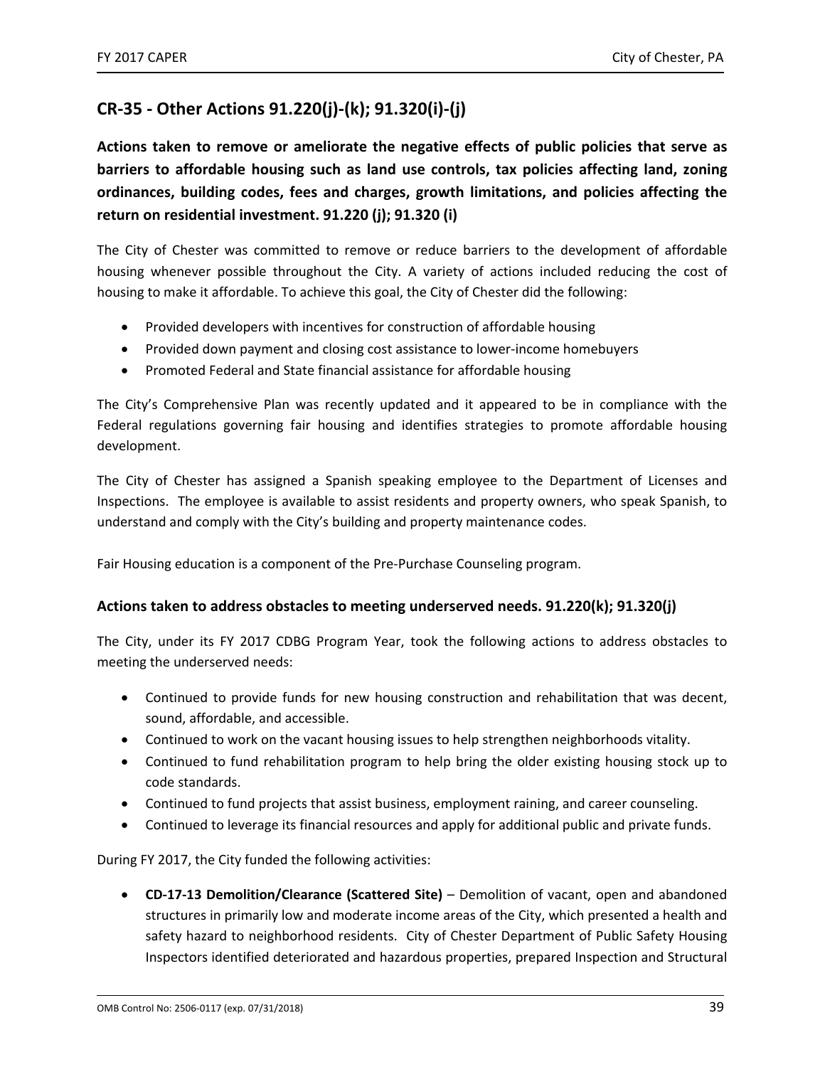## CR-35 - Other Actions 91.220(j)-(k); 91.320(i)-(j)

**Actions taken to remove or ameliorate the negative effects of public policies that serve as barriers to affordable housing such as land use controls, tax policies affecting land, zoning ordinances, building codes, fees and charges, growth limitations, and policies affecting the return on residential investment. 91.220 (j); 91.320 (i)**

The City of Chester was committed to remove or reduce barriers to the development of affordable housing whenever possible throughout the City. A variety of actions included reducing the cost of housing to make it affordable. To achieve this goal, the City of Chester did the following:

- Provided developers with incentives for construction of affordable housing
- Provided down payment and closing cost assistance to lower-income homebuyers
- Promoted Federal and State financial assistance for affordable housing

The City's Comprehensive Plan was recently updated and it appeared to be in compliance with the Federal regulations governing fair housing and identifies strategies to promote affordable housing development.

The City of Chester has assigned a Spanish speaking employee to the Department of Licenses and Inspections. The employee is available to assist residents and property owners, who speak Spanish, to understand and comply with the City's building and property maintenance codes.

Fair Housing education is a component of the Pre-Purchase Counseling program.

### Actions taken to address obstacles to meeting underserved needs. 91.220(k); 91.320(j)

The City, under its FY 2017 CDBG Program Year, took the following actions to address obstacles to meeting the underserved needs:

- Continued to provide funds for new housing construction and rehabilitation that was decent, sound, affordable, and accessible.
- Continued to work on the vacant housing issues to help strengthen neighborhoods vitality.
- Continued to fund rehabilitation program to help bring the older existing housing stock up to code standards.
- Continued to fund projects that assist business, employment raining, and career counseling.
- Continued to leverage its financial resources and apply for additional public and private funds.

During FY 2017, the City funded the following activities:

- **CD-17-13 Demolition/Clearance (Scattered Site)** – Demolition of vacant, open and abandoned structures in primarily low and moderate income areas of the City, which presented a health and safety hazard to neighborhood residents. City of Chester Department of Public Safety Housing Inspectors identified deteriorated and hazardous properties, prepared Inspection and Structural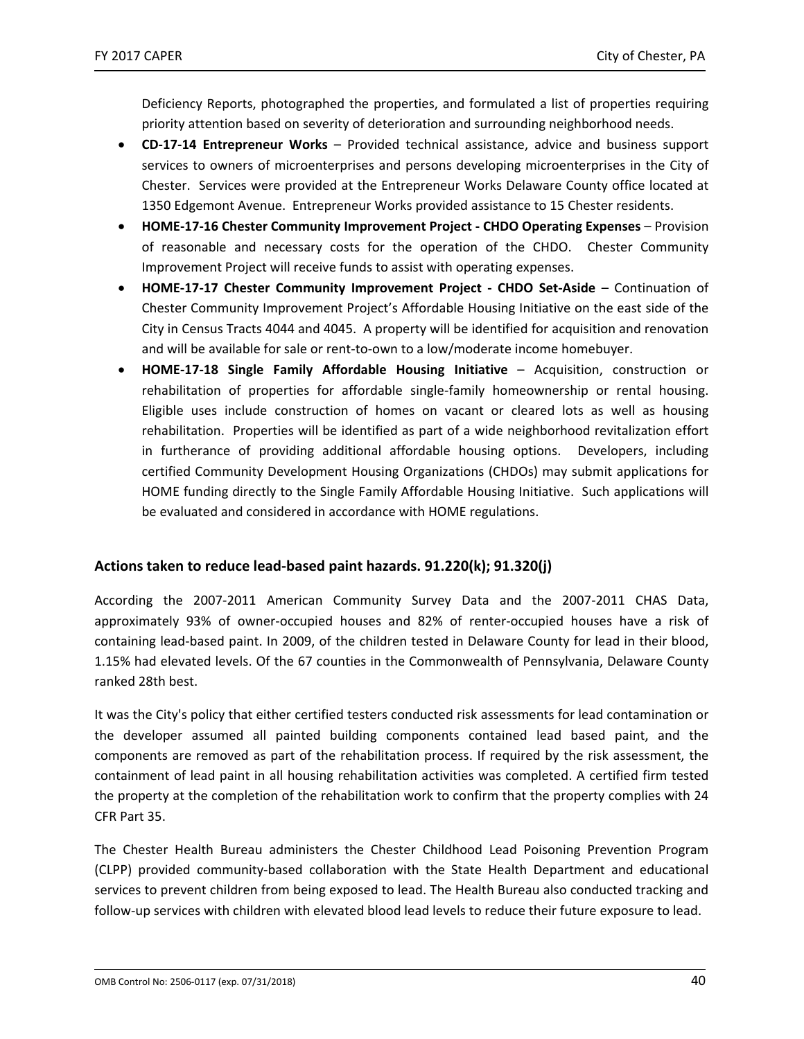Deficiency Reports, photographed the properties, and formulated a list of properties requiring priority attention based on severity of deterioration and surrounding neighborhood needs.

- **CD-17-14 Entrepreneur Works** – Provided technical assistance, advice and business support services to owners of microenterprises and persons developing microenterprises in the City of Chester. Services were provided at the Entrepreneur Works Delaware County office located at 1350 Edgemont Avenue. Entrepreneur Works provided assistance to 15 Chester residents.
- **HOME-17-16 Chester Community Improvement Project - CHDO Operating Expenses** – Provision of reasonable and necessary costs for the operation of the CHDO. Chester Community Improvement Project will receive funds to assist with operating expenses.
- **HOME-17-17 Chester Community Improvement Project - CHDO Set-Aside** – Continuation of Chester Community Improvement Project's Affordable Housing Initiative on the east side of the City in Census Tracts 4044 and 4045. A property will be identified for acquisition and renovation and will be available for sale or rent-to-own to a low/moderate income homebuyer.
- **HOME-17-18 Single Family Affordable Housing Initiative** – Acquisition, construction or rehabilitation of properties for affordable single-family homeownership or rental housing. Eligible uses include construction of homes on vacant or cleared lots as well as housing rehabilitation. Properties will be identified as part of a wide neighborhood revitalization effort in furtherance of providing additional affordable housing options. Developers, including certified Community Development Housing Organizations (CHDOs) may submit applications for HOME funding directly to the Single Family Affordable Housing Initiative. Such applications will be evaluated and considered in accordance with HOME regulations.

## Actions taken to reduce lead-based paint hazards. 91.220(k); 91.320(j)

According the 2007-2011 American Community Survey Data and the 2007-2011 CHAS Data, approximately 93% of owner-occupied houses and 82% of renter-occupied houses have a risk of containing lead-based paint. In 2009, of the children tested in Delaware County for lead in their blood, 1.15% had elevated levels. Of the 67 counties in the Commonwealth of Pennsylvania, Delaware County ranked 28th best.

It was the City's policy that either certified testers conducted risk assessments for lead contamination or the developer assumed all painted building components contained lead based paint, and the components are removed as part of the rehabilitation process. If required by the risk assessment, the containment of lead paint in all housing rehabilitation activities was completed. A certified firm tested the property at the completion of the rehabilitation work to confirm that the property complies with 24 CFR Part 35.

The Chester Health Bureau administers the Chester Childhood Lead Poisoning Prevention Program (CLPP) provided community-based collaboration with the State Health Department and educational services to prevent children from being exposed to lead. The Health Bureau also conducted tracking and follow-up services with children with elevated blood lead levels to reduce their future exposure to lead.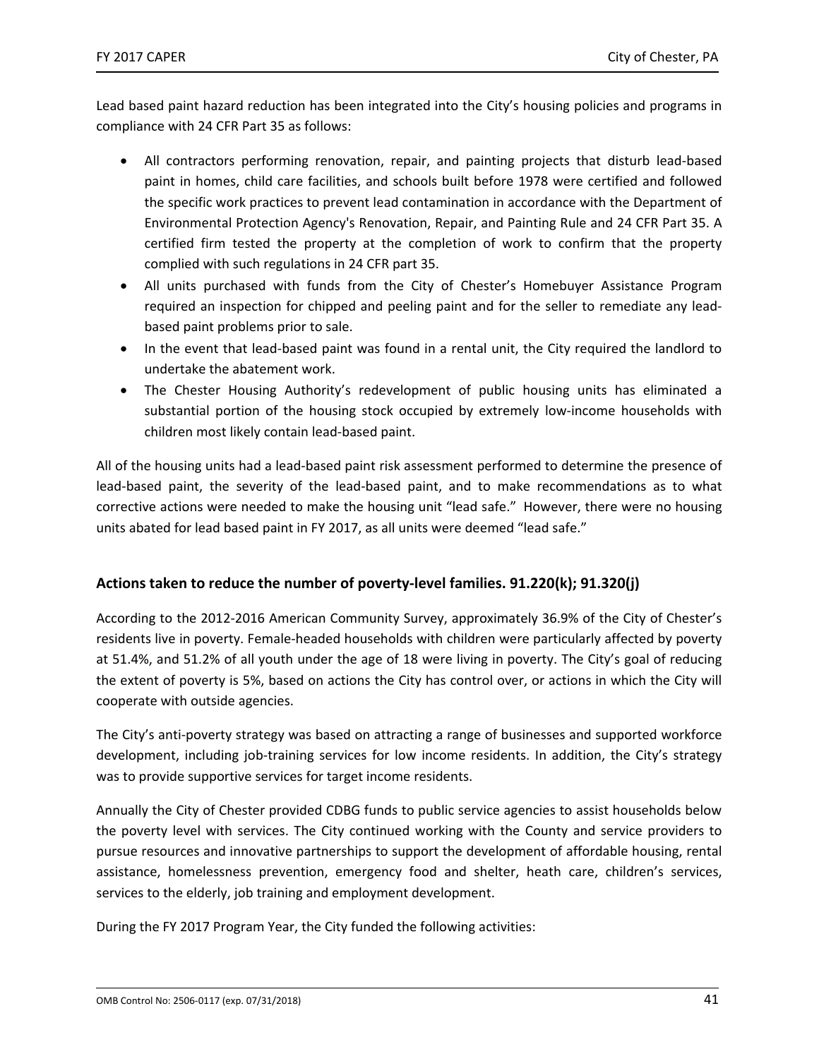Lead based paint hazard reduction has been integrated into the City's housing policies and programs in compliance with 24 CFR Part 35 as follows:

- All contractors performing renovation, repair, and painting projects that disturb lead-based paint in homes, child care facilities, and schools built before 1978 were certified and followed the specific work practices to prevent lead contamination in accordance with the Department of Environmental Protection Agency's Renovation, Repair, and Painting Rule and 24 CFR Part 35. A certified firm tested the property at the completion of work to confirm that the property complied with such regulations in 24 CFR part 35.
- All units purchased with funds from the City of Chester's Homebuyer Assistance Program required an inspection for chipped and peeling paint and for the seller to remediate any lead-based paint problems prior to sale.
- In the event that lead-based paint was found in a rental unit, the City required the landlord to undertake the abatement work.
- The Chester Housing Authority's redevelopment of public housing units has eliminated a substantial portion of the housing stock occupied by extremely low-income households with children most likely contain lead-based paint.

All of the housing units had a lead-based paint risk assessment performed to determine the presence of lead-based paint, the severity of the lead-based paint, and to make recommendations as to what corrective actions were needed to make the housing unit "lead safe." However, there were no housing units abated for lead based paint in FY 2017, as all units were deemed "lead safe."

## Actions taken to reduce the number of poverty-level families. 91.220(k); 91.320(j)

According to the 2012-2016 American Community Survey, approximately 36.9% of the City of Chester's residents live in poverty. Female-headed households with children were particularly affected by poverty at 51.4%, and 51.2% of all youth under the age of 18 were living in poverty. The City's goal of reducing the extent of poverty is 5%, based on actions the City has control over, or actions in which the City will cooperate with outside agencies.

The City's anti-poverty strategy was based on attracting a range of businesses and supported workforce development, including job-training services for low income residents. In addition, the City's strategy was to provide supportive services for target income residents.

Annually the City of Chester provided CDBG funds to public service agencies to assist households below the poverty level with services. The City continued working with the County and service providers to pursue resources and innovative partnerships to support the development of affordable housing, rental assistance, homelessness prevention, emergency food and shelter, heath care, children's services, services to the elderly, job training and employment development.

During the FY 2017 Program Year, the City funded the following activities: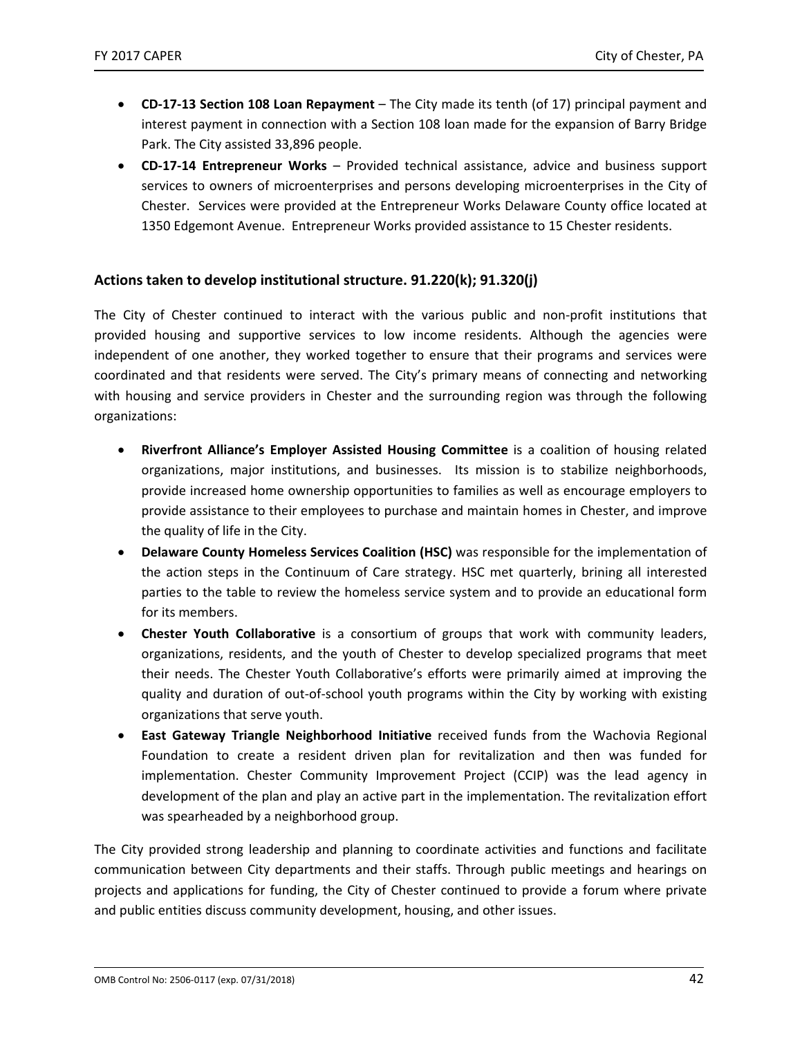- **CD-17-13 Section 108 Loan Repayment** – The City made its tenth (of 17) principal payment and interest payment in connection with a Section 108 loan made for the expansion of Barry Bridge Park. The City assisted 33,896 people.
- **CD-17-14 Entrepreneur Works** – Provided technical assistance, advice and business support services to owners of microenterprises and persons developing microenterprises in the City of Chester. Services were provided at the Entrepreneur Works Delaware County office located at 1350 Edgemont Avenue. Entrepreneur Works provided assistance to 15 Chester residents.

## Actions taken to develop institutional structure. 91.220(k); 91.320(j)

The City of Chester continued to interact with the various public and non-profit institutions that provided housing and supportive services to low income residents. Although the agencies were independent of one another, they worked together to ensure that their programs and services were coordinated and that residents were served. The City's primary means of connecting and networking with housing and service providers in Chester and the surrounding region was through the following organizations:

- **Riverfront Alliance's Employer Assisted Housing Committee** is a coalition of housing related organizations, major institutions, and businesses. Its mission is to stabilize neighborhoods, provide increased home ownership opportunities to families as well as encourage employers to provide assistance to their employees to purchase and maintain homes in Chester, and improve the quality of life in the City.
- **Delaware County Homeless Services Coalition (HSC)** was responsible for the implementation of the action steps in the Continuum of Care strategy. HSC met quarterly, brining all interested parties to the table to review the homeless service system and to provide an educational form for its members.
- **Chester Youth Collaborative** is a consortium of groups that work with community leaders, organizations, residents, and the youth of Chester to develop specialized programs that meet their needs. The Chester Youth Collaborative's efforts were primarily aimed at improving the quality and duration of out-of-school youth programs within the City by working with existing organizations that serve youth.
- **East Gateway Triangle Neighborhood Initiative** received funds from the Wachovia Regional Foundation to create a resident driven plan for revitalization and then was funded for implementation. Chester Community Improvement Project (CCIP) was the lead agency in development of the plan and play an active part in the implementation. The revitalization effort was spearheaded by a neighborhood group.

The City provided strong leadership and planning to coordinate activities and functions and facilitate communication between City departments and their staffs. Through public meetings and hearings on projects and applications for funding, the City of Chester continued to provide a forum where private and public entities discuss community development, housing, and other issues.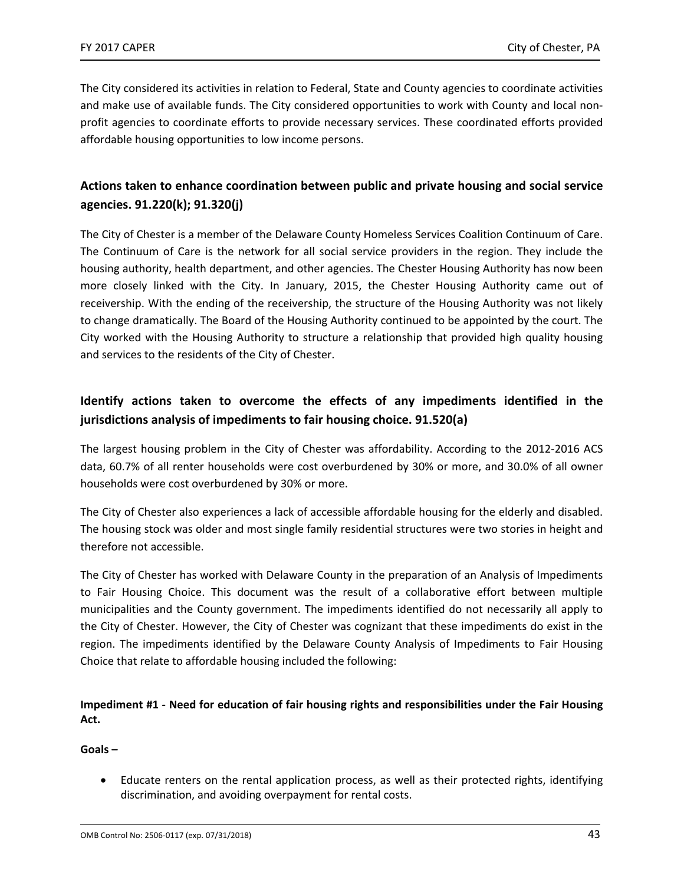The City considered its activities in relation to Federal, State and County agencies to coordinate activities and make use of available funds. The City considered opportunities to work with County and local non-profit agencies to coordinate efforts to provide necessary services. These coordinated efforts provided affordable housing opportunities to low income persons.

## Actions taken to enhance coordination between public and private housing and social service agencies. 91.220(k); 91.320(j)

The City of Chester is a member of the Delaware County Homeless Services Coalition Continuum of Care. The Continuum of Care is the network for all social service providers in the region. They include the housing authority, health department, and other agencies. The Chester Housing Authority has now been more closely linked with the City. In January, 2015, the Chester Housing Authority came out of receivership. With the ending of the receivership, the structure of the Housing Authority was not likely to change dramatically. The Board of the Housing Authority continued to be appointed by the court. The City worked with the Housing Authority to structure a relationship that provided high quality housing and services to the residents of the City of Chester.

## Identify actions taken to overcome the effects of any impediments identified in the jurisdictions analysis of impediments to fair housing choice. 91.520(a)

The largest housing problem in the City of Chester was affordability. According to the 2012-2016 ACS data, 60.7% of all renter households were cost overburdened by 30% or more, and 30.0% of all owner households were cost overburdened by 30% or more.

The City of Chester also experiences a lack of accessible affordable housing for the elderly and disabled. The housing stock was older and most single family residential structures were two stories in height and therefore not accessible.

The City of Chester has worked with Delaware County in the preparation of an Analysis of Impediments to Fair Housing Choice. This document was the result of a collaborative effort between multiple municipalities and the County government. The impediments identified do not necessarily all apply to the City of Chester. However, the City of Chester was cognizant that these impediments do exist in the region. The impediments identified by the Delaware County Analysis of Impediments to Fair Housing Choice that relate to affordable housing included the following:

**Impediment #1 - Need for education of fair housing rights and responsibilities under the Fair Housing Act.**

**Goals –**

- Educate renters on the rental application process, as well as their protected rights, identifying discrimination, and avoiding overpayment for rental costs.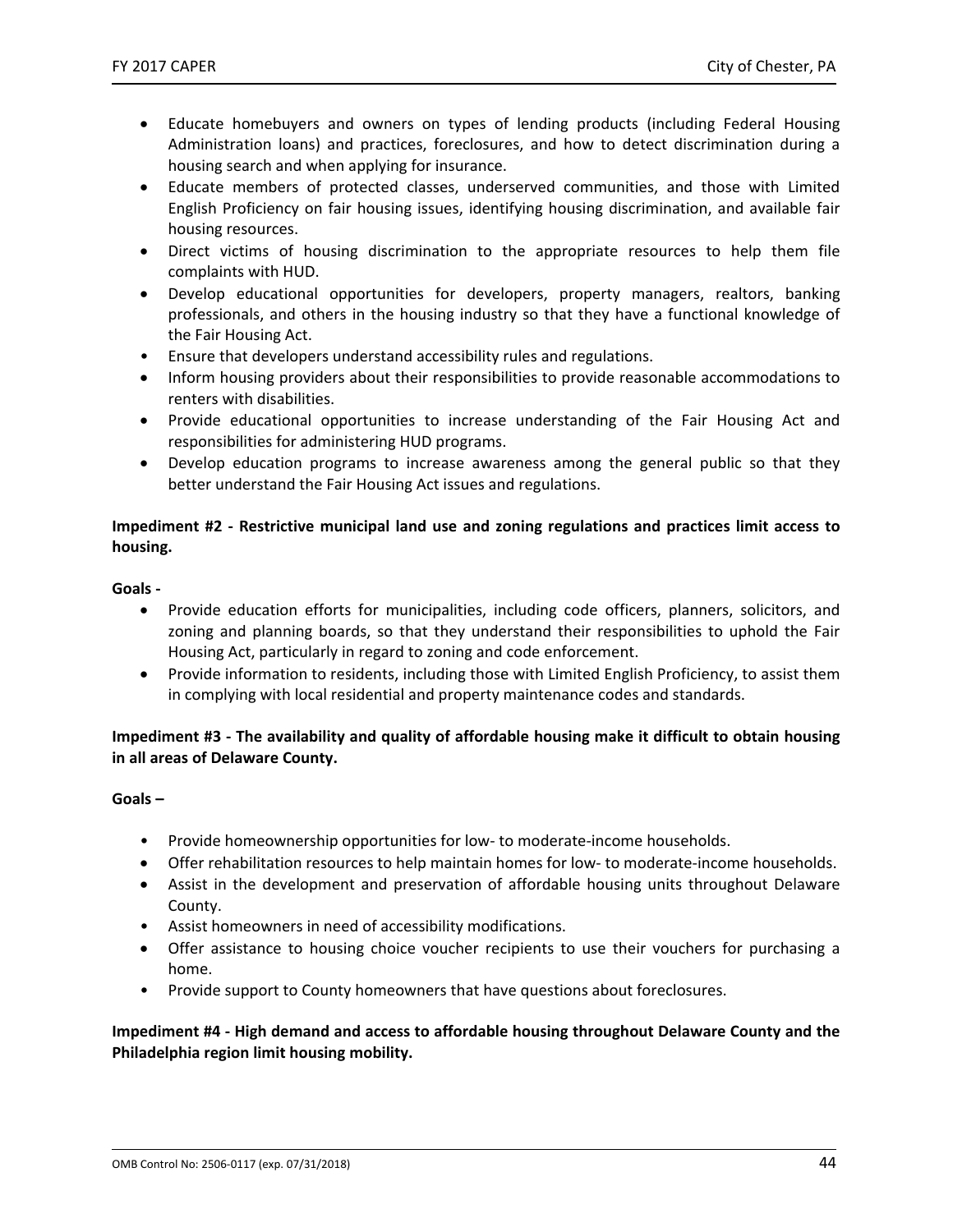- Educate homebuyers and owners on types of lending products (including Federal Housing Administration loans) and practices, foreclosures, and how to detect discrimination during a housing search and when applying for insurance.
- Educate members of protected classes, underserved communities, and those with Limited English Proficiency on fair housing issues, identifying housing discrimination, and available fair housing resources.
- Direct victims of housing discrimination to the appropriate resources to help them file complaints with HUD.
- Develop educational opportunities for developers, property managers, realtors, banking professionals, and others in the housing industry so that they have a functional knowledge of the Fair Housing Act.
- Ensure that developers understand accessibility rules and regulations.
- Inform housing providers about their responsibilities to provide reasonable accommodations to renters with disabilities.
- Provide educational opportunities to increase understanding of the Fair Housing Act and responsibilities for administering HUD programs.
- Develop education programs to increase awareness among the general public so that they better understand the Fair Housing Act issues and regulations.

**Impediment #2 - Restrictive municipal land use and zoning regulations and practices limit access to housing.**

**Goals -**

- Provide education efforts for municipalities, including code officers, planners, solicitors, and zoning and planning boards, so that they understand their responsibilities to uphold the Fair Housing Act, particularly in regard to zoning and code enforcement.
- Provide information to residents, including those with Limited English Proficiency, to assist them in complying with local residential and property maintenance codes and standards.

**Impediment #3 - The availability and quality of affordable housing make it difficult to obtain housing in all areas of Delaware County.**

**Goals –**

- Provide homeownership opportunities for low- to moderate-income households.
- Offer rehabilitation resources to help maintain homes for low- to moderate-income households.
- Assist in the development and preservation of affordable housing units throughout Delaware County.
- Assist homeowners in need of accessibility modifications.
- Offer assistance to housing choice voucher recipients to use their vouchers for purchasing a home.
- Provide support to County homeowners that have questions about foreclosures.

**Impediment #4 - High demand and access to affordable housing throughout Delaware County and the Philadelphia region limit housing mobility.**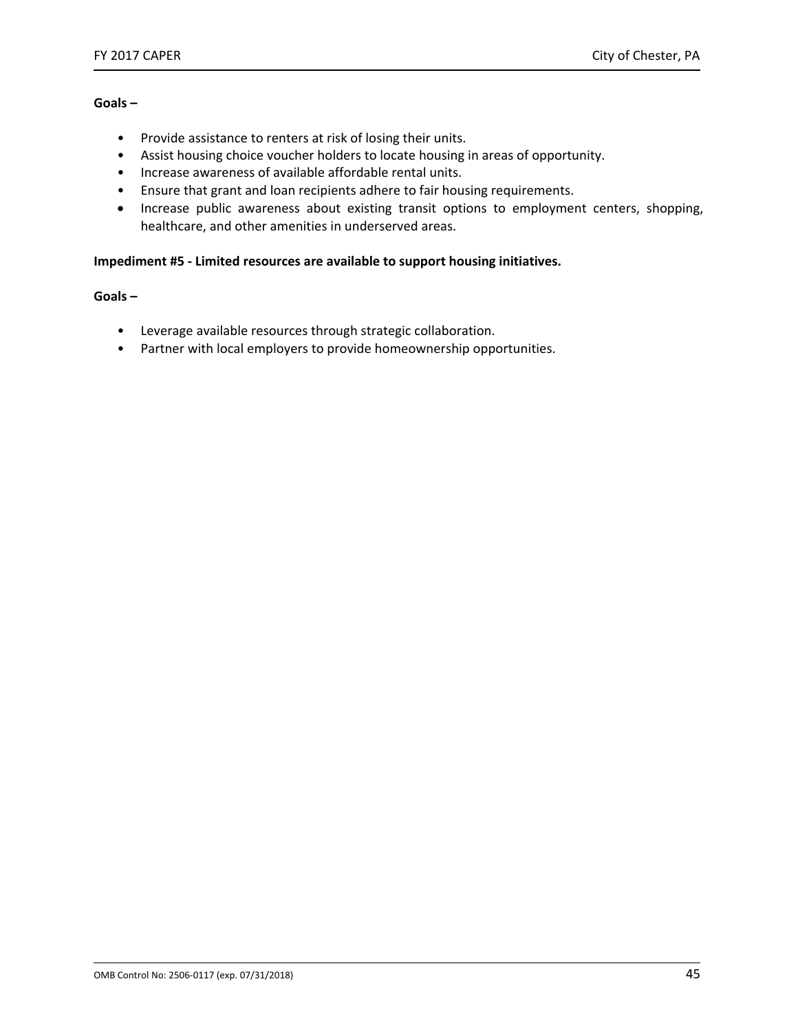**Goals –**

- Provide assistance to renters at risk of losing their units.
- Assist housing choice voucher holders to locate housing in areas of opportunity.
- Increase awareness of available affordable rental units.
- Ensure that grant and loan recipients adhere to fair housing requirements.
- Increase public awareness about existing transit options to employment centers, shopping, healthcare, and other amenities in underserved areas.

**Impediment #5 - Limited resources are available to support housing initiatives.**

**Goals –**

- Leverage available resources through strategic collaboration.
- Partner with local employers to provide homeownership opportunities.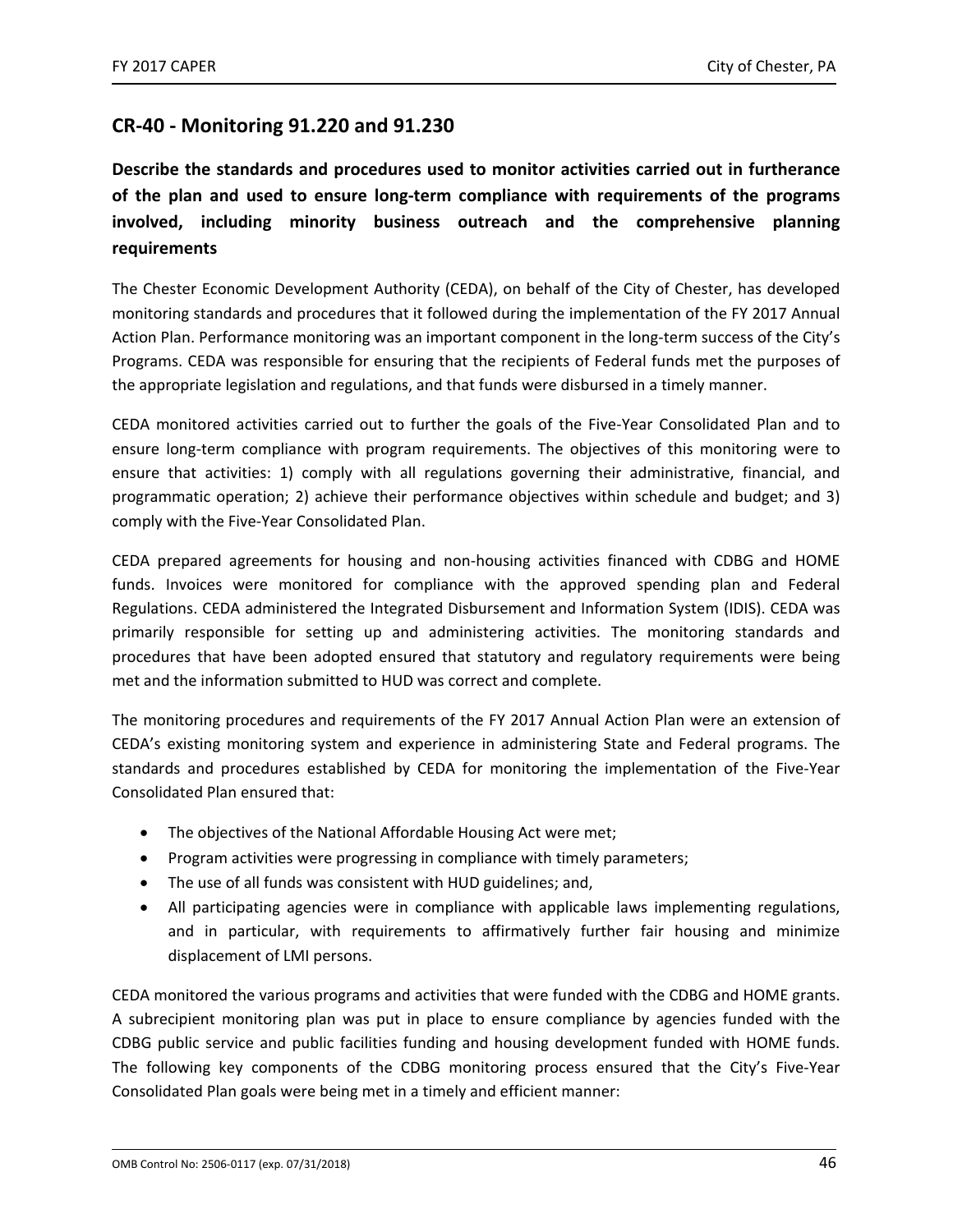## CR-40 - Monitoring 91.220 and 91.230

### Describe the standards and procedures used to monitor activities carried out in furtherance of the plan and used to ensure long-term compliance with requirements of the programs involved, including minority business outreach and the comprehensive planning requirements

The Chester Economic Development Authority (CEDA), on behalf of the City of Chester, has developed monitoring standards and procedures that it followed during the implementation of the FY 2017 Annual Action Plan. Performance monitoring was an important component in the long-term success of the City's Programs. CEDA was responsible for ensuring that the recipients of Federal funds met the purposes of the appropriate legislation and regulations, and that funds were disbursed in a timely manner.

CEDA monitored activities carried out to further the goals of the Five-Year Consolidated Plan and to ensure long-term compliance with program requirements. The objectives of this monitoring were to ensure that activities: 1) comply with all regulations governing their administrative, financial, and programmatic operation; 2) achieve their performance objectives within schedule and budget; and 3) comply with the Five-Year Consolidated Plan.

CEDA prepared agreements for housing and non-housing activities financed with CDBG and HOME funds. Invoices were monitored for compliance with the approved spending plan and Federal Regulations. CEDA administered the Integrated Disbursement and Information System (IDIS). CEDA was primarily responsible for setting up and administering activities. The monitoring standards and procedures that have been adopted ensured that statutory and regulatory requirements were being met and the information submitted to HUD was correct and complete.

The monitoring procedures and requirements of the FY 2017 Annual Action Plan were an extension of CEDA's existing monitoring system and experience in administering State and Federal programs. The standards and procedures established by CEDA for monitoring the implementation of the Five-Year Consolidated Plan ensured that:

- The objectives of the National Affordable Housing Act were met;
- Program activities were progressing in compliance with timely parameters;
- The use of all funds was consistent with HUD guidelines; and,
- All participating agencies were in compliance with applicable laws implementing regulations, and in particular, with requirements to affirmatively further fair housing and minimize displacement of LMI persons.

CEDA monitored the various programs and activities that were funded with the CDBG and HOME grants. A subrecipient monitoring plan was put in place to ensure compliance by agencies funded with the CDBG public service and public facilities funding and housing development funded with HOME funds. The following key components of the CDBG monitoring process ensured that the City's Five-Year Consolidated Plan goals were being met in a timely and efficient manner: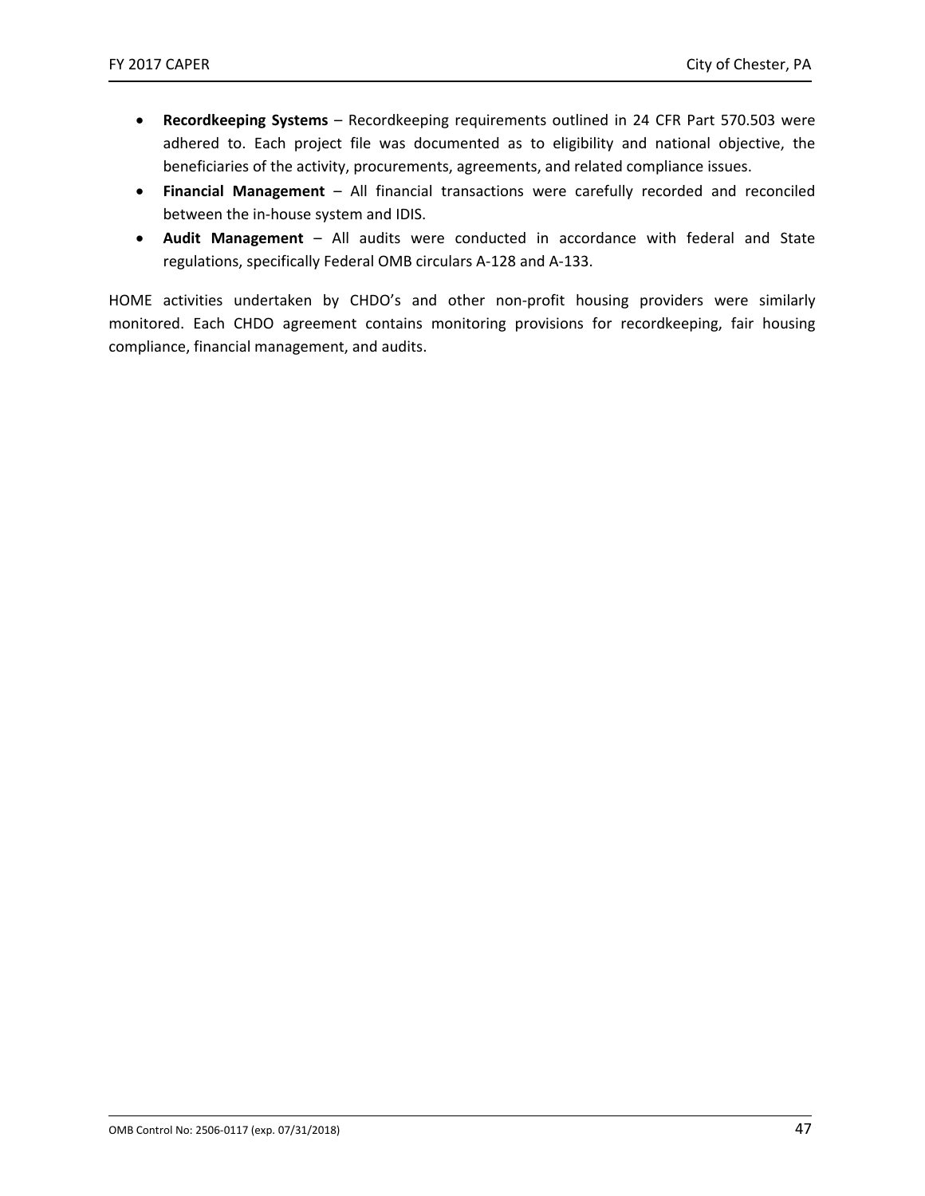- **Recordkeeping Systems** – Recordkeeping requirements outlined in 24 CFR Part 570.503 were adhered to. Each project file was documented as to eligibility and national objective, the beneficiaries of the activity, procurements, agreements, and related compliance issues.
- **Financial Management** – All financial transactions were carefully recorded and reconciled between the in-house system and IDIS.
- **Audit Management** – All audits were conducted in accordance with federal and State regulations, specifically Federal OMB circulars A-128 and A-133.

HOME activities undertaken by CHDO's and other non-profit housing providers were similarly monitored. Each CHDO agreement contains monitoring provisions for recordkeeping, fair housing compliance, financial management, and audits.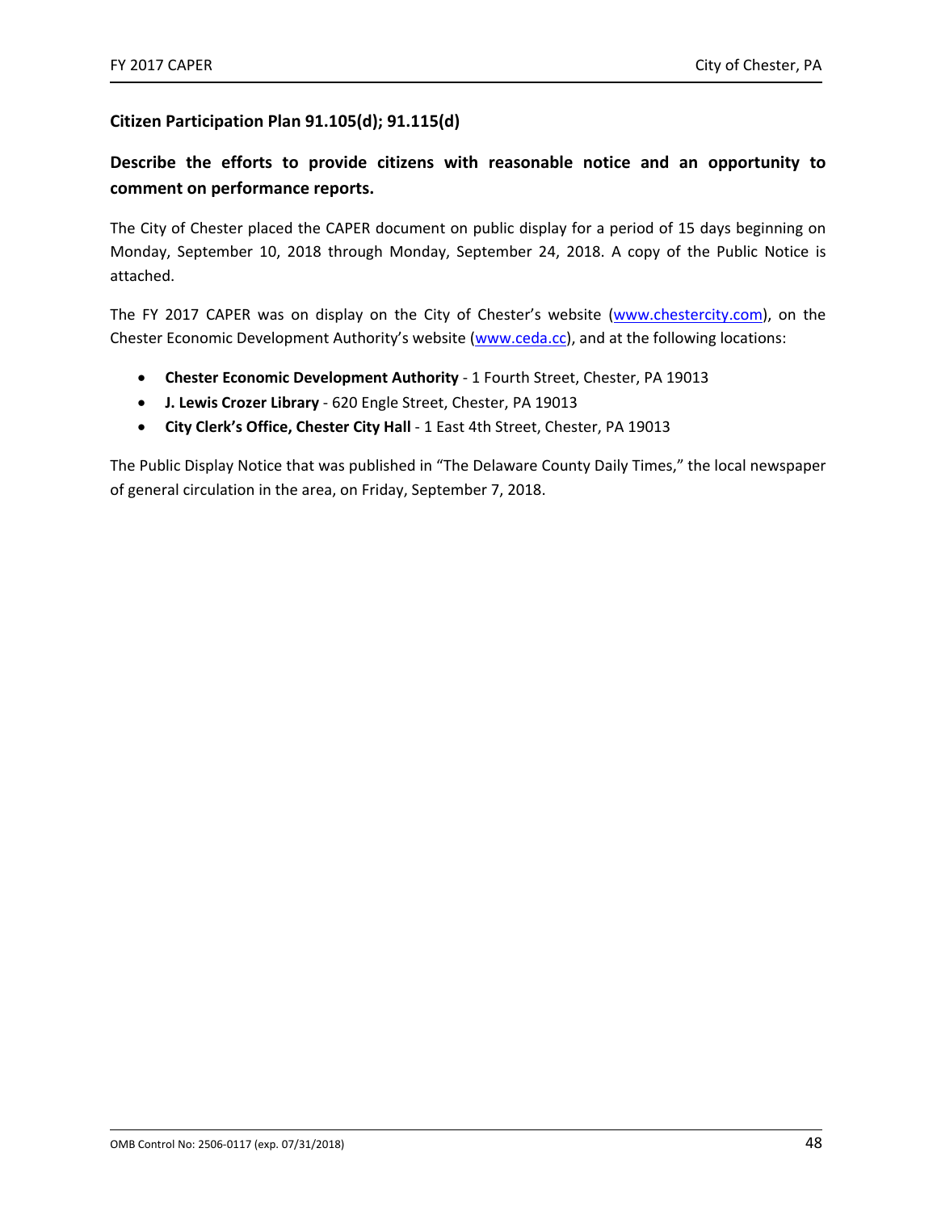## Citizen Participation Plan 91.105(d); 91.115(d)

### Describe the efforts to provide citizens with reasonable notice and an opportunity to comment on performance reports.

The City of Chester placed the CAPER document on public display for a period of 15 days beginning on Monday, September 10, 2018 through Monday, September 24, 2018. A copy of the Public Notice is attached.

The FY 2017 CAPER was on display on the City of Chester's website (www.chestercity.com), on the Chester Economic Development Authority's website (www.ceda.cc), and at the following locations:

- **Chester Economic Development Authority** - 1 Fourth Street, Chester, PA 19013
- **J. Lewis Crozer Library** - 620 Engle Street, Chester, PA 19013
- **City Clerk's Office, Chester City Hall** - 1 East 4th Street, Chester, PA 19013

The Public Display Notice that was published in "The Delaware County Daily Times," the local newspaper of general circulation in the area, on Friday, September 7, 2018.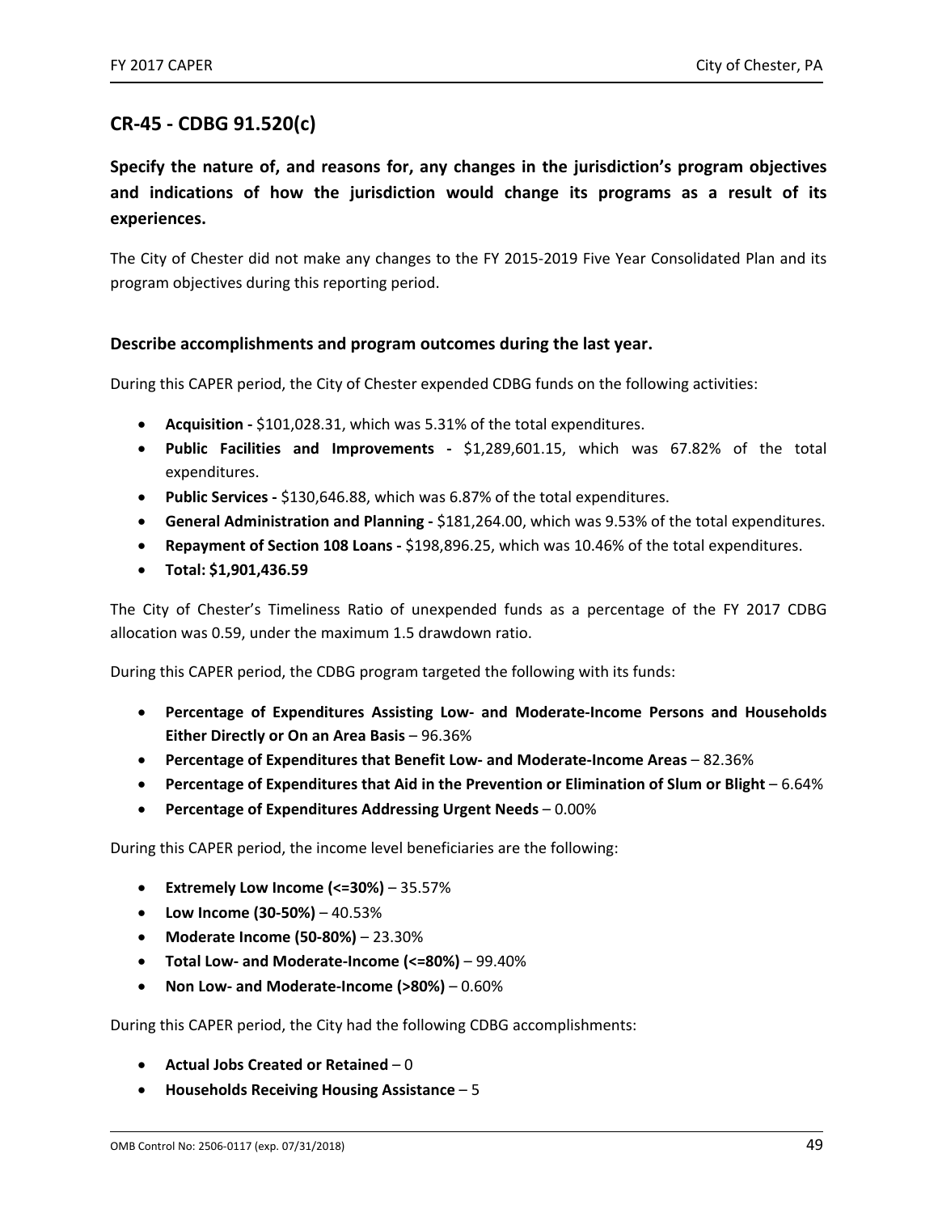## CR-45 - CDBG 91.520(c)

### Specify the nature of, and reasons for, any changes in the jurisdiction's program objectives and indications of how the jurisdiction would change its programs as a result of its experiences.

The City of Chester did not make any changes to the FY 2015-2019 Five Year Consolidated Plan and its program objectives during this reporting period.

#### Describe accomplishments and program outcomes during the last year.

During this CAPER period, the City of Chester expended CDBG funds on the following activities:

- **Acquisition -** $101,028.31, which was 5.31% of the total expenditures.
- **Public Facilities and Improvements -** $1,289,601.15, which was 67.82% of the total expenditures.
- **Public Services -** $130,646.88, which was 6.87% of the total expenditures.
- **General Administration and Planning -** $181,264.00, which was 9.53% of the total expenditures.
- **Repayment of Section 108 Loans -** $198,896.25, which was 10.46% of the total expenditures.
- **Total: $1,901,436.59**

The City of Chester's Timeliness Ratio of unexpended funds as a percentage of the FY 2017 CDBG allocation was 0.59, under the maximum 1.5 drawdown ratio.

During this CAPER period, the CDBG program targeted the following with its funds:

- **Percentage of Expenditures Assisting Low- and Moderate-Income Persons and Households Either Directly or On an Area Basis** – 96.36%
- **Percentage of Expenditures that Benefit Low- and Moderate-Income Areas** – 82.36%
- **Percentage of Expenditures that Aid in the Prevention or Elimination of Slum or Blight** – 6.64%
- **Percentage of Expenditures Addressing Urgent Needs** – 0.00%

During this CAPER period, the income level beneficiaries are the following:

- **Extremely Low Income (<=30%)** – 35.57%
- **Low Income (30-50%)** – 40.53%
- **Moderate Income (50-80%)** – 23.30%
- **Total Low- and Moderate-Income (<=80%)** – 99.40%
- **Non Low- and Moderate-Income (>80%)** – 0.60%

During this CAPER period, the City had the following CDBG accomplishments:

- **Actual Jobs Created or Retained** – 0
- **Households Receiving Housing Assistance** – 5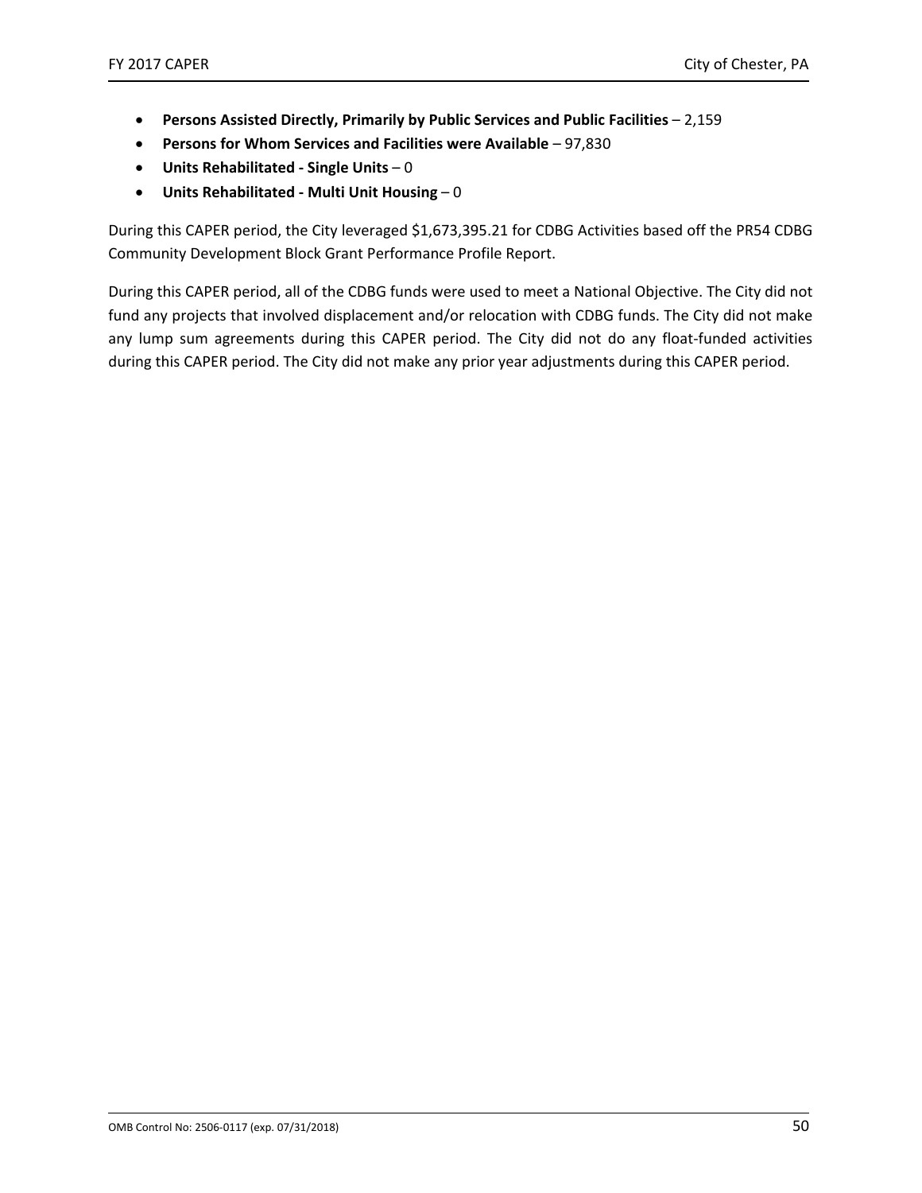- **Persons Assisted Directly, Primarily by Public Services and Public Facilities** – 2,159
- **Persons for Whom Services and Facilities were Available** – 97,830
- **Units Rehabilitated - Single Units** – 0
- **Units Rehabilitated - Multi Unit Housing** – 0

During this CAPER period, the City leveraged $1,673,395.21 for CDBG Activities based off the PR54 CDBG Community Development Block Grant Performance Profile Report.

During this CAPER period, all of the CDBG funds were used to meet a National Objective. The City did not fund any projects that involved displacement and/or relocation with CDBG funds. The City did not make any lump sum agreements during this CAPER period. The City did not do any float-funded activities during this CAPER period. The City did not make any prior year adjustments during this CAPER period.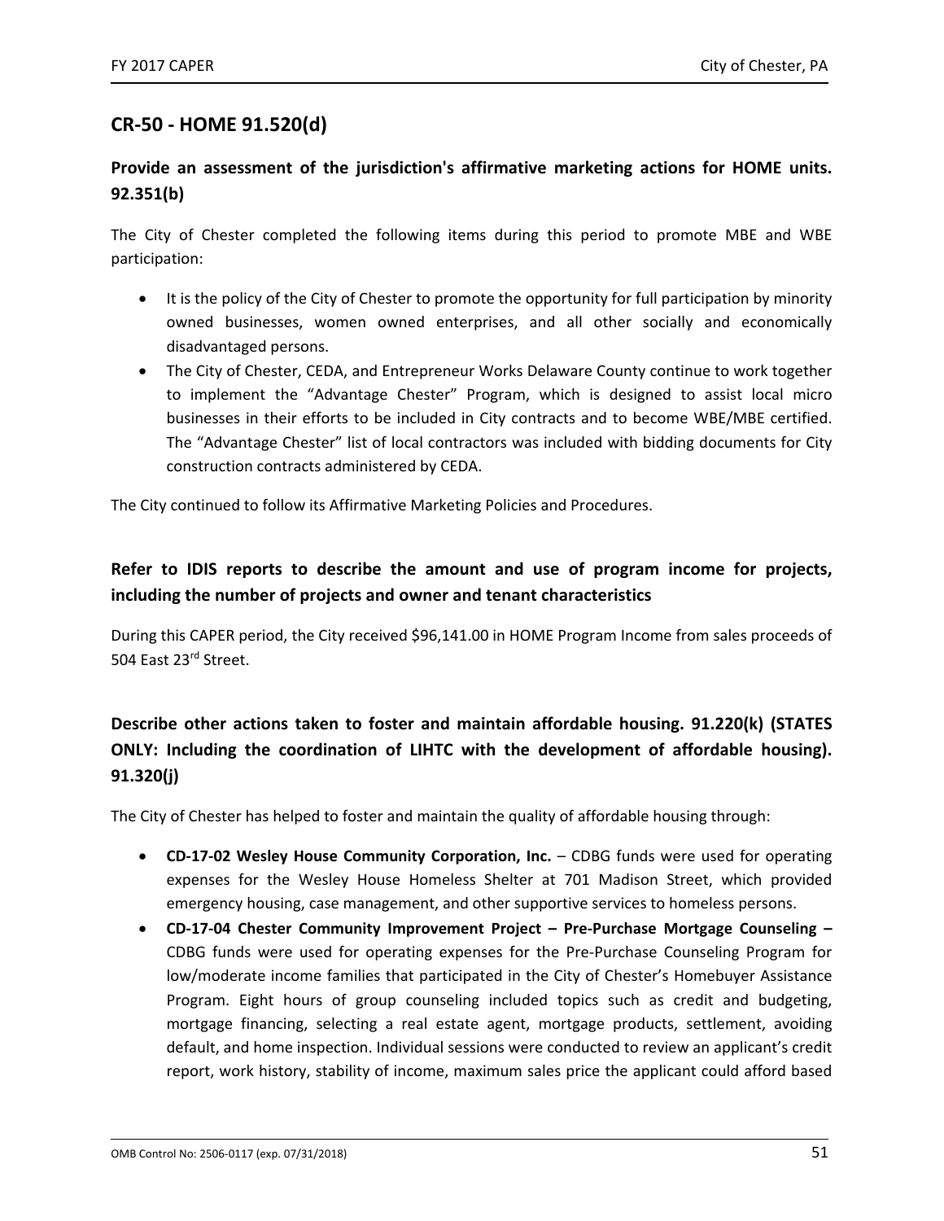## CR-50 - HOME 91.520(d)

### Provide an assessment of the jurisdiction's affirmative marketing actions for HOME units. 92.351(b)

The City of Chester completed the following items during this period to promote MBE and WBE participation:

- It is the policy of the City of Chester to promote the opportunity for full participation by minority owned businesses, women owned enterprises, and all other socially and economically disadvantaged persons.
- The City of Chester, CEDA, and Entrepreneur Works Delaware County continue to work together to implement the "Advantage Chester" Program, which is designed to assist local micro businesses in their efforts to be included in City contracts and to become WBE/MBE certified. The "Advantage Chester" list of local contractors was included with bidding documents for City construction contracts administered by CEDA.

The City continued to follow its Affirmative Marketing Policies and Procedures.

### Refer to IDIS reports to describe the amount and use of program income for projects, including the number of projects and owner and tenant characteristics

During this CAPER period, the City received $96,141.00 in HOME Program Income from sales proceeds of 504 East 23rd Street.

### Describe other actions taken to foster and maintain affordable housing. 91.220(k) (STATES ONLY: Including the coordination of LIHTC with the development of affordable housing). 91.320(j)

The City of Chester has helped to foster and maintain the quality of affordable housing through:

- **CD-17-02 Wesley House Community Corporation, Inc.** – CDBG funds were used for operating expenses for the Wesley House Homeless Shelter at 701 Madison Street, which provided emergency housing, case management, and other supportive services to homeless persons.
- **CD-17-04 Chester Community Improvement Project – Pre-Purchase Mortgage Counseling –** CDBG funds were used for operating expenses for the Pre-Purchase Counseling Program for low/moderate income families that participated in the City of Chester's Homebuyer Assistance Program. Eight hours of group counseling included topics such as credit and budgeting, mortgage financing, selecting a real estate agent, mortgage products, settlement, avoiding default, and home inspection. Individual sessions were conducted to review an applicant's credit report, work history, stability of income, maximum sales price the applicant could afford based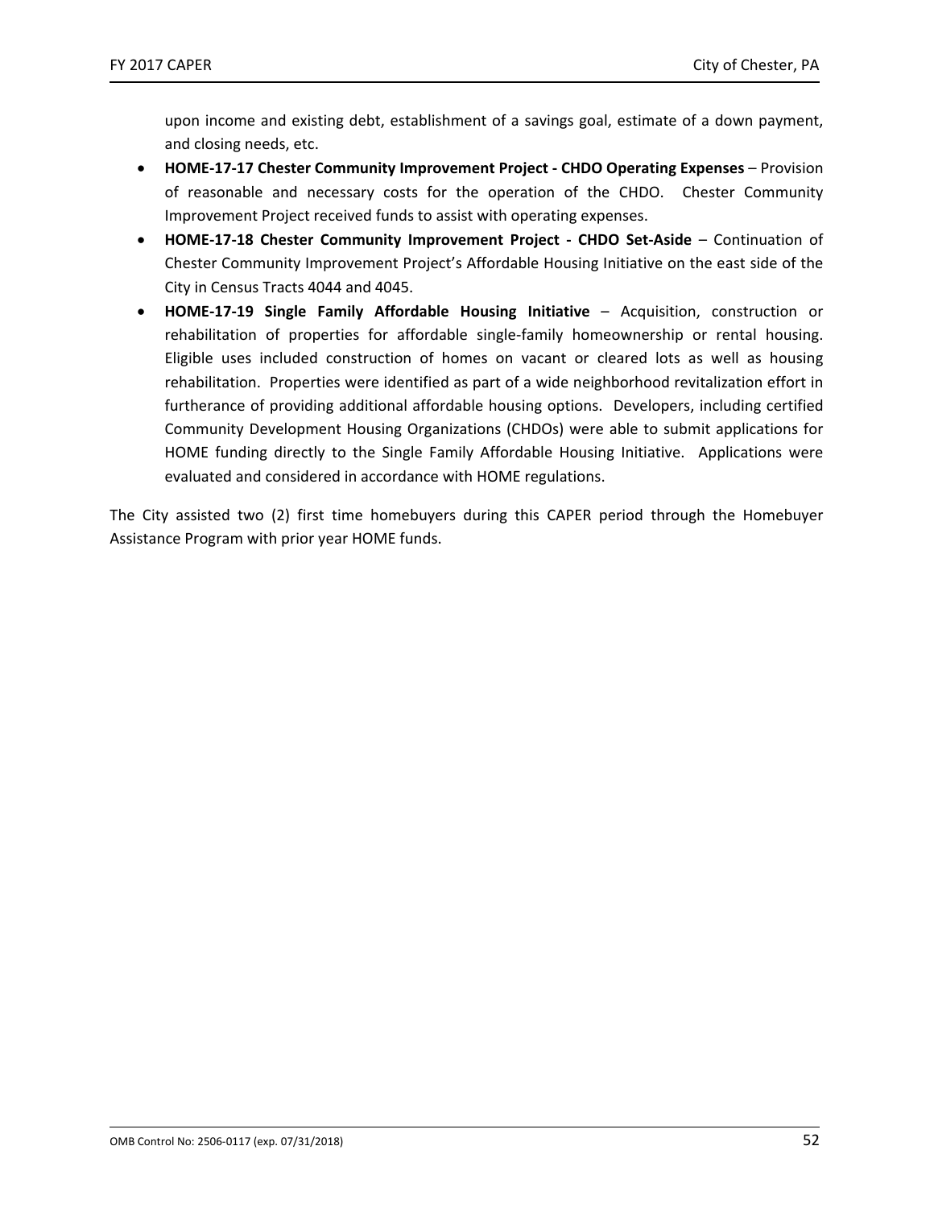upon income and existing debt, establishment of a savings goal, estimate of a down payment, and closing needs, etc.

- **HOME-17-17 Chester Community Improvement Project - CHDO Operating Expenses** – Provision of reasonable and necessary costs for the operation of the CHDO. Chester Community Improvement Project received funds to assist with operating expenses.
- **HOME-17-18 Chester Community Improvement Project - CHDO Set-Aside** – Continuation of Chester Community Improvement Project's Affordable Housing Initiative on the east side of the City in Census Tracts 4044 and 4045.
- **HOME-17-19 Single Family Affordable Housing Initiative** – Acquisition, construction or rehabilitation of properties for affordable single-family homeownership or rental housing. Eligible uses included construction of homes on vacant or cleared lots as well as housing rehabilitation. Properties were identified as part of a wide neighborhood revitalization effort in furtherance of providing additional affordable housing options. Developers, including certified Community Development Housing Organizations (CHDOs) were able to submit applications for HOME funding directly to the Single Family Affordable Housing Initiative. Applications were evaluated and considered in accordance with HOME regulations.

The City assisted two (2) first time homebuyers during this CAPER period through the Homebuyer Assistance Program with prior year HOME funds.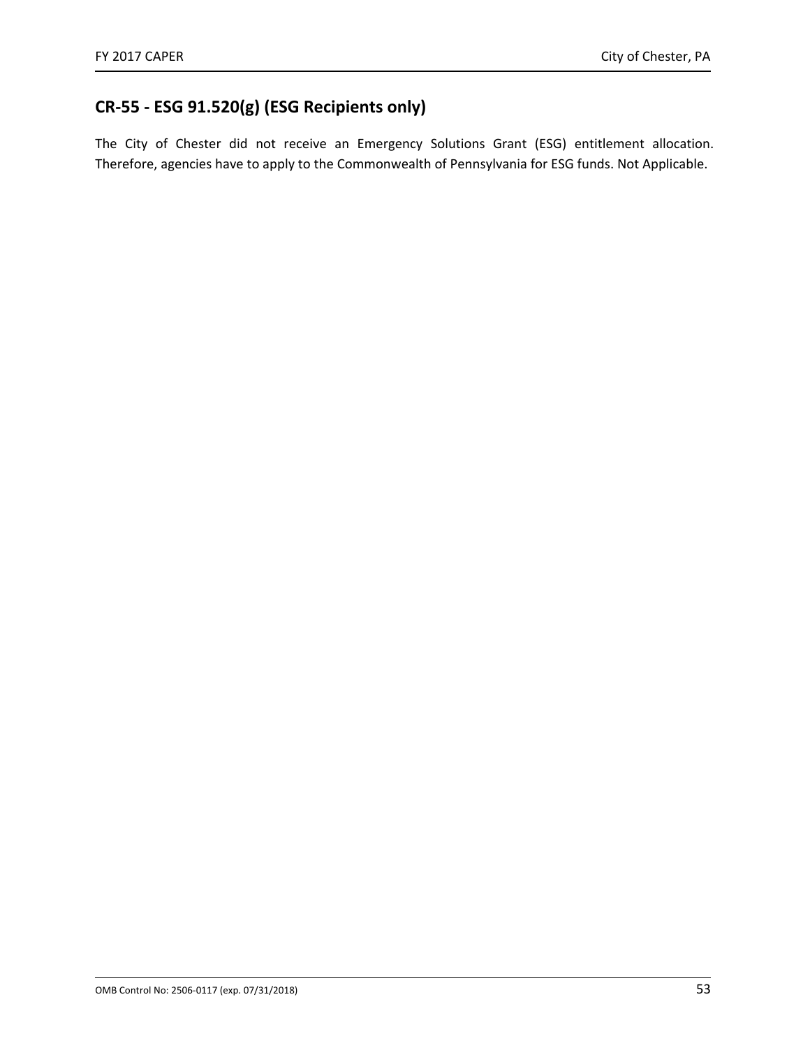## CR-55 - ESG 91.520(g) (ESG Recipients only)

The City of Chester did not receive an Emergency Solutions Grant (ESG) entitlement allocation. Therefore, agencies have to apply to the Commonwealth of Pennsylvania for ESG funds. Not Applicable.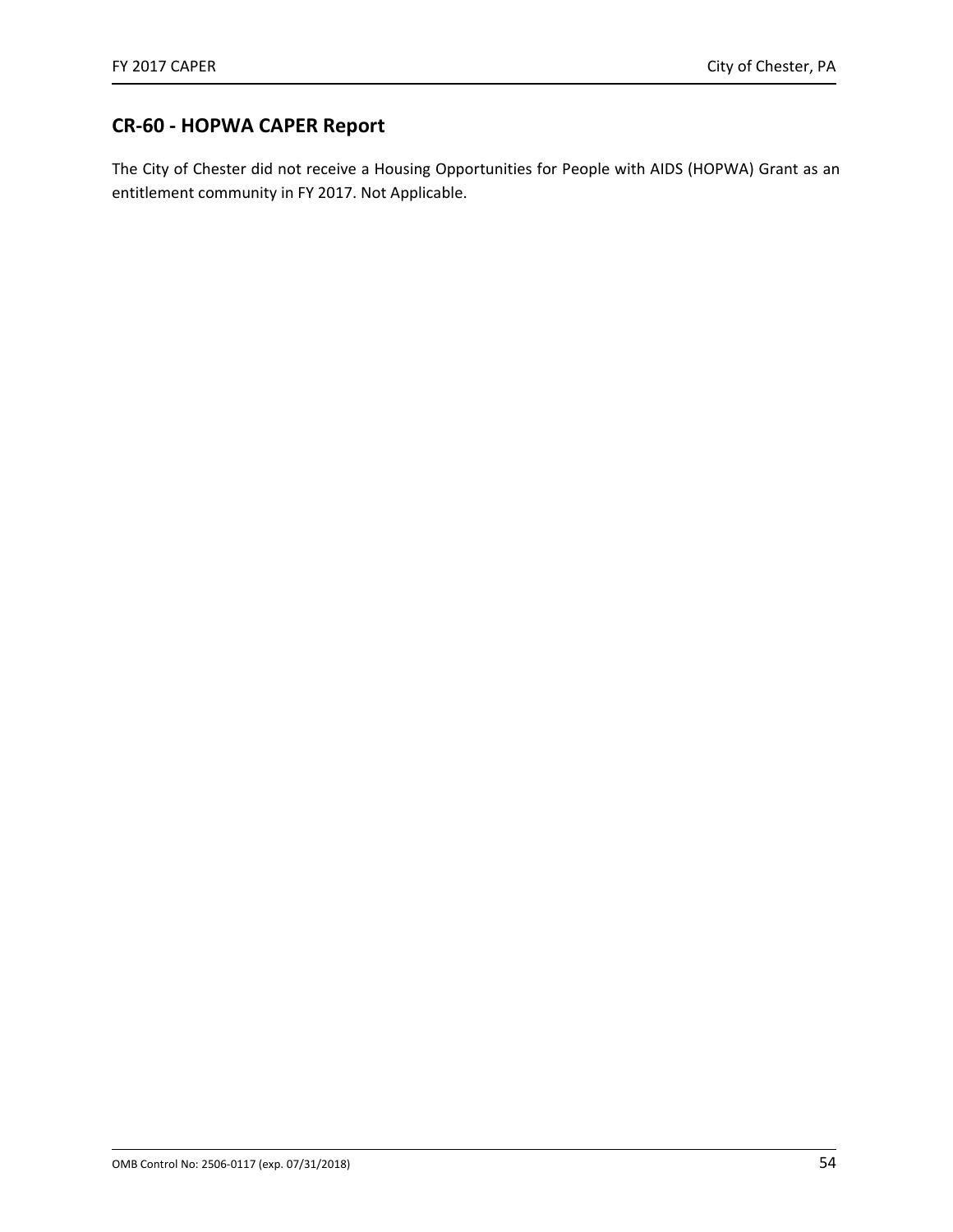## CR-60 - HOPWA CAPER Report

The City of Chester did not receive a Housing Opportunities for People with AIDS (HOPWA) Grant as an entitlement community in FY 2017. Not Applicable.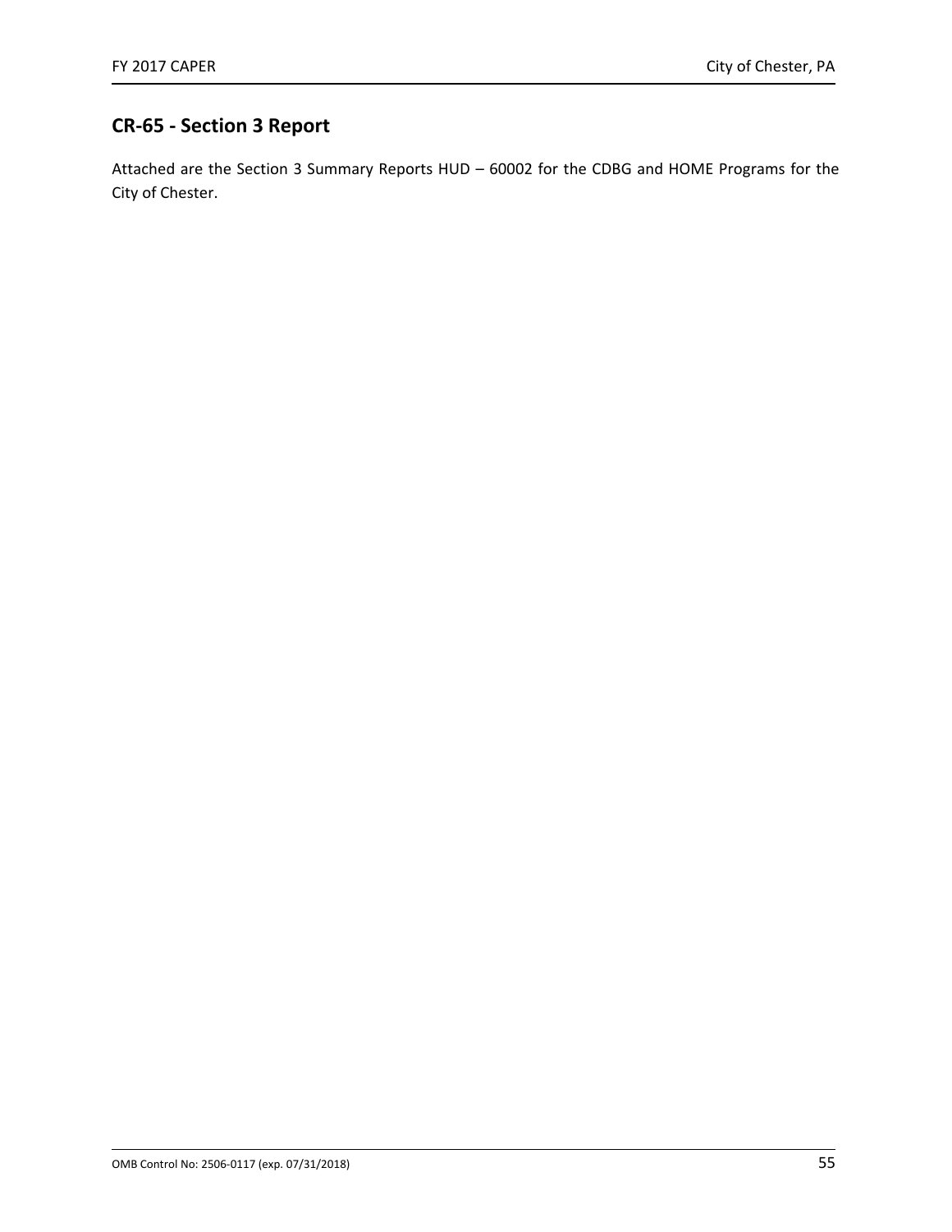## CR-65 - Section 3 Report

Attached are the Section 3 Summary Reports HUD – 60002 for the CDBG and HOME Programs for the City of Chester.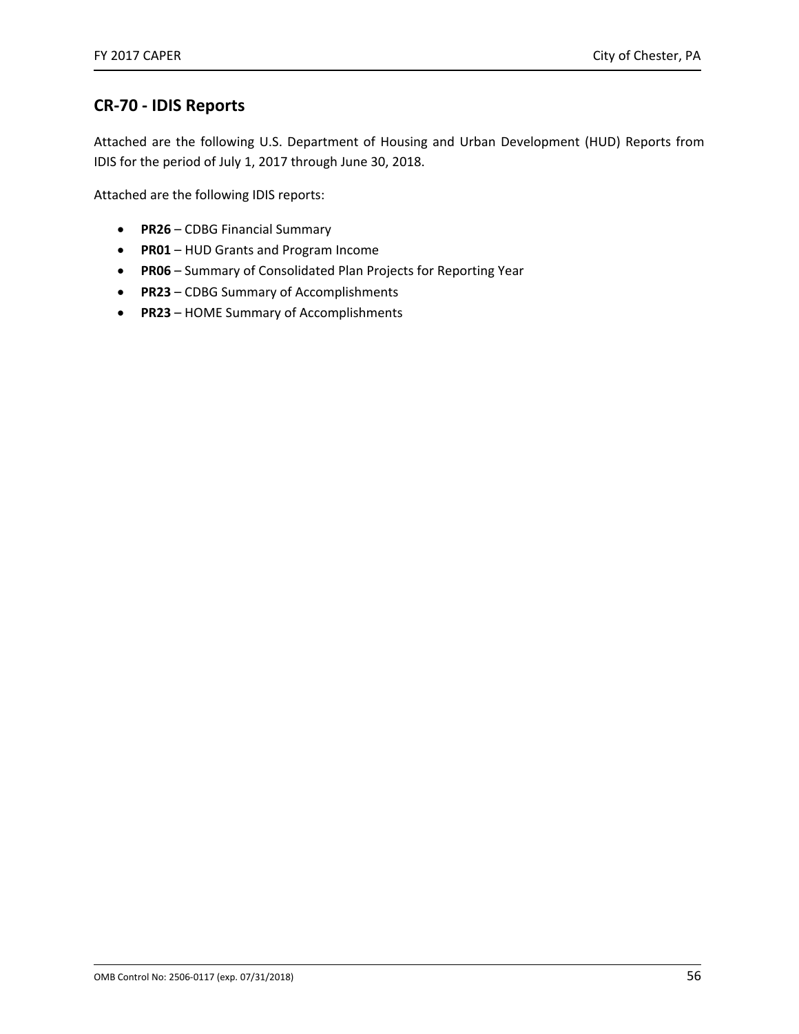## CR-70 - IDIS Reports

Attached are the following U.S. Department of Housing and Urban Development (HUD) Reports from IDIS for the period of July 1, 2017 through June 30, 2018.

Attached are the following IDIS reports:

- **PR26** – CDBG Financial Summary
- **PR01** – HUD Grants and Program Income
- **PR06** – Summary of Consolidated Plan Projects for Reporting Year
- **PR23** – CDBG Summary of Accomplishments
- **PR23** – HOME Summary of Accomplishments

OMB Control No: 2506-0117 (exp. 07/31/2018)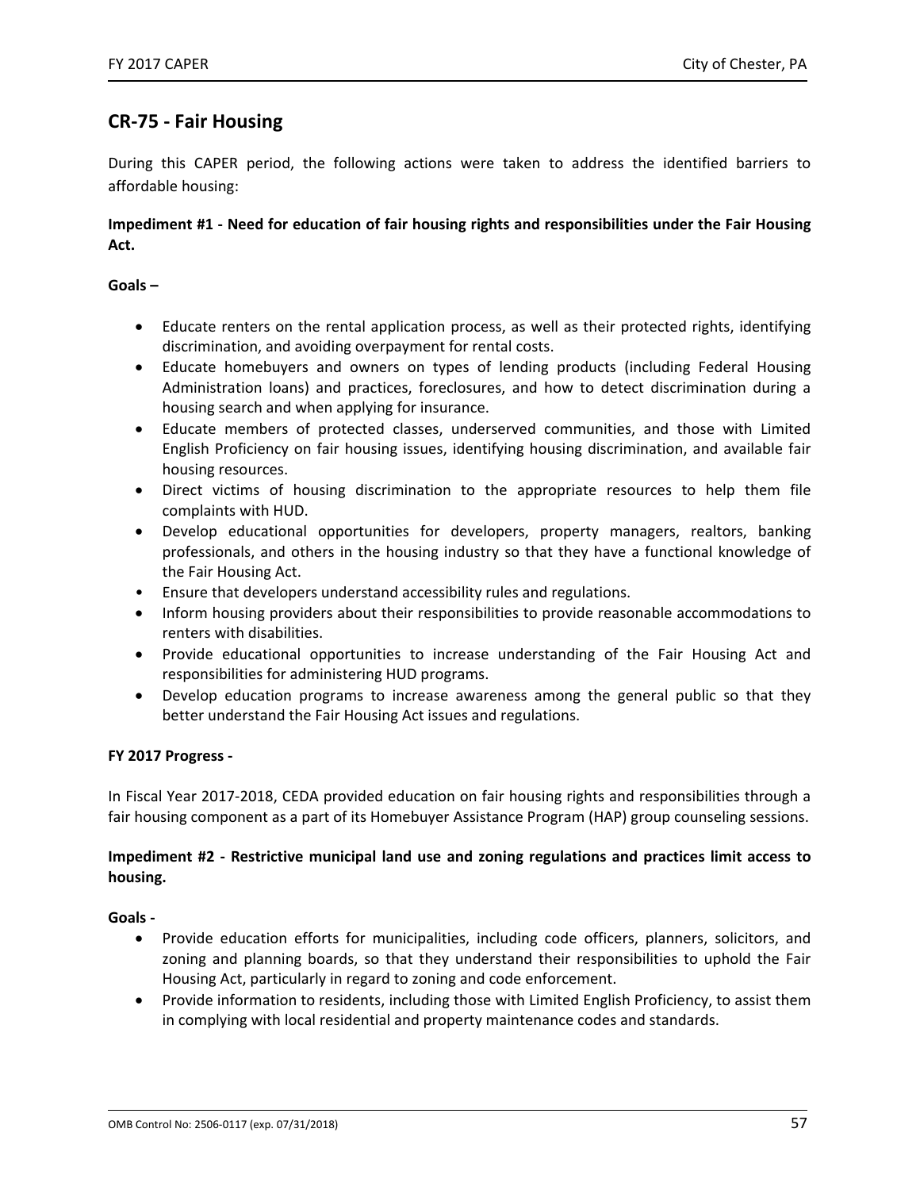## CR-75 - Fair Housing

During this CAPER period, the following actions were taken to address the identified barriers to affordable housing:

**Impediment #1 - Need for education of fair housing rights and responsibilities under the Fair Housing Act.**

**Goals –**

- Educate renters on the rental application process, as well as their protected rights, identifying discrimination, and avoiding overpayment for rental costs.
- Educate homebuyers and owners on types of lending products (including Federal Housing Administration loans) and practices, foreclosures, and how to detect discrimination during a housing search and when applying for insurance.
- Educate members of protected classes, underserved communities, and those with Limited English Proficiency on fair housing issues, identifying housing discrimination, and available fair housing resources.
- Direct victims of housing discrimination to the appropriate resources to help them file complaints with HUD.
- Develop educational opportunities for developers, property managers, realtors, banking professionals, and others in the housing industry so that they have a functional knowledge of the Fair Housing Act.
- Ensure that developers understand accessibility rules and regulations.
- Inform housing providers about their responsibilities to provide reasonable accommodations to renters with disabilities.
- Provide educational opportunities to increase understanding of the Fair Housing Act and responsibilities for administering HUD programs.
- Develop education programs to increase awareness among the general public so that they better understand the Fair Housing Act issues and regulations.

**FY 2017 Progress -**

In Fiscal Year 2017-2018, CEDA provided education on fair housing rights and responsibilities through a fair housing component as a part of its Homebuyer Assistance Program (HAP) group counseling sessions.

**Impediment #2 - Restrictive municipal land use and zoning regulations and practices limit access to housing.**

**Goals -**

- Provide education efforts for municipalities, including code officers, planners, solicitors, and zoning and planning boards, so that they understand their responsibilities to uphold the Fair Housing Act, particularly in regard to zoning and code enforcement.
- Provide information to residents, including those with Limited English Proficiency, to assist them in complying with local residential and property maintenance codes and standards.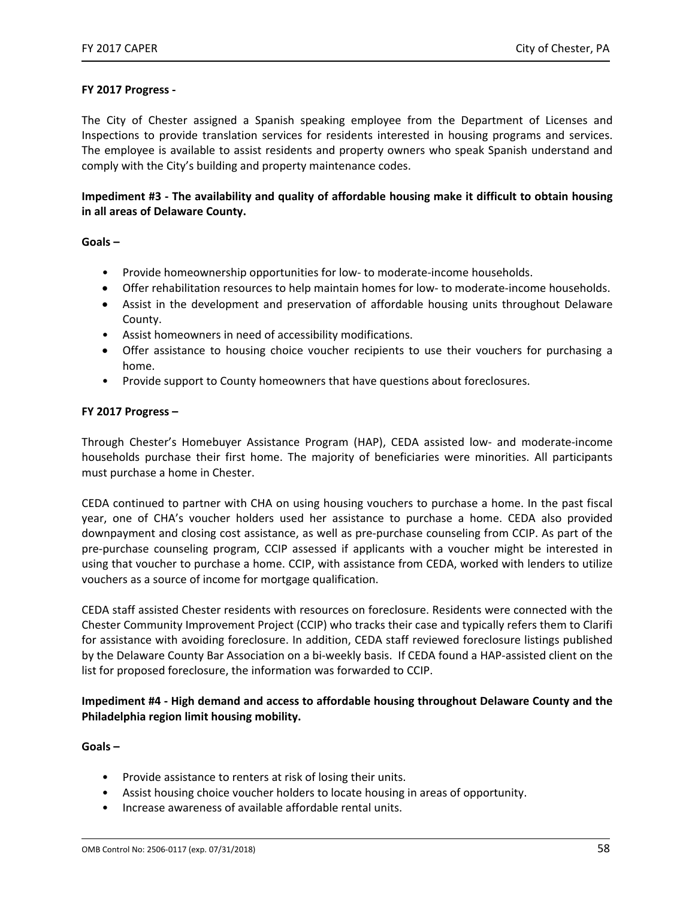**FY 2017 Progress -**

The City of Chester assigned a Spanish speaking employee from the Department of Licenses and Inspections to provide translation services for residents interested in housing programs and services. The employee is available to assist residents and property owners who speak Spanish understand and comply with the City's building and property maintenance codes.

**Impediment #3 - The availability and quality of affordable housing make it difficult to obtain housing in all areas of Delaware County.**

**Goals –**

- Provide homeownership opportunities for low- to moderate-income households.
- Offer rehabilitation resources to help maintain homes for low- to moderate-income households.
- Assist in the development and preservation of affordable housing units throughout Delaware County.
- Assist homeowners in need of accessibility modifications.
- Offer assistance to housing choice voucher recipients to use their vouchers for purchasing a home.
- Provide support to County homeowners that have questions about foreclosures.

**FY 2017 Progress –**

Through Chester's Homebuyer Assistance Program (HAP), CEDA assisted low- and moderate-income households purchase their first home. The majority of beneficiaries were minorities. All participants must purchase a home in Chester.

CEDA continued to partner with CHA on using housing vouchers to purchase a home. In the past fiscal year, one of CHA's voucher holders used her assistance to purchase a home. CEDA also provided downpayment and closing cost assistance, as well as pre-purchase counseling from CCIP. As part of the pre-purchase counseling program, CCIP assessed if applicants with a voucher might be interested in using that voucher to purchase a home. CCIP, with assistance from CEDA, worked with lenders to utilize vouchers as a source of income for mortgage qualification.

CEDA staff assisted Chester residents with resources on foreclosure. Residents were connected with the Chester Community Improvement Project (CCIP) who tracks their case and typically refers them to Clarifi for assistance with avoiding foreclosure. In addition, CEDA staff reviewed foreclosure listings published by the Delaware County Bar Association on a bi-weekly basis. If CEDA found a HAP-assisted client on the list for proposed foreclosure, the information was forwarded to CCIP.

**Impediment #4 - High demand and access to affordable housing throughout Delaware County and the Philadelphia region limit housing mobility.**

**Goals –**

- Provide assistance to renters at risk of losing their units.
- Assist housing choice voucher holders to locate housing in areas of opportunity.
- Increase awareness of available affordable rental units.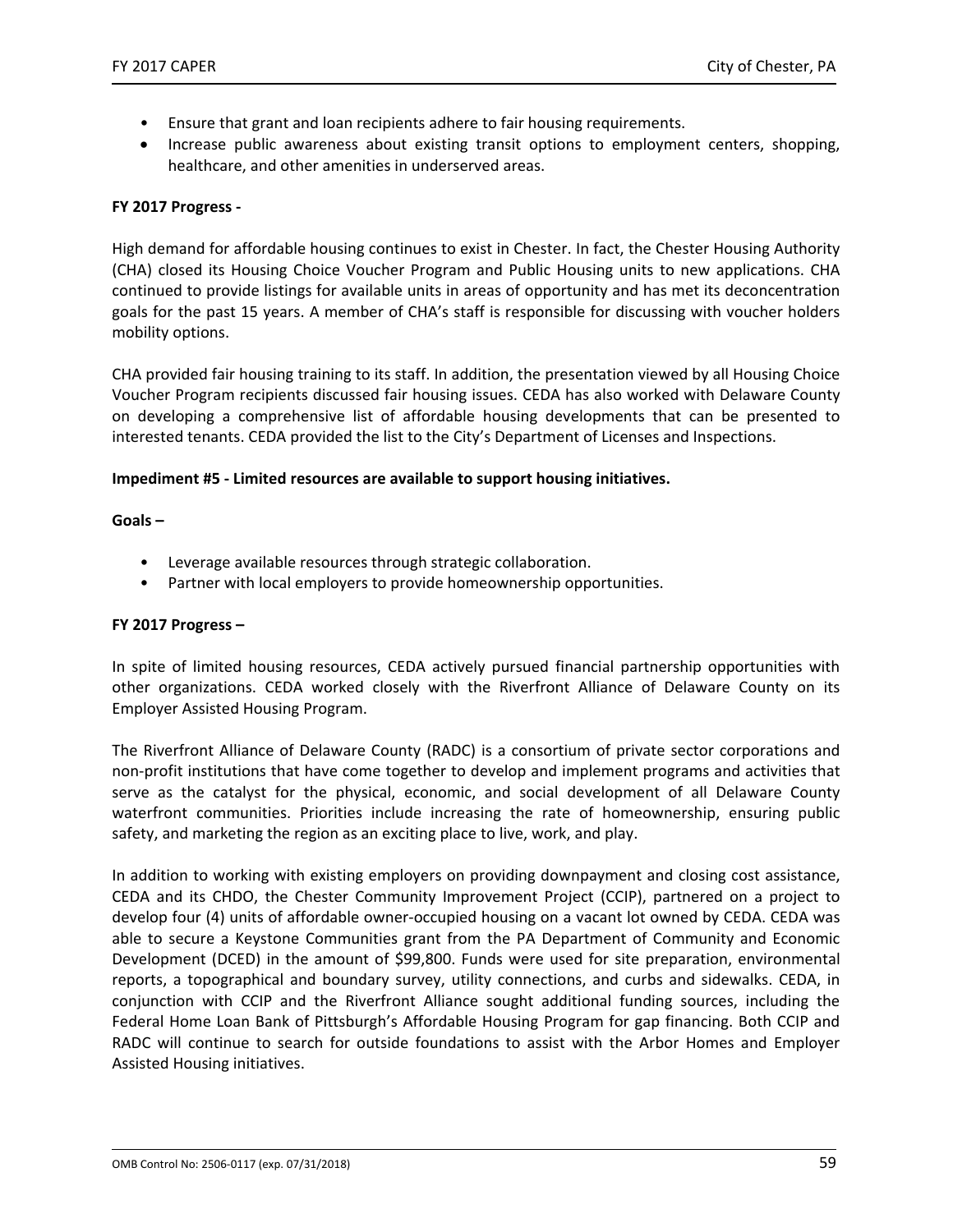- Ensure that grant and loan recipients adhere to fair housing requirements.
- Increase public awareness about existing transit options to employment centers, shopping, healthcare, and other amenities in underserved areas.

**FY 2017 Progress -**

High demand for affordable housing continues to exist in Chester. In fact, the Chester Housing Authority (CHA) closed its Housing Choice Voucher Program and Public Housing units to new applications. CHA continued to provide listings for available units in areas of opportunity and has met its deconcentration goals for the past 15 years. A member of CHA's staff is responsible for discussing with voucher holders mobility options.

CHA provided fair housing training to its staff. In addition, the presentation viewed by all Housing Choice Voucher Program recipients discussed fair housing issues. CEDA has also worked with Delaware County on developing a comprehensive list of affordable housing developments that can be presented to interested tenants. CEDA provided the list to the City's Department of Licenses and Inspections.

**Impediment #5 - Limited resources are available to support housing initiatives.**

**Goals –**

- Leverage available resources through strategic collaboration.
- Partner with local employers to provide homeownership opportunities.

**FY 2017 Progress –**

In spite of limited housing resources, CEDA actively pursued financial partnership opportunities with other organizations. CEDA worked closely with the Riverfront Alliance of Delaware County on its Employer Assisted Housing Program.

The Riverfront Alliance of Delaware County (RADC) is a consortium of private sector corporations and non-profit institutions that have come together to develop and implement programs and activities that serve as the catalyst for the physical, economic, and social development of all Delaware County waterfront communities. Priorities include increasing the rate of homeownership, ensuring public safety, and marketing the region as an exciting place to live, work, and play.

In addition to working with existing employers on providing downpayment and closing cost assistance, CEDA and its CHDO, the Chester Community Improvement Project (CCIP), partnered on a project to develop four (4) units of affordable owner-occupied housing on a vacant lot owned by CEDA. CEDA was able to secure a Keystone Communities grant from the PA Department of Community and Economic Development (DCED) in the amount of $99,800. Funds were used for site preparation, environmental reports, a topographical and boundary survey, utility connections, and curbs and sidewalks. CEDA, in conjunction with CCIP and the Riverfront Alliance sought additional funding sources, including the Federal Home Loan Bank of Pittsburgh's Affordable Housing Program for gap financing. Both CCIP and RADC will continue to search for outside foundations to assist with the Arbor Homes and Employer Assisted Housing initiatives.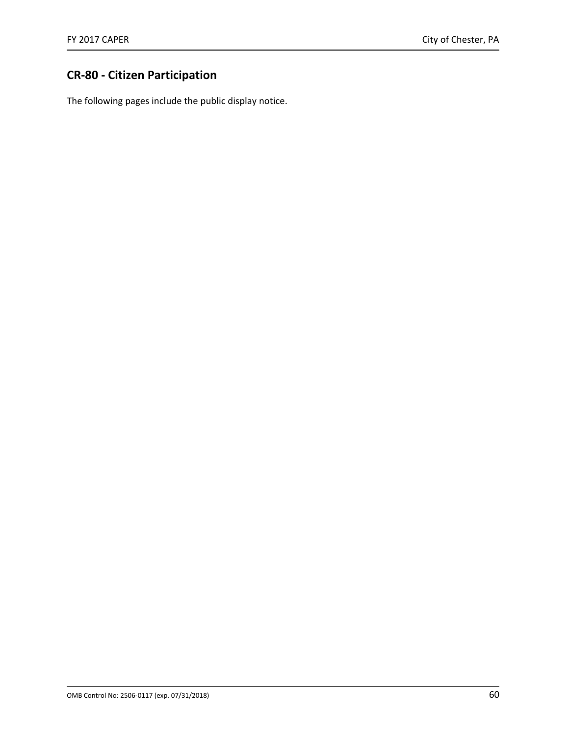## CR-80 - Citizen Participation

The following pages include the public display notice.